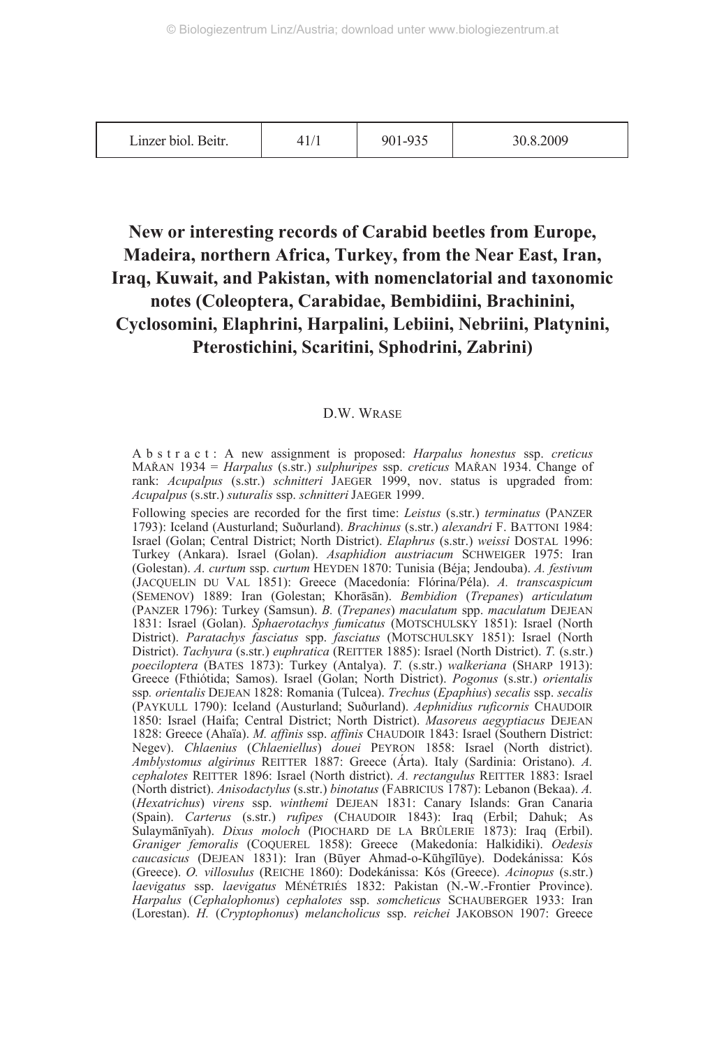# New or interesting records of Carabid beetles from Europe, Madeira, northern Africa, Turkey, from the Near East, Iran, Iraq, Kuwait, and Pakistan, with nomenclatorial and taxonomic notes (Coleoptera, Carabidae, Bembidiini, Brachinini, Cyclosomini, Elaphrini, Harpalini, Lebiini, Nebriini, Platynini, Pterostichini, Scaritini, Sphodrini, Zabrini)

D.W. WRASE

**Abstract**: A new assignment is proposed: *Harpalus honestus* ssp. *creticus* MAŘAN 1934 = *Harpalus* (s.str.) *sulphuripes* ssp. *creticus* MAŘAN 1934. Change of rank: *Acupalpus* (s.str.) *schnitteri* JAEGER 1999, nov. status is upgraded from: *Acupalpus* (s.str.) *suturalis* ssp. *schnitteri* JAEGER 1999.

Following species are recorded for the first time: *Leistus* (s.str.) *terminatus* (PANZER 1793): Iceland (Austurland; Suðurland). *Brachinus* (s.str.) *alexandri* F. BATTONI 1984: Israel (Golan; Central District; North District). *Elaphrus* (s.str.) *weissi* DOSTAL 1996: Turkey (Ankara). Israel (Golan). *Asaphidion austriacum* SCHWEIGER 1975: Iran (Golestan). *A. curtum* ssp. *curtum* HEYDEN 1870: Tunisia (Béja; Jendouba). *A. festivum* (JACQUELIN DU VAL 1851): Greece (Macedonía: Flórina/Péla). *A. transcaspicum* (SEMENOV) 1889: Iran (Golestan; Khorāsān). *Bembidion* (*Trepanes*) *articulatum* (PANZER 1796): Turkey (Samsun). *B.* (*Trepanes*) *maculatum* spp. *maculatum* DEJEAN 1831: Israel (Golan). *Sphaerotachys fumicatus* (MOTSCHULSKY 1851): Israel (North District). *Paratachys fasciatus* spp. *fasciatus* (MOTSCHULSKY 1851): Israel (North District). *Tachyura* (s.str.) *euphratica* (REITTER 1885): Israel (North District). *T.* (s.str.) *poeciloptera* (BATES 1873): Turkey (Antalya). *T.* (s.str.) *walkeriana* (SHARP 1913): Greece (Fthiótida; Samos). Israel (Golan; North District). *Pogonus* (s.str.) *orientalis* ssp. *orientalis* DEJEAN 1828: Romania (Tulcea). *Trechus* (*Epaphius*) *secalis* ssp. *secalis* (PAYKULL 1790): Iceland (Austurland; Suðurland). *Aephnidius ruficornis* CHAUDOIR 1850: Israel (Haifa; Central District; North District). *Masoreus aegyptiacus* DEJEAN 1828: Greece (Ahaïa). *M. affinis* ssp. *affinis* CHAUDOIR 1843: Israel (Southern District: Negev). *Chlaenius* (*Chlaeniellus*) *douei* PEYRON 1858: Israel (North district). *Amblystomus algirinus* REITTER 1887: Greece (Árta). Italy (Sardinia: Oristano). *A. cephalotes* REITTER 1896: Israel (North district). *A. rectangulus* REITTER 1883: Israel (North district). *Anisodactylus* (s.str.) *binotatus* (FABRICIUS 1787): Lebanon (Bekaa). *A.* (*Hexatrichus*) *virens* ssp. *winthemi* DEJEAN 1831: Canary Islands: Gran Canaria (Spain). *Carterus* (s.str.) *rufipes* (CHAUDOIR 1843): Iraq (Erbil; Dahuk; As Sulaymānīyah). *Dixus moloch* (PIOCHARD DE LA BRÛLERIE 1873): Iraq (Erbil). *Graniger femoralis* (COQUEREL 1858): Greece (Makedonía: Halkidiki). *Oedesis caucasicus* (DEJEAN 1831): Iran (Būyer Ahmad-o-Kūhgīlūye). Dodekánissa: Kós (Greece). *O. villosulus* (REICHE 1860): Dodekánissa: Kós (Greece). *Acinopus* (s.str.) *laevigatus* ssp. *laevigatus* MÉNÉTRIÉS 1832: Pakistan (N.-W.-Frontier Province). *Harpalus* (*Cephalophonus*) *cephalotes* ssp. *somcheticus* SCHAUBERGER 1933: Iran (Lorestan). *H.* (*Cryptophonus*) *melancholicus* ssp. *reichei* JAKOBSON 1907: Greece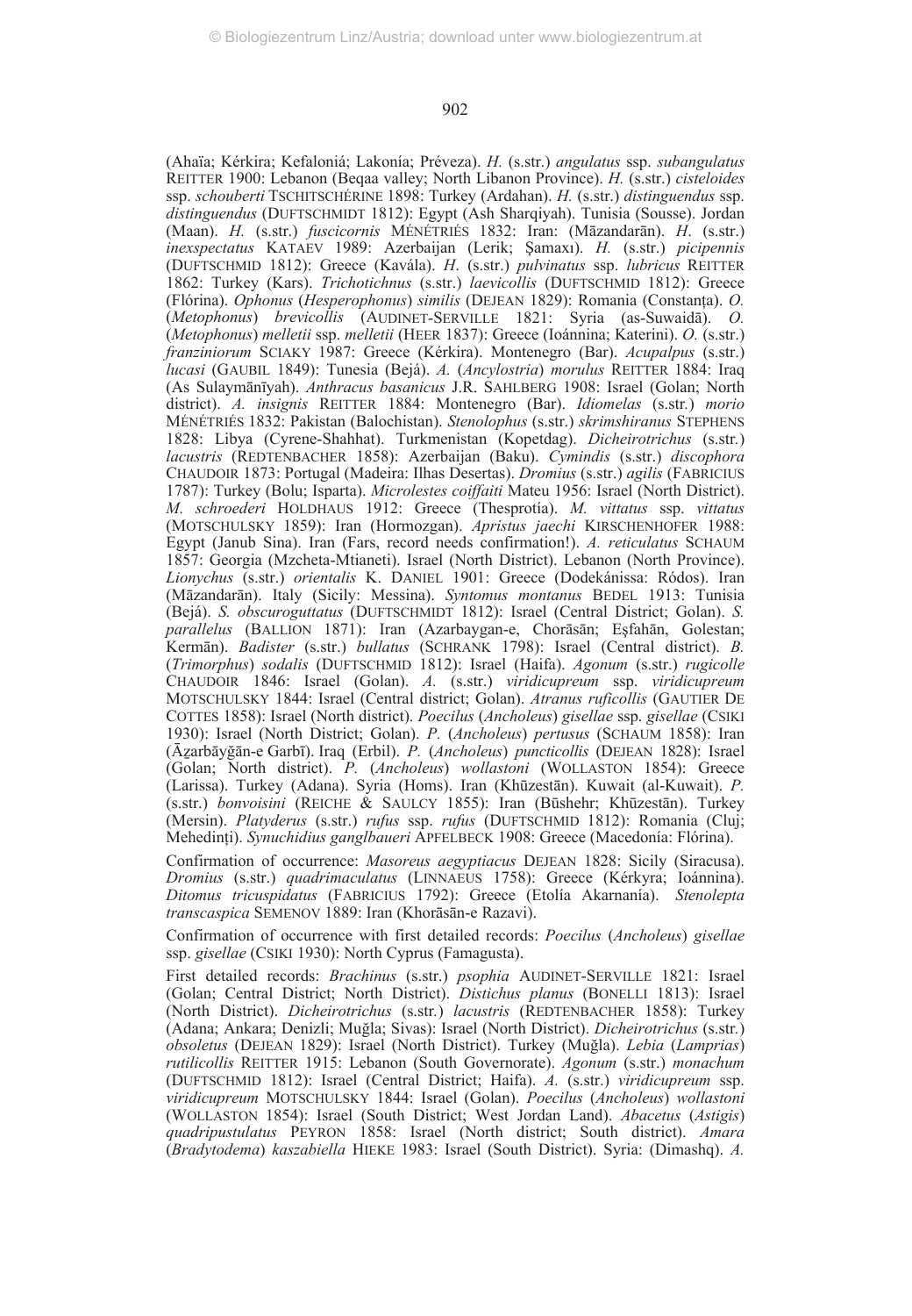(Ahaïa; Kérkira; Kefaloniá; Lakonía; Préveza). *H.* (s.str.) *angulatus* ssp. *subangulatus* REITTER 1900: Lebanon (Beqaa valley; North Libanon Province). *H.* (s.str.) *cisteloides* ssp. *schouberti* TSCHITSCHÉRINE 1898: Turkey (Ardahan). *H.* (s.str.) *distinguendus* ssp. *distinguendus* (DUFTSCHMIDT 1812): Egypt (Ash Sharqiyah). Tunisia (Sousse). Jordan (Maan). *H.* (s.str.) *fuscicornis* MÉNÉTRIÉS 1832: Iran: (Māzandarān). *H.* (s.str.) *inexspectatus* KATAEV 1989: Azerbaijan (Lerik; Şamaxı). *H.* (s.str.) *picipennis* (DUFTSCHMID 1812): Greece (Kavála). *H.* (s.str.) *pulvinatus* ssp. *lubricus* REITTER 1862: Turkey (Kars). *Trichotichnus* (s.str.) *laevicollis* (DUFTSCHMID 1812): Greece (Flórina). *Ophonus* (*Hesperophonus*) *similis* (DEJEAN 1829): Romania (Constanța). *O.* (*Metophonus*) *brevicollis* (AUDINET-SERVILLE 1821: Syria (as-Suwaidā). *O.* (*Metophonus*) *melletii* ssp. *melletii* (HEER 1837): Greece (Ioánnina; Katerini). *O.* (s.str.) *franziniorum* SCIAKY 1987: Greece (Kérkira). Montenegro (Bar). *Acupalpus* (s.str.) *lucasi* (GAUBIL 1849): Tunesia (Bejá). *A.* (*Ancylostria*) *morulus* REITTER 1884: Iraq (As Sulaymānīyah). *Anthracus basanicus* J.R. SAHLBERG 1908: Israel (Golan; North district). *A. insignis* REITTER 1884: Montenegro (Bar). *Idiomelas* (s.str.) *morio* MÉNÉTRIÉS 1832: Pakistan (Balochistan). *Stenolophus* (s.str.) *skrimshiranus* STEPHENS 1828: Libya (Cyrene-Shahhat). Turkmenistan (Kopetdag). *Dicheirotrichus* (s.str.) *lacustris* (REDTENBACHER 1858): Azerbaijan (Baku). *Cymindis* (s.str.) *discophora* CHAUDOIR 1873: Portugal (Madeira: Ilhas Desertas). *Dromius* (s.str.) *agilis* (FABRICIUS 1787): Turkey (Bolu; Isparta). *Microlestes coiffaiti* Mateu 1956: Israel (North District). *M. schroederi* HOLDHAUS 1912: Greece (Thesprotía). *M. vittatus* ssp. *vittatus* (MOTSCHULSKY 1859): Iran (Hormozgan). *Apristus jaechi* KIRSCHENHOFER 1988: Egypt (Janub Sina). Iran (Fars, record needs confirmation!). *A. reticulatus* SCHAUM 1857: Georgia (Mzcheta-Mtianeti). Israel (North District). Lebanon (North Province). *Lionychus* (s.str.) *orientalis* K. DANIEL 1901: Greece (Dodekánissa: Ródos). Iran (Māzandarān). Italy (Sicily: Messina). *Syntomus montanus* BEDEL 1913: Tunisia (Bejá). *S. obscuroguttatus* (DUFTSCHMIDT 1812): Israel (Central District; Golan). *S. parallelus* (BALLION 1871): Iran (Azarbaygan-e, Chorāsān; Eşfahān, Golestan; Kermān). *Badister* (s.str.) *bullatus* (SCHRANK 1798): Israel (Central district). *B.* (*Trimorphus*) *sodalis* (DUFTSCHMID 1812): Israel (Haifa). *Agonum* (s.str.) *rugicolle* CHAUDOIR 1846: Israel (Golan). *A.* (s.str.) *viridicupreum* ssp. *viridicupreum* MOTSCHULSKY 1844: Israel (Central district; Golan). *Atranus ruficollis* (GAUTIER DE COTTES 1858): Israel (North district). *Poecilus* (*Ancholeus*) *gisellae* ssp. *gisellae* (CSIKI 1930): Israel (North District; Golan). *P.* (*Ancholeus*) *pertusus* (SCHAUM 1858): Iran (Āẕarbāyğān-e Garbī). Iraq (Erbil). *P.* (*Ancholeus*) *puncticollis* (DEJEAN 1828): Israel (Golan; North district). *P.* (*Ancholeus*) *wollastoni* (WOLLASTON 1854): Greece (Larissa). Turkey (Adana). Syria (Homs). Iran (Khūzestān). Kuwait (al-Kuwait). *P.* (s.str.) *bonvoisini* (REICHE & SAULCY 1855): Iran (Būshehr; Khūzestān). Turkey (Mersin). *Platyderus* (s.str.) *rufus* ssp. *rufus* (DUFTSCHMID 1812): Romania (Cluj; Mehedinți). *Synuchidius ganglbaueri* APFELBECK 1908: Greece (Macedonía: Flórina).

Confirmation of occurrence: *Masoreus aegyptiacus* DEJEAN 1828: Sicily (Siracusa). *Dromius* (s.str.) *quadrimaculatus* (LINNAEUS 1758): Greece (Kérkyra; Ioánnina). *Ditomus tricuspidatus* (FABRICIUS 1792): Greece (Etolía Akarnanía). *Stenolepta transcaspica* SEMENOV 1889: Iran (Khorāsān-e Razavi).

Confirmation of occurrence with first detailed records: *Poecilus* (*Ancholeus*) *gisellae* ssp. *gisellae* (CSIKI 1930): North Cyprus (Famagusta).

First detailed records: *Brachinus* (s.str.) *psophia* AUDINET-SERVILLE 1821: Israel (Golan; Central District; North District). *Distichus planus* (BONELLI 1813): Israel (North District). *Dicheirotrichus* (s.str.) *lacustris* (REDTENBACHER 1858): Turkey (Adana; Ankara; Denizli; Muğla; Sivas): Israel (North District). *Dicheirotrichus* (s.str.) *obsoletus* (DEJEAN 1829): Israel (North District). Turkey (Muğla). *Lebia* (*Lamprias*) *rutilicollis* REITTER 1915: Lebanon (South Governorate). *Agonum* (s.str.) *monachum* (DUFTSCHMID 1812): Israel (Central District; Haifa). *A.* (s.str.) *viridicupreum* ssp. *viridicupreum* MOTSCHULSKY 1844: Israel (Golan). *Poecilus* (*Ancholeus*) *wollastoni* (WOLLASTON 1854): Israel (South District; West Jordan Land). *Abacetus* (*Astigis*) *quadripustulatus* PEYRON 1858: Israel (North district; South district). *Amara* (*Bradytodema*) *kaszabiella* HIEKE 1983: Israel (South District). Syria: (Dimashq). *A.*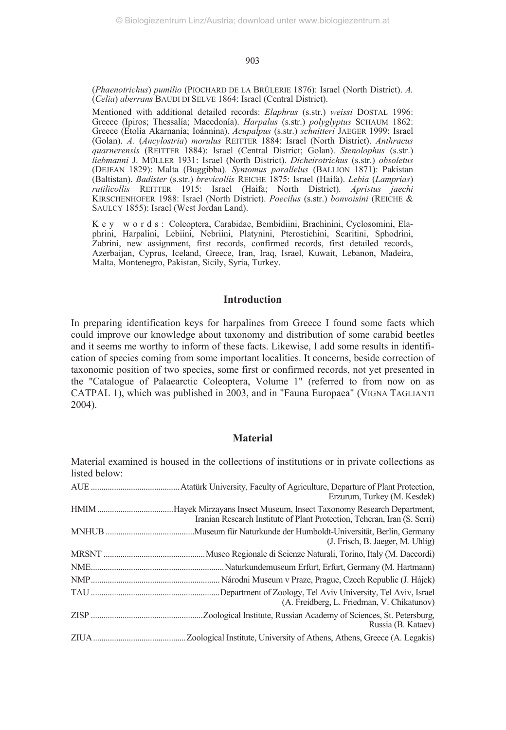(*Phaenotrichus*) *pumilio* (PIOCHARD DE LA BRÛLERIE 1876): Israel (North District). *A.* (*Celia*) *aberrans* BAUDI DI SELVE 1864: Israel (Central District).

Mentioned with additional detailed records: *Elaphrus* (s.str.) *weissi* DOSTAL 1996: Greece (Ipiros; Thessalía; Macedonía). *Harpalus* (s.str.) *polyglyptus* SCHAUM 1862: Greece (Etolía Akarnanía; Ioánnina). *Acupalpus* (s.str.) *schnitteri* JAEGER 1999: Israel (Golan). *A.* (*Ancylostria*) *morulus* REITTER 1884: Israel (North District). *Anthracus quarnerensis* (REITTER 1884): Israel (Central District; Golan). *Stenolophus* (s.str.) *liebmanni* J. MÜLLER 1931: Israel (North District). *Dicheirotrichus* (s.str.) *obsoletus* (DEJEAN 1829): Malta (Buggibba). *Syntomus parallelus* (BALLION 1871): Pakistan (Baltistan). *Badister* (s.str.) *brevicollis* REICHE 1875: Israel (Haifa). *Lebia* (*Lamprias*) *rutilicollis* REITTER 1915: Israel (Haifa; North District). *Apristus jaechi* KIRSCHENHOFER 1988: Israel (North District). *Poecilus* (s.str.) *bonvoisini* (REICHE & SAULCY 1855): Israel (West Jordan Land).

Key words: Coleoptera, Carabidae, Bembidiini, Brachinini, Cyclosomini, Elaphrini, Harpalini, Lebiini, Nebriini, Platynini, Pterostichini, Scaritini, Sphodrini, Zabrini, new assignment, first records, confirmed records, first detailed records, Azerbaijan, Cyprus, Iceland, Greece, Iran, Iraq, Israel, Kuwait, Lebanon, Madeira, Malta, Montenegro, Pakistan, Sicily, Syria, Turkey.

## Introduction

In preparing identification keys for harpalines from Greece I found some facts which could improve our knowledge about taxonomy and distribution of some carabid beetles and it seems me worthy to inform of these facts. Likewise, I add some results in identification of species coming from some important localities. It concerns, beside correction of taxonomic position of two species, some first or confirmed records, not yet presented in the "Catalogue of Palaearctic Coleoptera, Volume 1" (referred to from now on as CATPAL 1), which was published in 2003, and in "Fauna Europaea" (VIGNA TAGLIANTI 2004).

## Material

Material examined is housed in the collections of institutions or in private collections as listed below:

- AUE ........ Atatürk University, Faculty of Agriculture, Departure of Plant Protection, Erzurum, Turkey (M. Kesdek)
- HMIM ........ Hayek Mirzayans Insect Museum, Insect Taxonomy Research Department, Iranian Research Institute of Plant Protection, Teheran, Iran (S. Serri)
- MNHUB ........ Museum für Naturkunde der Humboldt-Universität, Berlin, Germany (J. Frisch, B. Jaeger, M. Uhlig)
- MRSNT ........ Museo Regionale di Scienze Naturali, Torino, Italy (M. Daccordi)
- NME ........ Naturkundemuseum Erfurt, Erfurt, Germany (M. Hartmann)
- NMP ........ Národni Museum v Praze, Prague, Czech Republic (J. Hájek)
- TAU ........ Department of Zoology, Tel Aviv University, Tel Aviv, Israel (A. Freidberg, L. Friedman, V. Chikatunov)
- ZISP ........ Zoological Institute, Russian Academy of Sciences, St. Petersburg, Russia (B. Kataev)
- ZIUA ........ Zoological Institute, University of Athens, Athens, Greece (A. Legakis)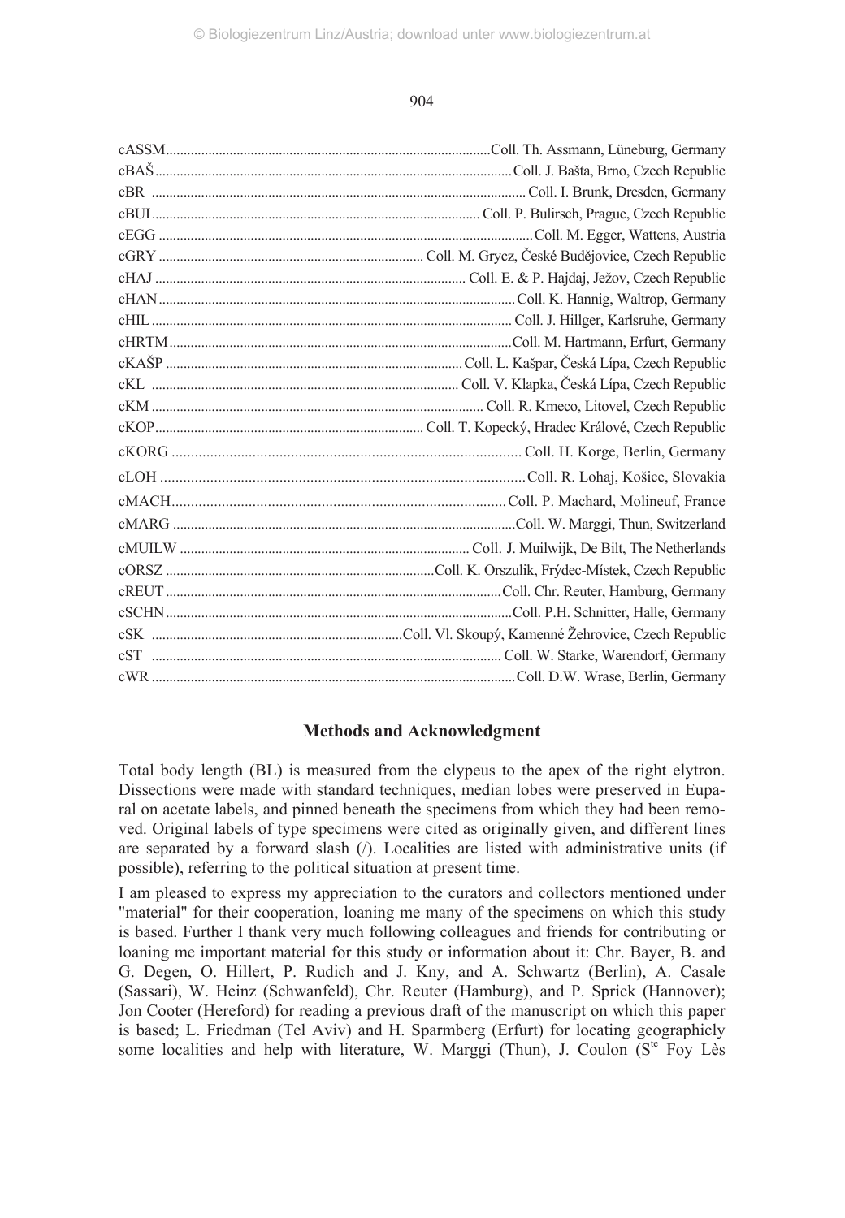cASSM ........ Coll. Th. Assmann, Lüneburg, Germany
cBAŠ ........ Coll. J. Bašta, Brno, Czech Republic
cBR ........ Coll. I. Brunk, Dresden, Germany
cBUL ........ Coll. P. Bulirsch, Prague, Czech Republic
cEGG ........ Coll. M. Egger, Wattens, Austria
cGRY ........ Coll. M. Grycz, České Budějovice, Czech Republic
cHAJ ........ Coll. E. & P. Hajdaj, Ježov, Czech Republic
cHAN ........ Coll. K. Hannig, Waltrop, Germany
cHIL ........ Coll. J. Hillger, Karlsruhe, Germany
cHRTM ........ Coll. M. Hartmann, Erfurt, Germany
cKAŠP ........ Coll. L. Kašpar, Česká Lípa, Czech Republic
cKL ........ Coll. V. Klapka, Česká Lípa, Czech Republic
cKM ........ Coll. R. Kmeco, Litovel, Czech Republic
cKOP ........ Coll. T. Kopecký, Hradec Králové, Czech Republic
cKORG ........ Coll. H. Korge, Berlin, Germany
cLOH ........ Coll. R. Lohaj, Košice, Slovakia
cMACH ........ Coll. P. Machard, Molineuf, France
cMARG ........ Coll. W. Marggi, Thun, Switzerland
cMUILW ........ Coll. J. Muilwijk, De Bilt, The Netherlands
cORSZ ........ Coll. K. Orszulik, Frýdec-Místek, Czech Republic
cREUT ........ Coll. Chr. Reuter, Hamburg, Germany
cSCHN ........ Coll. P.H. Schnitter, Halle, Germany
cSK ........ Coll. Vl. Skoupý, Kamenné Žehrovice, Czech Republic
cST ........ Coll. W. Starke, Warendorf, Germany
cWR ........ Coll. D.W. Wrase, Berlin, Germany

## Methods and Acknowledgment

Total body length (BL) is measured from the clypeus to the apex of the right elytron. Dissections were made with standard techniques, median lobes were preserved in Euparal on acetate labels, and pinned beneath the specimens from which they had been removed. Original labels of type specimens were cited as originally given, and different lines are separated by a forward slash (/). Localities are listed with administrative units (if possible), referring to the political situation at present time.

I am pleased to express my appreciation to the curators and collectors mentioned under "material" for their cooperation, loaning me many of the specimens on which this study is based. Further I thank very much following colleagues and friends for contributing or loaning me important material for this study or information about it: Chr. Bayer, B. and G. Degen, O. Hillert, P. Rudich and J. Kny, and A. Schwartz (Berlin), A. Casale (Sassari), W. Heinz (Schwanfeld), Chr. Reuter (Hamburg), and P. Sprick (Hannover); Jon Cooter (Hereford) for reading a previous draft of the manuscript on which this paper is based; L. Friedman (Tel Aviv) and H. Sparmberg (Erfurt) for locating geographicly some localities and help with literature, W. Marggi (Thun), J. Coulon (S[te] Foy Lès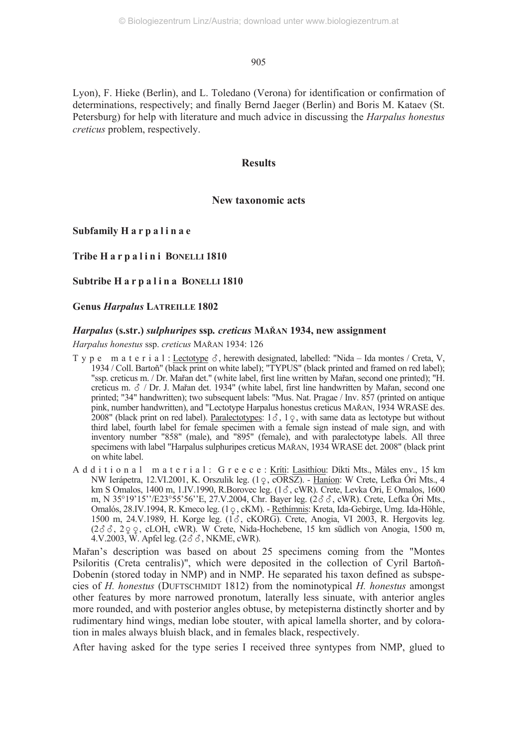Lyon), F. Hieke (Berlin), and L. Toledano (Verona) for identification or confirmation of determinations, respectively; and finally Bernd Jaeger (Berlin) and Boris M. Kataev (St. Petersburg) for help with literature and much advice in discussing the *Harpalus honestus creticus* problem, respectively.

## Results

### New taxonomic acts

**Subfamily H a r p a l i n a e**

**Tribe H a r p a l i n i BONELLI 1810**

**Subtribe H a r p a l i n a BONELLI 1810**

**Genus *Harpalus* LATREILLE 1802**

***Harpalus* (s.str.) *sulphuripes* ssp. *creticus* MAŘAN 1934, new assignment**

*Harpalus honestus* ssp. *creticus* MAŘAN 1934: 126

T y p e m a t e r i a l : Lectotype ♂, herewith designated, labelled: "Nida – Ida montes / Creta, V, 1934 / Coll. Bartoň" (black print on white label); "TYPUS" (black printed and framed on red label); "ssp. creticus m. / Dr. Mařan det." (white label, first line written by Mařan, second one printed); "H. creticus m. ♂ / Dr. J. Mařan det. 1934" (white label, first line handwritten by Mařan, second one printed; "34" handwritten); two subsequent labels: "Mus. Nat. Pragae / Inv. 857 (printed on antique pink, number handwritten), and "Lectotype Harpalus honestus creticus MAŘAN, 1934 WRASE des. 2008" (black print on red label). Paralectotypes: 1♂, 1♀, with same data as lectotype but without third label, fourth label for female specimen with a female sign instead of male sign, and with inventory number "858" (male), and "895" (female), and with paralectotype labels. All three specimens with label "Harpalus sulphuripes creticus MAŘAN, 1934 WRASE det. 2008" (black print on white label.

A d d i t i o n a l m a t e r i a l : G r e e c e : Kríti: Lasithíou: Díkti Mts., Màles env., 15 km NW Ierápetra, 12.VI.2001, K. Orszulik leg. (1♀, cORSZ). - Haníon: W Crete, Lefka Óri Mts., 4 km S Omalos, 1400 m, 1.IV.1990, R.Borovec leg. (1♂, cWR). Crete, Levka Ori, E Omalos, 1600 m, N 35°19'15''/E23°55'56''E, 27.V.2004, Chr. Bayer leg. (2♂♂, cWR). Crete, Lefka Óri Mts., Omalós, 28.IV.1994, R. Kmeco leg. (1♀, cKM). - Rethímnis: Kreta, Ida-Gebirge, Umg. Ida-Höhle, 1500 m, 24.V.1989, H. Korge leg. (1♂, cKORG). Crete, Anogia, VI 2003, R. Hergovits leg. (2♂♂, 2♀♀, cLOH, cWR). W Crete, Nida-Hochebene, 15 km südlich von Anogia, 1500 m, 4.V.2003, W. Apfel leg. (2♂♂, NKME, cWR).

Mařan's description was based on about 25 specimens coming from the "Montes Psiloritis (Creta centralis)", which were deposited in the collection of Cyril Bartoň-Dobenín (stored today in NMP) and in NMP. He separated his taxon defined as subspecies of *H. honestus* (DUFTSCHMIDT 1812) from the nominotypical *H. honestus* amongst other features by more narrowed pronotum, laterally less sinuate, with anterior angles more rounded, and with posterior angles obtuse, by metepisterna distinctly shorter and by rudimentary hind wings, median lobe stouter, with apical lamella shorter, and by coloration in males always bluish black, and in females black, respectively.

After having asked for the type series I received three syntypes from NMP, glued to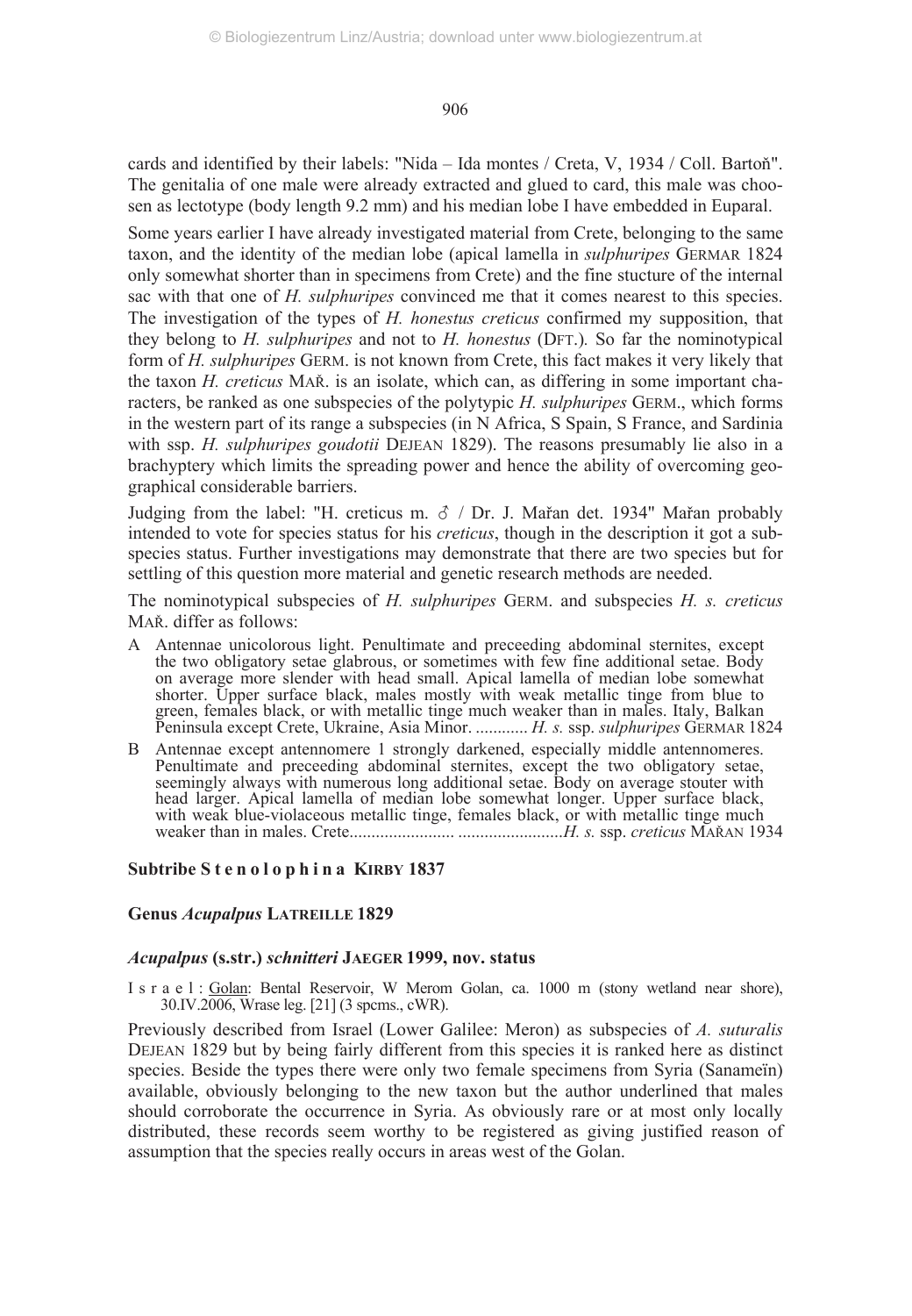cards and identified by their labels: "Nida – Ida montes / Creta, V, 1934 / Coll. Bartoň". The genitalia of one male were already extracted and glued to card, this male was choosen as lectotype (body length 9.2 mm) and his median lobe I have embedded in Euparal.

Some years earlier I have already investigated material from Crete, belonging to the same taxon, and the identity of the median lobe (apical lamella in *sulphuripes* GERMAR 1824 only somewhat shorter than in specimens from Crete) and the fine stucture of the internal sac with that one of *H. sulphuripes* convinced me that it comes nearest to this species. The investigation of the types of *H. honestus creticus* confirmed my supposition, that they belong to *H. sulphuripes* and not to *H. honestus* (DFT.). So far the nominotypical form of *H. sulphuripes* GERM. is not known from Crete, this fact makes it very likely that the taxon *H. creticus* MAŘ. is an isolate, which can, as differing in some important characters, be ranked as one subspecies of the polytypic *H. sulphuripes* GERM., which forms in the western part of its range a subspecies (in N Africa, S Spain, S France, and Sardinia with ssp. *H. sulphuripes goudotii* DEJEAN 1829). The reasons presumably lie also in a brachyptery which limits the spreading power and hence the ability of overcoming geographical considerable barriers.

Judging from the label: "H. creticus m. ♂ / Dr. J. Mařan det. 1934" Mařan probably intended to vote for species status for his *creticus*, though in the description it got a subspecies status. Further investigations may demonstrate that there are two species but for settling of this question more material and genetic research methods are needed.

The nominotypical subspecies of *H. sulphuripes* GERM. and subspecies *H. s. creticus* MAŘ. differ as follows:

A Antennae unicolorous light. Penultimate and preceeding abdominal sternites, except the two obligatory setae glabrous, or sometimes with few fine additional setae. Body on average more slender with head small. Apical lamella of median lobe somewhat shorter. Upper surface black, males mostly with weak metallic tinge from blue to green, females black, or with metallic tinge much weaker than in males. Italy, Balkan Peninsula except Crete, Ukraine, Asia Minor. ............ *H. s.* ssp. *sulphuripes* GERMAR 1824

B Antennae except antennomere 1 strongly darkened, especially middle antennomeres. Penultimate and preceeding abdominal sternites, except the two obligatory setae, seemingly always with numerous long additional setae. Body on average stouter with head larger. Apical lamella of median lobe somewhat longer. Upper surface black, with weak blue-violaceous metallic tinge, females black, or with metallic tinge much weaker than in males. Crete........................ ........................*H. s.* ssp. *creticus* MAŘAN 1934

## Subtribe Stenolophina KIRBY 1837

## Genus *Acupalpus* LATREILLE 1829

### *Acupalpus* (s.str.) *schnitteri* JAEGER 1999, nov. status

Israel: Golan: Bental Reservoir, W Merom Golan, ca. 1000 m (stony wetland near shore), 30.IV.2006, Wrase leg. [21] (3 spcms., cWR).

Previously described from Israel (Lower Galilee: Meron) as subspecies of *A. suturalis* DEJEAN 1829 but by being fairly different from this species it is ranked here as distinct species. Beside the types there were only two female specimens from Syria (Sanameïn) available, obviously belonging to the new taxon but the author underlined that males should corroborate the occurrence in Syria. As obviously rare or at most only locally distributed, these records seem worthy to be registered as giving justified reason of assumption that the species really occurs in areas west of the Golan.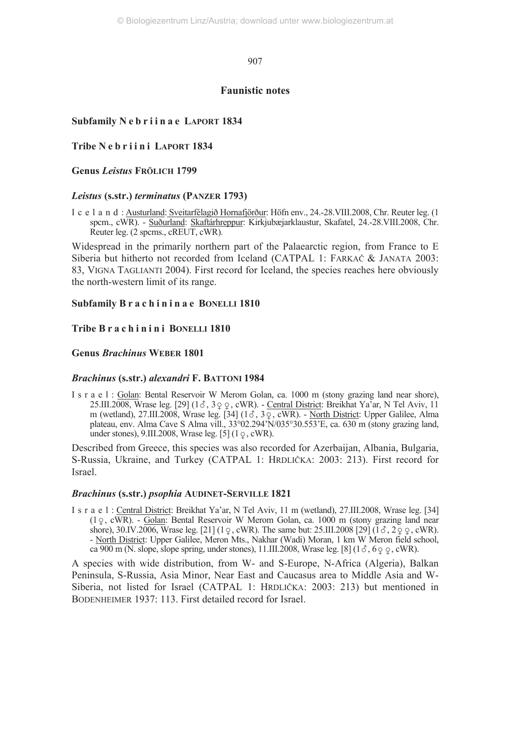## Faunistic notes

### Subfamily N e b r i i n a e LAPORT 1834

### Tribe N e b r i i n i LAPORT 1834

### Genus *Leistus* FRÖLICH 1799

#### *Leistus* (s.str.) *terminatus* (PANZER 1793)

I c e l a n d : Austurland: Sveitarfélagið Hornafjörður: Höfn env., 24.-28.VIII.2008, Chr. Reuter leg. (1 spcm., cWR). - Suðurland: Skaftárhreppur: Kirkjubæjarklaustur, Skafatel, 24.-28.VIII.2008, Chr. Reuter leg. (2 spcms., cREUT, cWR).

Widespread in the primarily northern part of the Palaearctic region, from France to E Siberia but hitherto not recorded from Iceland (CATPAL 1: FARKAČ & JANATA 2003: 83, VIGNA TAGLIANTI 2004). First record for Iceland, the species reaches here obviously the north-western limit of its range.

### Subfamily B r a c h i n i n a e BONELLI 1810

### Tribe B r a c h i n i n i BONELLI 1810

### Genus *Brachinus* WEBER 1801

#### *Brachinus* (s.str.) *alexandri* F. BATTONI 1984

I s r a e l : Golan: Bental Reservoir W Merom Golan, ca. 1000 m (stony grazing land near shore), 25.III.2008, Wrase leg. [29] (1♂, 3♀♀, cWR). - Central District: Breikhat Ya'ar, N Tel Aviv, 11 m (wetland), 27.III.2008, Wrase leg. [34] (1♂, 3♀, cWR). - North District: Upper Galilee, Alma plateau, env. Alma Cave S Alma vill., 33°02.294'N/035°30.553'E, ca. 630 m (stony grazing land, under stones), 9.III.2008, Wrase leg. [5] (1♀, cWR).

Described from Greece, this species was also recorded for Azerbaijan, Albania, Bulgaria, S-Russia, Ukraine, and Turkey (CATPAL 1: HRDLIČKA: 2003: 213). First record for Israel.

#### *Brachinus* (s.str.) *psophia* AUDINET-SERVILLE 1821

I s r a e l : Central District: Breikhat Ya'ar, N Tel Aviv, 11 m (wetland), 27.III.2008, Wrase leg. [34] (1♀, cWR). - Golan: Bental Reservoir W Merom Golan, ca. 1000 m (stony grazing land near shore), 30.IV.2006, Wrase leg. [21] (1♀, cWR). The same but: 25.III.2008 [29] (1♂, 2♀♀, cWR). - North District: Upper Galilee, Meron Mts., Nakhar (Wadi) Moran, 1 km W Meron field school, ca 900 m (N. slope, slope spring, under stones), 11.III.2008, Wrase leg. [8] (1♂, 6♀♀, cWR).

A species with wide distribution, from W- and S-Europe, N-Africa (Algeria), Balkan Peninsula, S-Russia, Asia Minor, Near East and Caucasus area to Middle Asia and W-Siberia, not listed for Israel (CATPAL 1: HRDLIČKA: 2003: 213) but mentioned in BODENHEIMER 1937: 113. First detailed record for Israel.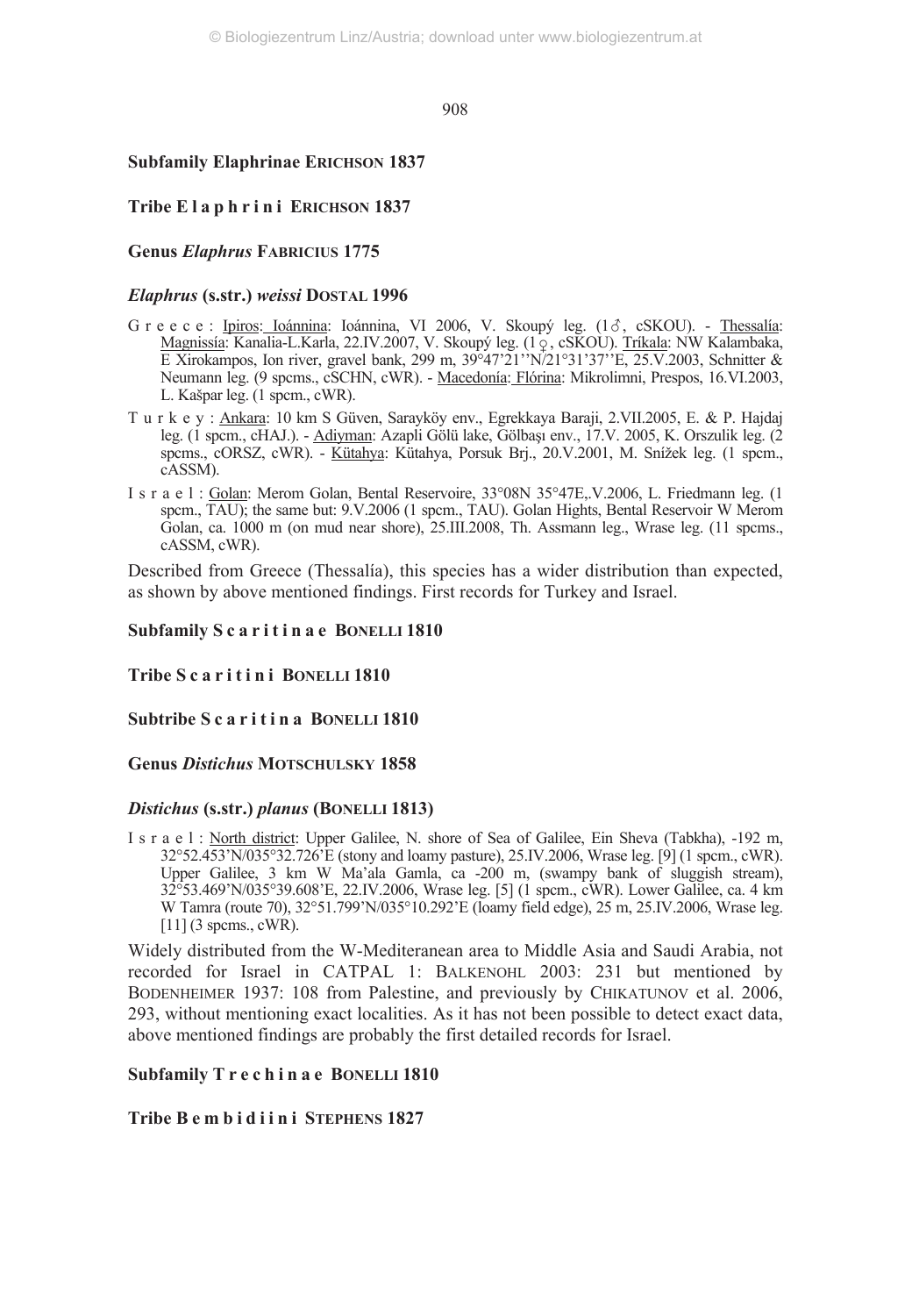### Subfamily Elaphrinae ERICHSON 1837

### Tribe E l a p h r i n i ERICHSON 1837

### Genus *Elaphrus* FABRICIUS 1775

#### *Elaphrus* (s.str.) *weissi* DOSTAL 1996

G r e e c e : Ipiros: Ioánnina: Ioánnina, VI 2006, V. Skoupý leg. (1♂, cSKOU). - Thessalía: Magnissía: Kanalia-L.Karla, 22.IV.2007, V. Skoupý leg. (1♀, cSKOU). Tríkala: NW Kalambaka, E Xirokampos, Ion river, gravel bank, 299 m, 39°47'21''N/21°31'37''E, 25.V.2003, Schnitter & Neumann leg. (9 spcms., cSCHN, cWR). - Macedonía: Flórina: Mikrolimni, Prespos, 16.VI.2003, L. Kašpar leg. (1 spcm., cWR).

T u r k e y : Ankara: 10 km S Güven, Sarayköy env., Egrekkaya Baraji, 2.VII.2005, E. & P. Hajdaj leg. (1 spcm., cHAJ.). - Adiyman: Azapli Gölü lake, Gölbaşı env., 17.V. 2005, K. Orszulik leg. (2 spcms., cORSZ, cWR). - Kütahya: Kütahya, Porsuk Brj., 20.V.2001, M. Snížek leg. (1 spcm., cASSM).

I s r a e l : Golan: Merom Golan, Bental Reservoire, 33°08N 35°47E,.V.2006, L. Friedmann leg. (1 spcm., TAU); the same but: 9.V.2006 (1 spcm., TAU). Golan Hights, Bental Reservoir W Merom Golan, ca. 1000 m (on mud near shore), 25.III.2008, Th. Assmann leg., Wrase leg. (11 spcms., cASSM, cWR).

Described from Greece (Thessalía), this species has a wider distribution than expected, as shown by above mentioned findings. First records for Turkey and Israel.

### Subfamily S c a r i t i n a e BONELLI 1810

### Tribe S c a r i t i n i BONELLI 1810

### Subtribe S c a r i t i n a BONELLI 1810

### Genus *Distichus* MOTSCHULSKY 1858

#### *Distichus* (s.str.) *planus* (BONELLI 1813)

I s r a e l : North district: Upper Galilee, N. shore of Sea of Galilee, Ein Sheva (Tabkha), -192 m, 32°52.453'N/035°32.726'E (stony and loamy pasture), 25.IV.2006, Wrase leg. [9] (1 spcm., cWR). Upper Galilee, 3 km W Ma'ala Gamla, ca -200 m, (swampy bank of sluggish stream), 32°53.469'N/035°39.608'E, 22.IV.2006, Wrase leg. [5] (1 spcm., cWR). Lower Galilee, ca. 4 km W Tamra (route 70), 32°51.799'N/035°10.292'E (loamy field edge), 25 m, 25.IV.2006, Wrase leg. [11] (3 spcms., cWR).

Widely distributed from the W-Mediteranean area to Middle Asia and Saudi Arabia, not recorded for Israel in CATPAL 1: BALKENOHL 2003: 231 but mentioned by BODENHEIMER 1937: 108 from Palestine, and previously by CHIKATUNOV et al. 2006, 293, without mentioning exact localities. As it has not been possible to detect exact data, above mentioned findings are probably the first detailed records for Israel.

### Subfamily T r e c h i n a e BONELLI 1810

### Tribe B e m b i d i i n i STEPHENS 1827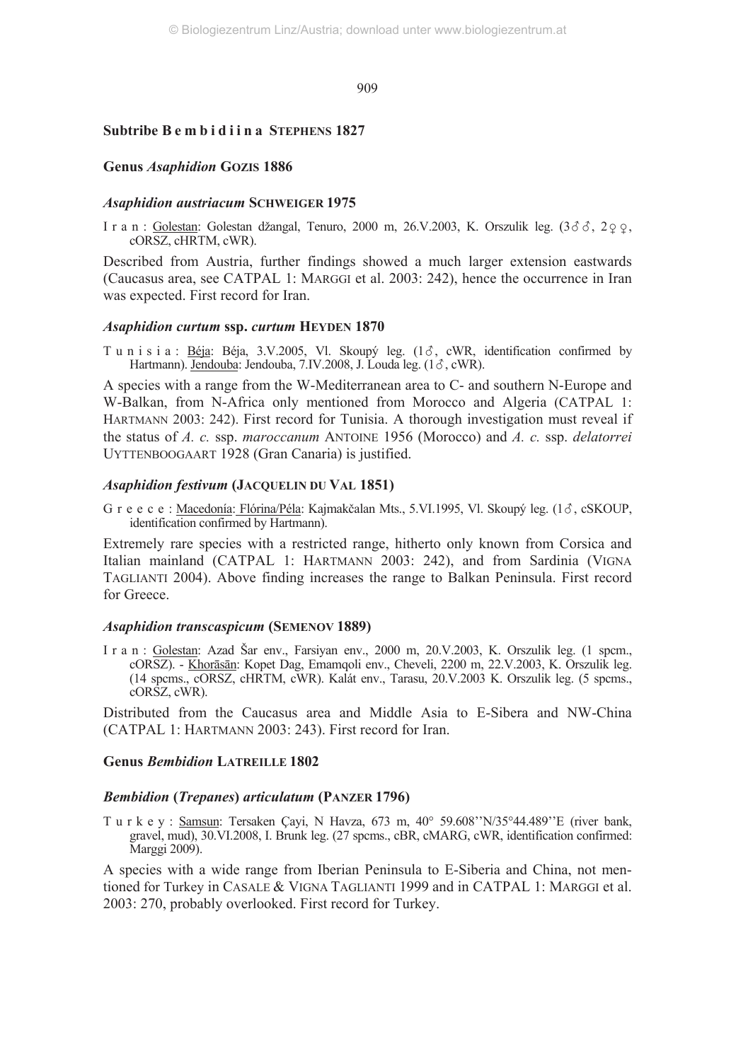### Subtribe Bembidiina STEPHENS 1827

#### Genus *Asaphidion* GOZIS 1886

##### *Asaphidion austriacum* SCHWEIGER 1975

I r a n : Golestan: Golestan džangal, Tenuro, 2000 m, 26.V.2003, K. Orszulik leg. (3♂♂, 2♀♀, cORSZ, cHRTM, cWR).

Described from Austria, further findings showed a much larger extension eastwards (Caucasus area, see CATPAL 1: MARGGI et al. 2003: 242), hence the occurrence in Iran was expected. First record for Iran.

##### *Asaphidion curtum* ssp. *curtum* HEYDEN 1870

T u n i s i a : Béja: Béja, 3.V.2005, Vl. Skoupý leg. (1♂, cWR, identification confirmed by Hartmann). Jendouba: Jendouba, 7.IV.2008, J. Louda leg. (1♂, cWR).

A species with a range from the W-Mediterranean area to C- and southern N-Europe and W-Balkan, from N-Africa only mentioned from Morocco and Algeria (CATPAL 1: HARTMANN 2003: 242). First record for Tunisia. A thorough investigation must reveal if the status of *A. c.* ssp. *maroccanum* ANTOINE 1956 (Morocco) and *A. c.* ssp. *delatorrei* UYTTENBOOGAART 1928 (Gran Canaria) is justified.

##### *Asaphidion festivum* (JACQUELIN DU VAL 1851)

G r e e c e : Macedonía: Flórina/Péla: Kajmakčalan Mts., 5.VI.1995, Vl. Skoupý leg. (1♂, cSKOUP, identification confirmed by Hartmann).

Extremely rare species with a restricted range, hitherto only known from Corsica and Italian mainland (CATPAL 1: HARTMANN 2003: 242), and from Sardinia (VIGNA TAGLIANTI 2004). Above finding increases the range to Balkan Peninsula. First record for Greece.

##### *Asaphidion transcaspicum* (SEMENOV 1889)

I r a n : Golestan: Azad Šar env., Farsiyan env., 2000 m, 20.V.2003, K. Orszulik leg. (1 spcm., cORSZ). - Khorāsān: Kopet Dag, Emamqoli env., Cheveli, 2200 m, 22.V.2003, K. Orszulik leg. (14 spcms., cORSZ, cHRTM, cWR). Kalát env., Tarasu, 20.V.2003 K. Orszulik leg. (5 spcms., cORSZ, cWR).

Distributed from the Caucasus area and Middle Asia to E-Sibera and NW-China (CATPAL 1: HARTMANN 2003: 243). First record for Iran.

#### Genus *Bembidion* LATREILLE 1802

##### *Bembidion* (*Trepanes*) *articulatum* (PANZER 1796)

T u r k e y : Samsun: Tersaken Çayi, N Havza, 673 m, 40° 59.608''N/35°44.489''E (river bank, gravel, mud), 30.VI.2008, I. Brunk leg. (27 spcms., cBR, cMARG, cWR, identification confirmed: Marggi 2009).

A species with a wide range from Iberian Peninsula to E-Siberia and China, not mentioned for Turkey in CASALE & VIGNA TAGLIANTI 1999 and in CATPAL 1: MARGGI et al. 2003: 270, probably overlooked. First record for Turkey.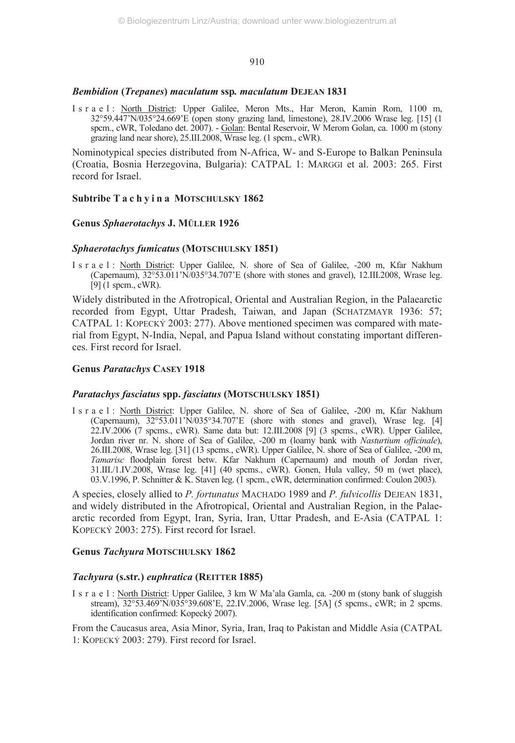### *Bembidion* (*Trepanes*) *maculatum* ssp. *maculatum* DEJEAN 1831

I s r a e l : North District: Upper Galilee, Meron Mts., Har Meron, Kamin Rom, 1100 m, 32°59.447'N/035°24.669'E (open stony grazing land, limestone), 28.IV.2006 Wrase leg. [15] (1 spcm., cWR, Toledano det. 2007). - Golan: Bental Reservoir, W Merom Golan, ca. 1000 m (stony grazing land near shore), 25.III.2008, Wrase leg. (1 spcm., cWR).

Nominotypical species distributed from N-Africa, W- and S-Europe to Balkan Peninsula (Croatia, Bosnia Herzegovina, Bulgaria): CATPAL 1: MARGGI et al. 2003: 265. First record for Israel.

### Subtribe T a c h y i n a MOTSCHULSKY 1862

### Genus *Sphaerotachys* J. MÜLLER 1926

### *Sphaerotachys fumicatus* (MOTSCHULSKY 1851)

I s r a e l : North District: Upper Galilee, N. shore of Sea of Galilee, -200 m, Kfar Nakhum (Capernaum), 32°53.011'N/035°34.707'E (shore with stones and gravel), 12.III.2008, Wrase leg. [9] (1 spcm., cWR).

Widely distributed in the Afrotropical, Oriental and Australian Region, in the Palaearctic recorded from Egypt, Uttar Pradesh, Taiwan, and Japan (SCHATZMAYR 1936: 57; CATPAL 1: KOPECKÝ 2003: 277). Above mentioned specimen was compared with material from Egypt, N-India, Nepal, and Papua Island without constating important differences. First record for Israel.

### Genus *Paratachys* CASEY 1918

### *Paratachys fasciatus* spp. *fasciatus* (MOTSCHULSKY 1851)

I s r a e l : North District: Upper Galilee, N. shore of Sea of Galilee, -200 m, Kfar Nakhum (Capernaum), 32°53.011'N/035°34.707'E (shore with stones and gravel), Wrase leg. [4] 22.IV.2006 (7 spcms., cWR). Same data but: 12.III.2008 [9] (3 spcms., cWR). Upper Galilee, Jordan river nr. N. shore of Sea of Galilee, -200 m (loamy bank with *Nasturtium officinale*), 26.III.2008, Wrase leg. [31] (13 spcms., cWR). Upper Galilee, N. shore of Sea of Galilee, -200 m, *Tamarisc* floodplain forest betw. Kfar Nakhum (Capernaum) and mouth of Jordan river, 31.III./1.IV.2008, Wrase leg. [41] (40 spcms., cWR). Gonen, Hula valley, 50 m (wet place), 03.V.1996, P. Schnitter & K. Staven leg. (1 spcm., cWR, determination confirmed: Coulon 2003).

A species, closely allied to *P. fortunatus* MACHADO 1989 and *P. fulvicollis* DEJEAN 1831, and widely distributed in the Afrotropical, Oriental and Australian Region, in the Palaearctic recorded from Egypt, Iran, Syria, Iran, Uttar Pradesh, and E-Asia (CATPAL 1: KOPECKÝ 2003: 275). First record for Israel.

### Genus *Tachyura* MOTSCHULSKY 1862

### *Tachyura* (s.str.) *euphratica* (REITTER 1885)

I s r a e l : North District: Upper Galilee, 3 km W Ma'ala Gamla, ca. -200 m (stony bank of sluggish stream), 32°53.469'N/035°39.608'E, 22.IV.2006, Wrase leg. [5A] (5 spcms., cWR; in 2 spcms. identification confirmed: Kopecký 2007).

From the Caucasus area, Asia Minor, Syria, Iran, Iraq to Pakistan and Middle Asia (CATPAL 1: KOPECKÝ 2003: 279). First record for Israel.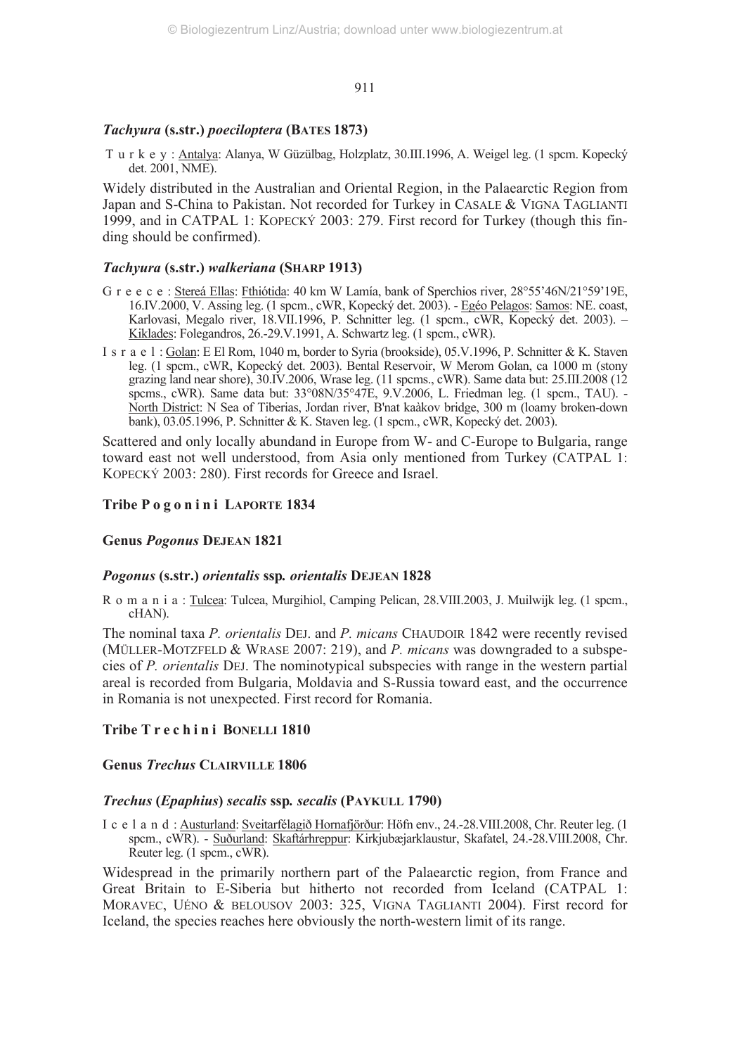### *Tachyura* (s.str.) *poeciloptera* (BATES 1873)

T u r k e y : Antalya: Alanya, W Güzülbag, Holzplatz, 30.III.1996, A. Weigel leg. (1 spcm. Kopecký det. 2001, NME).

Widely distributed in the Australian and Oriental Region, in the Palaearctic Region from Japan and S-China to Pakistan. Not recorded for Turkey in CASALE & VIGNA TAGLIANTI 1999, and in CATPAL 1: KOPECKÝ 2003: 279. First record for Turkey (though this finding should be confirmed).

### *Tachyura* (s.str.) *walkeriana* (SHARP 1913)

G r e e c e : Stereá Ellas: Fthiótida: 40 km W Lamía, bank of Sperchios river, 28°55'46N/21°59'19E, 16.IV.2000, V. Assing leg. (1 spcm., cWR, Kopecký det. 2003). - Egéo Pelagos: Samos: NE. coast, Karlovasi, Megalo river, 18.VII.1996, P. Schnitter leg. (1 spcm., cWR, Kopecký det. 2003). – Kiklades: Folegandros, 26.-29.V.1991, A. Schwartz leg. (1 spcm., cWR).

I s r a e l : Golan: E El Rom, 1040 m, border to Syria (brookside), 05.V.1996, P. Schnitter & K. Staven leg. (1 spcm., cWR, Kopecký det. 2003). Bental Reservoir, W Merom Golan, ca 1000 m (stony grazing land near shore), 30.IV.2006, Wrase leg. (11 spcms., cWR). Same data but: 25.III.2008 (12 spcms., cWR). Same data but: 33°08N/35°47E, 9.V.2006, L. Friedman leg. (1 spcm., TAU). - North District: N Sea of Tiberias, Jordan river, B'nat kaàkov bridge, 300 m (loamy broken-down bank), 03.05.1996, P. Schnitter & K. Staven leg. (1 spcm., cWR, Kopecký det. 2003).

Scattered and only locally abundand in Europe from W- and C-Europe to Bulgaria, range toward east not well understood, from Asia only mentioned from Turkey (CATPAL 1: KOPECKÝ 2003: 280). First records for Greece and Israel.

## Tribe P o g o n i n i LAPORTE 1834

## Genus *Pogonus* DEJEAN 1821

### *Pogonus* (s.str.) *orientalis* ssp. *orientalis* DEJEAN 1828

R o m a n i a : Tulcea: Tulcea, Murgihiol, Camping Pelican, 28.VIII.2003, J. Muilwijk leg. (1 spcm., cHAN).

The nominal taxa *P. orientalis* DEJ. and *P. micans* CHAUDOIR 1842 were recently revised (MÜLLER-MOTZFELD & WRASE 2007: 219), and *P. micans* was downgraded to a subspecies of *P. orientalis* DEJ. The nominotypical subspecies with range in the western partial areal is recorded from Bulgaria, Moldavia and S-Russia toward east, and the occurrence in Romania is not unexpected. First record for Romania.

## Tribe T r e c h i n i BONELLI 1810

## Genus *Trechus* CLAIRVILLE 1806

### *Trechus* (*Epaphius*) *secalis* ssp. *secalis* (PAYKULL 1790)

I c e l a n d : Austurland: Sveitarfélagið Hornafjörður: Höfn env., 24.-28.VIII.2008, Chr. Reuter leg. (1 spcm., cWR). - Suðurland: Skaftárhreppur: Kirkjubæjarklaustur, Skafatel, 24.-28.VIII.2008, Chr. Reuter leg. (1 spcm., cWR).

Widespread in the primarily northern part of the Palaearctic region, from France and Great Britain to E-Siberia but hitherto not recorded from Iceland (CATPAL 1: MORAVEC, UÉNO & BELOUSOV 2003: 325, VIGNA TAGLIANTI 2004). First record for Iceland, the species reaches here obviously the north-western limit of its range.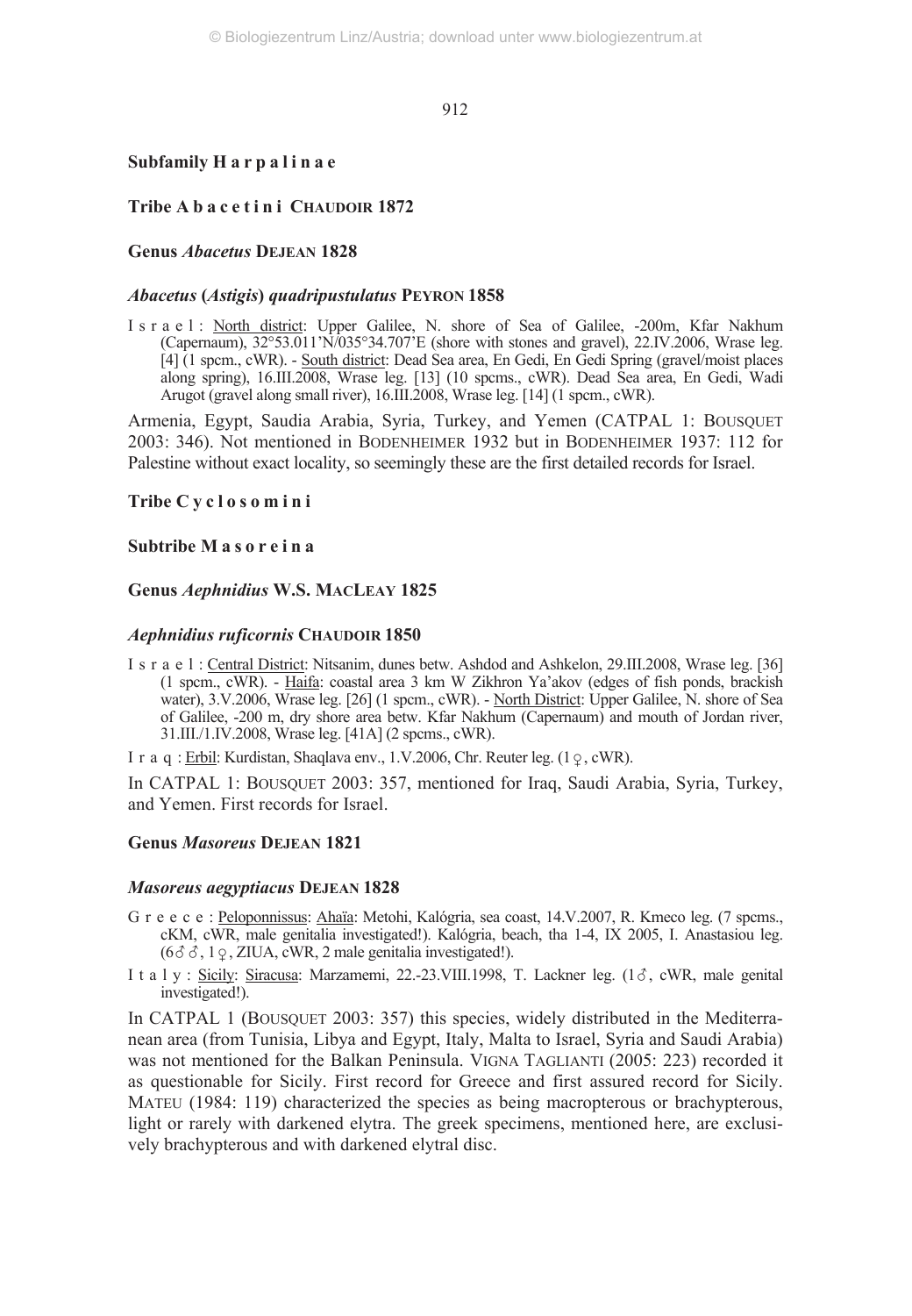**Subfamily H a r p a l i n a e**

**Tribe A b a c e t i n i CHAUDOIR 1872**

**Genus *Abacetus* DEJEAN 1828**

***Abacetus* (*Astigis*) *quadripustulatus* PEYRON 1858**

I s r a e l : North district: Upper Galilee, N. shore of Sea of Galilee, -200m, Kfar Nakhum (Capernaum), 32°53.011'N/035°34.707'E (shore with stones and gravel), 22.IV.2006, Wrase leg. [4] (1 spcm., cWR). - South district: Dead Sea area, En Gedi, En Gedi Spring (gravel/moist places along spring), 16.III.2008, Wrase leg. [13] (10 spcms., cWR). Dead Sea area, En Gedi, Wadi Arugot (gravel along small river), 16.III.2008, Wrase leg. [14] (1 spcm., cWR).

Armenia, Egypt, Saudia Arabia, Syria, Turkey, and Yemen (CATPAL 1: BOUSQUET 2003: 346). Not mentioned in BODENHEIMER 1932 but in BODENHEIMER 1937: 112 for Palestine without exact locality, so seemingly these are the first detailed records for Israel.

**Tribe C y c l o s o m i n i**

**Subtribe M a s o r e i n a**

**Genus *Aephnidius* W.S. MACLEAY 1825**

***Aephnidius ruficornis* CHAUDOIR 1850**

I s r a e l : Central District: Nitsanim, dunes betw. Ashdod and Ashkelon, 29.III.2008, Wrase leg. [36] (1 spcm., cWR). - Haifa: coastal area 3 km W Zikhron Ya'akov (edges of fish ponds, brackish water), 3.V.2006, Wrase leg. [26] (1 spcm., cWR). - North District: Upper Galilee, N. shore of Sea of Galilee, -200 m, dry shore area betw. Kfar Nakhum (Capernaum) and mouth of Jordan river, 31.III./1.IV.2008, Wrase leg. [41A] (2 spcms., cWR).

I r a q : Erbil: Kurdistan, Shaqlava env., 1.V.2006, Chr. Reuter leg. (1♀, cWR).

In CATPAL 1: BOUSQUET 2003: 357, mentioned for Iraq, Saudi Arabia, Syria, Turkey, and Yemen. First records for Israel.

**Genus *Masoreus* DEJEAN 1821**

***Masoreus aegyptiacus* DEJEAN 1828**

G r e e c e : Peloponnissus: Ahaïa: Metohi, Kalógria, sea coast, 14.V.2007, R. Kmeco leg. (7 spcms., cKM, cWR, male genitalia investigated!). Kalógria, beach, tha 1-4, IX 2005, I. Anastasiou leg. (6♂♂, 1♀, ZIUA, cWR, 2 male genitalia investigated!).

I t a l y : Sicily: Siracusa: Marzamemi, 22.-23.VIII.1998, T. Lackner leg. (1♂, cWR, male genital investigated!).

In CATPAL 1 (BOUSQUET 2003: 357) this species, widely distributed in the Mediterranean area (from Tunisia, Libya and Egypt, Italy, Malta to Israel, Syria and Saudi Arabia) was not mentioned for the Balkan Peninsula. VIGNA TAGLIANTI (2005: 223) recorded it as questionable for Sicily. First record for Greece and first assured record for Sicily. MATEU (1984: 119) characterized the species as being macropterous or brachypterous, light or rarely with darkened elytra. The greek specimens, mentioned here, are exclusively brachypterous and with darkened elytral disc.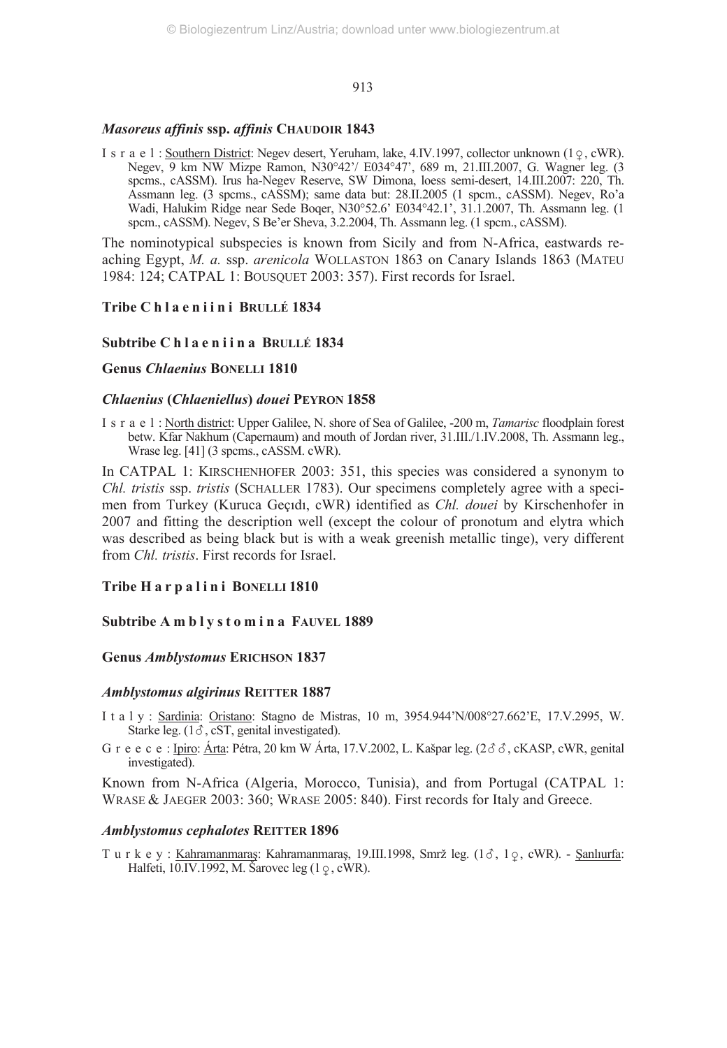### *Masoreus affinis* ssp. *affinis* CHAUDOIR 1843

I s r a e l : Southern District: Negev desert, Yeruham, lake, 4.IV.1997, collector unknown (1♀, cWR). Negev, 9 km NW Mizpe Ramon, N30°42'/ E034°47', 689 m, 21.III.2007, G. Wagner leg. (3 spcms., cASSM). Irus ha-Negev Reserve, SW Dimona, loess semi-desert, 14.III.2007: 220, Th. Assmann leg. (3 spcms., cASSM); same data but: 28.II.2005 (1 spcm., cASSM). Negev, Ro'a Wadi, Halukim Ridge near Sede Boqer, N30°52.6' E034°42.1', 31.1.2007, Th. Assmann leg. (1 spcm., cASSM). Negev, S Be'er Sheva, 3.2.2004, Th. Assmann leg. (1 spcm., cASSM).

The nominotypical subspecies is known from Sicily and from N-Africa, eastwards reaching Egypt, *M. a.* ssp. *arenicola* WOLLASTON 1863 on Canary Islands 1863 (MATEU 1984: 124; CATPAL 1: BOUSQUET 2003: 357). First records for Israel.

## Tribe C h l a e n i i n i BRULLÉ 1834

### Subtribe C h l a e n i i n a BRULLÉ 1834

### Genus *Chlaenius* BONELLI 1810

### *Chlaenius* (*Chlaeniellus*) *douei* PEYRON 1858

I s r a e l : North district: Upper Galilee, N. shore of Sea of Galilee, -200 m, *Tamarisc* floodplain forest betw. Kfar Nakhum (Capernaum) and mouth of Jordan river, 31.III./1.IV.2008, Th. Assmann leg., Wrase leg. [41] (3 spcms., cASSM. cWR).

In CATPAL 1: KIRSCHENHOFER 2003: 351, this species was considered a synonym to *Chl. tristis* ssp. *tristis* (SCHALLER 1783). Our specimens completely agree with a specimen from Turkey (Kuruca Geçıdı, cWR) identified as *Chl. douei* by Kirschenhofer in 2007 and fitting the description well (except the colour of pronotum and elytra which was described as being black but is with a weak greenish metallic tinge), very different from *Chl. tristis*. First records for Israel.

## Tribe H a r p a l i n i BONELLI 1810

### Subtribe A m b l y s t o m i n a FAUVEL 1889

### Genus *Amblystomus* ERICHSON 1837

### *Amblystomus algirinus* REITTER 1887

I t a l y : Sardinia: Oristano: Stagno de Mistras, 10 m, 3954.944'N/008°27.662'E, 17.V.2995, W. Starke leg. (1♂, cST, genital investigated).

G r e e c e : Ipiro: Árta: Pétra, 20 km W Árta, 17.V.2002, L. Kašpar leg. (2♂♂, cKASP, cWR, genital investigated).

Known from N-Africa (Algeria, Morocco, Tunisia), and from Portugal (CATPAL 1: WRASE & JAEGER 2003: 360; WRASE 2005: 840). First records for Italy and Greece.

### *Amblystomus cephalotes* REITTER 1896

T u r k e y : Kahramanmaraş: Kahramanmaraş, 19.III.1998, Smrž leg. (1♂, 1♀, cWR). - Şanlıurfa: Halfeti, 10.IV.1992, M. Šarovec leg (1♀, cWR).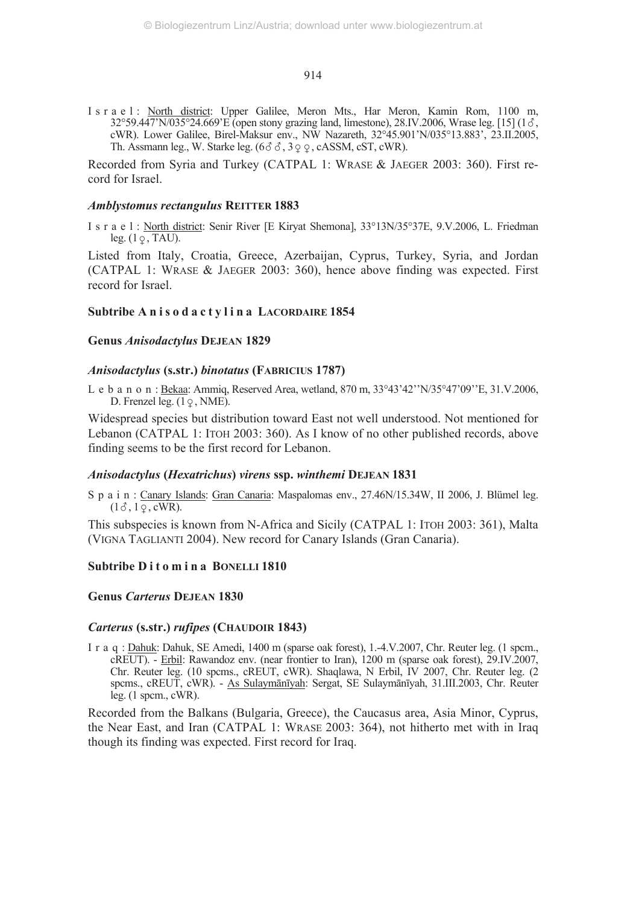I s r a e l : North district: Upper Galilee, Meron Mts., Har Meron, Kamin Rom, 1100 m, 32°59.447'N/035°24.669'E (open stony grazing land, limestone), 28.IV.2006, Wrase leg. [15] (1♂, cWR). Lower Galilee, Birel-Maksur env., NW Nazareth, 32°45.901'N/035°13.883', 23.II.2005, Th. Assmann leg., W. Starke leg. (6♂♂, 3♀♀, cASSM, cST, cWR).

Recorded from Syria and Turkey (CATPAL 1: WRASE & JAEGER 2003: 360). First record for Israel.

### *Amblystomus rectangulus* REITTER 1883

I s r a e l : North district: Senir River [E Kiryat Shemona], 33°13N/35°37E, 9.V.2006, L. Friedman leg. (1♀, TAU).

Listed from Italy, Croatia, Greece, Azerbaijan, Cyprus, Turkey, Syria, and Jordan (CATPAL 1: WRASE & JAEGER 2003: 360), hence above finding was expected. First record for Israel.

## Subtribe A n i s o d a c t y l i n a LACORDAIRE 1854

## Genus *Anisodactylus* DEJEAN 1829

### *Anisodactylus* (s.str.) *binotatus* (FABRICIUS 1787)

L e b a n o n : Bekaa: Ammiq, Reserved Area, wetland, 870 m, 33°43'42''N/35°47'09''E, 31.V.2006, D. Frenzel leg. (1♀, NME).

Widespread species but distribution toward East not well understood. Not mentioned for Lebanon (CATPAL 1: ITOH 2003: 360). As I know of no other published records, above finding seems to be the first record for Lebanon.

### *Anisodactylus* (*Hexatrichus*) *virens* ssp. *winthemi* DEJEAN 1831

S p a i n : Canary Islands: Gran Canaria: Maspalomas env., 27.46N/15.34W, II 2006, J. Blümel leg. (1♂, 1♀, cWR).

This subspecies is known from N-Africa and Sicily (CATPAL 1: ITOH 2003: 361), Malta (VIGNA TAGLIANTI 2004). New record for Canary Islands (Gran Canaria).

## Subtribe D i t o m i n a BONELLI 1810

## Genus *Carterus* DEJEAN 1830

### *Carterus* (s.str.) *rufipes* (CHAUDOIR 1843)

I r a q : Dahuk: Dahuk, SE Amedi, 1400 m (sparse oak forest), 1.-4.V.2007, Chr. Reuter leg. (1 spcm., cREUT). - Erbil: Rawandoz env. (near frontier to Iran), 1200 m (sparse oak forest), 29.IV.2007, Chr. Reuter leg. (10 spcms., cREUT, cWR). Shaqlawa, N Erbil, IV 2007, Chr. Reuter leg. (2 spcms., cREUT, cWR). - As Sulaymānīyah: Sergat, SE Sulaymānīyah, 31.III.2003, Chr. Reuter leg. (1 spcm., cWR).

Recorded from the Balkans (Bulgaria, Greece), the Caucasus area, Asia Minor, Cyprus, the Near East, and Iran (CATPAL 1: WRASE 2003: 364), not hitherto met with in Iraq though its finding was expected. First record for Iraq.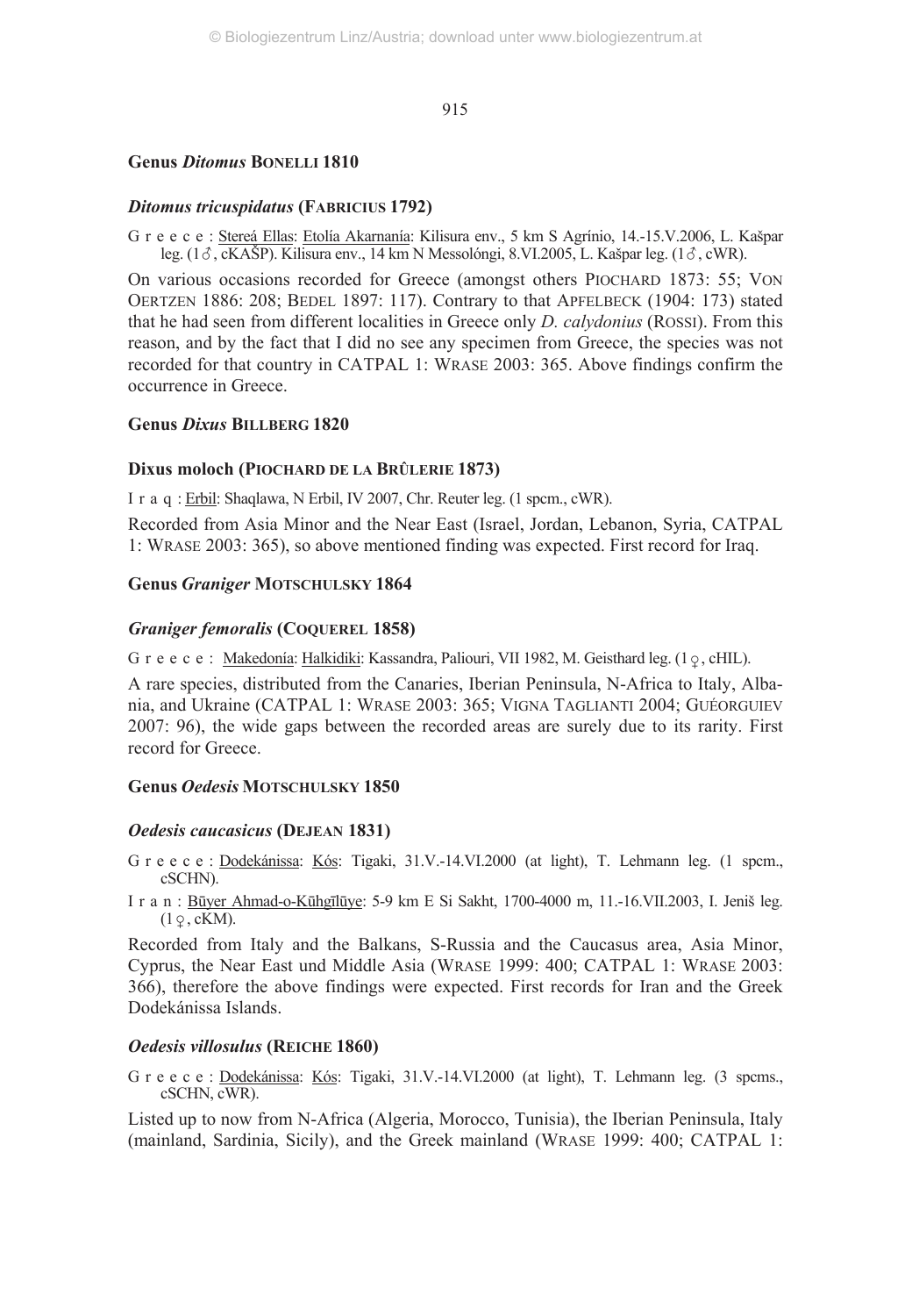## Genus *Ditomus* BONELLI 1810

### *Ditomus tricuspidatus* (FABRICIUS 1792)

G r e e c e : Stereá Ellas: Etolía Akarnanía: Kilisura env., 5 km S Agrínio, 14.-15.V.2006, L. Kašpar leg. (1♂, cKAŠP). Kilisura env., 14 km N Messolóngi, 8.VI.2005, L. Kašpar leg. (1♂, cWR).

On various occasions recorded for Greece (amongst others PIOCHARD 1873: 55; VON OERTZEN 1886: 208; BEDEL 1897: 117). Contrary to that APFELBECK (1904: 173) stated that he had seen from different localities in Greece only *D. calydonius* (ROSSI). From this reason, and by the fact that I did no see any specimen from Greece, the species was not recorded for that country in CATPAL 1: WRASE 2003: 365. Above findings confirm the occurrence in Greece.

## Genus *Dixus* BILLBERG 1820

### Dixus moloch (PIOCHARD DE LA BRÛLERIE 1873)

I r a q : Erbil: Shaqlawa, N Erbil, IV 2007, Chr. Reuter leg. (1 spcm., cWR).

Recorded from Asia Minor and the Near East (Israel, Jordan, Lebanon, Syria, CATPAL 1: WRASE 2003: 365), so above mentioned finding was expected. First record for Iraq.

## Genus *Graniger* MOTSCHULSKY 1864

### *Graniger femoralis* (COQUEREL 1858)

G r e e c e : Makedonía: Halkidiki: Kassandra, Paliouri, VII 1982, M. Geisthard leg. (1♀, cHIL).

A rare species, distributed from the Canaries, Iberian Peninsula, N-Africa to Italy, Albania, and Ukraine (CATPAL 1: WRASE 2003: 365; VIGNA TAGLIANTI 2004; GUÉORGUIEV 2007: 96), the wide gaps between the recorded areas are surely due to its rarity. First record for Greece.

## Genus *Oedesis* MOTSCHULSKY 1850

### *Oedesis caucasicus* (DEJEAN 1831)

G r e e c e : Dodekánissa: Kós: Tigaki, 31.V.-14.VI.2000 (at light), T. Lehmann leg. (1 spcm., cSCHN).

I r a n : Būyer Ahmad-o-Kūhgīlūye: 5-9 km E Si Sakht, 1700-4000 m, 11.-16.VII.2003, I. Jeniš leg. (1♀, cKM).

Recorded from Italy and the Balkans, S-Russia and the Caucasus area, Asia Minor, Cyprus, the Near East und Middle Asia (WRASE 1999: 400; CATPAL 1: WRASE 2003: 366), therefore the above findings were expected. First records for Iran and the Greek Dodekánissa Islands.

### *Oedesis villosulus* (REICHE 1860)

G r e e c e : Dodekánissa: Kós: Tigaki, 31.V.-14.VI.2000 (at light), T. Lehmann leg. (3 spcms., cSCHN, cWR).

Listed up to now from N-Africa (Algeria, Morocco, Tunisia), the Iberian Peninsula, Italy (mainland, Sardinia, Sicily), and the Greek mainland (WRASE 1999: 400; CATPAL 1: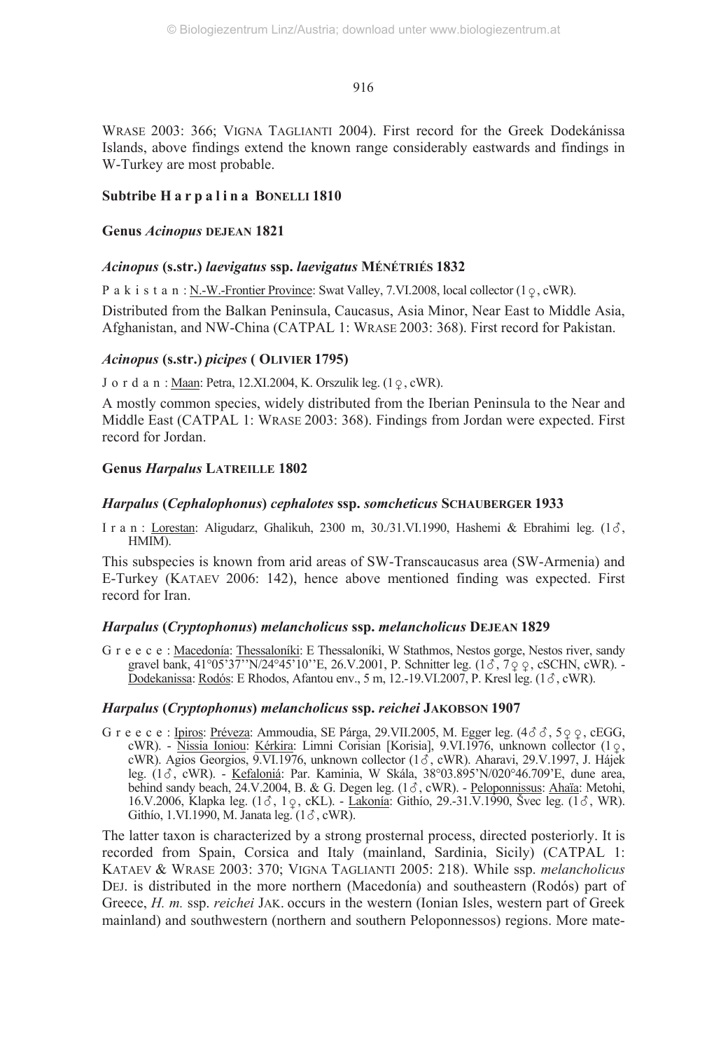WRASE 2003: 366; VIGNA TAGLIANTI 2004). First record for the Greek Dodekánissa Islands, above findings extend the known range considerably eastwards and findings in W-Turkey are most probable.

### Subtribe Harpalina BONELLI 1810

### Genus *Acinopus* DEJEAN 1821

#### *Acinopus* (s.str.) *laevigatus* ssp. *laevigatus* MÉNÉTRIÉS 1832

P a k i s t a n : N.-W.-Frontier Province: Swat Valley, 7.VI.2008, local collector (1♀, cWR).

Distributed from the Balkan Peninsula, Caucasus, Asia Minor, Near East to Middle Asia, Afghanistan, and NW-China (CATPAL 1: WRASE 2003: 368). First record for Pakistan.

#### *Acinopus* (s.str.) *picipes* ( OLIVIER 1795)

J o r d a n : Maan: Petra, 12.XI.2004, K. Orszulik leg. (1♀, cWR).

A mostly common species, widely distributed from the Iberian Peninsula to the Near and Middle East (CATPAL 1: WRASE 2003: 368). Findings from Jordan were expected. First record for Jordan.

### Genus *Harpalus* LATREILLE 1802

#### *Harpalus* (*Cephalophonus*) *cephalotes* ssp. *somcheticus* SCHAUBERGER 1933

I r a n : Lorestan: Aligudarz, Ghalikuh, 2300 m, 30./31.VI.1990, Hashemi & Ebrahimi leg. (1♂, HMIM).

This subspecies is known from arid areas of SW-Transcaucasus area (SW-Armenia) and E-Turkey (KATAEV 2006: 142), hence above mentioned finding was expected. First record for Iran.

#### *Harpalus* (*Cryptophonus*) *melancholicus* ssp. *melancholicus* DEJEAN 1829

G r e e c e : Macedonía: Thessaloníki: E Thessaloníki, W Stathmos, Nestos gorge, Nestos river, sandy gravel bank, 41°05'37''N/24°45'10''E, 26.V.2001, P. Schnitter leg. (1♂, 7♀♀, cSCHN, cWR). - Dodekanissa: Rodós: E Rhodos, Afantou env., 5 m, 12.-19.VI.2007, P. Kresl leg. (1♂, cWR).

#### *Harpalus* (*Cryptophonus*) *melancholicus* ssp. *reichei* JAKOBSON 1907

G r e e c e : Ipiros: Préveza: Ammoudia, SE Párga, 29.VII.2005, M. Egger leg. (4♂♂, 5♀♀, cEGG, cWR). - Nissia Ioniou: Kérkira: Limni Corisian [Korisia], 9.VI.1976, unknown collector (1♀, cWR). Agios Georgios, 9.VI.1976, unknown collector (1♂, cWR). Aharavi, 29.V.1997, J. Hájek leg. (1♂, cWR). - Kefaloniá: Par. Kaminia, W Skála, 38°03.895'N/020°46.709'E, dune area, behind sandy beach, 24.V.2004, B. & G. Degen leg. (1♂, cWR). - Peloponnissus: Ahaïa: Metohi, 16.V.2006, Klapka leg. (1♂, 1♀, cKL). - Lakonía: Githío, 29.-31.V.1990, Švec leg. (1♂, WR). Githío, 1.VI.1990, M. Janata leg. (1♂, cWR).

The latter taxon is characterized by a strong prosternal process, directed posteriorly. It is recorded from Spain, Corsica and Italy (mainland, Sardinia, Sicily) (CATPAL 1: KATAEV & WRASE 2003: 370; VIGNA TAGLIANTI 2005: 218). While ssp. *melancholicus* DEJ. is distributed in the more northern (Macedonía) and southeastern (Rodós) part of Greece, *H. m.* ssp. *reichei* JAK. occurs in the western (Ionian Isles, western part of Greek mainland) and southwestern (northern and southern Peloponnessos) regions. More mate-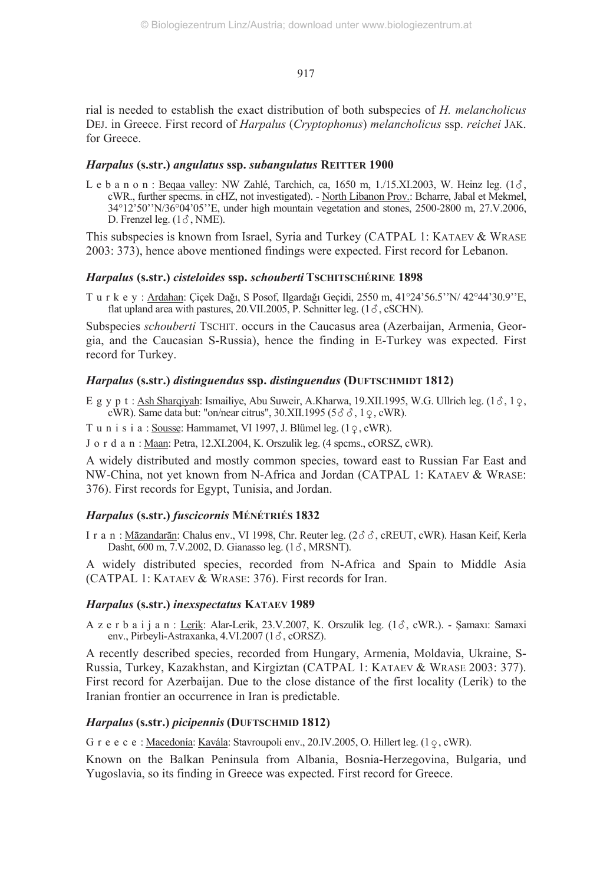rial is needed to establish the exact distribution of both subspecies of *H. melancholicus* DEJ. in Greece. First record of *Harpalus* (*Cryptophonus*) *melancholicus* ssp. *reichei* JAK. for Greece.

### *Harpalus* (s.str.) *angulatus* ssp. *subangulatus* REITTER 1900

L e b a n o n : Beqaa valley: NW Zahlé, Tarchich, ca, 1650 m, 1./15.XI.2003, W. Heinz leg. (1♂, cWR., further specms. in cHZ, not investigated). - North Libanon Prov.: Bcharre, Jabal et Mekmel, 34°12'50''N/36°04'05''E, under high mountain vegetation and stones, 2500-2800 m, 27.V.2006, D. Frenzel leg. (1♂, NME).

This subspecies is known from Israel, Syria and Turkey (CATPAL 1: KATAEV & WRASE 2003: 373), hence above mentioned findings were expected. First record for Lebanon.

### *Harpalus* (s.str.) *cisteloides* ssp. *schouberti* TSCHITSCHÉRINE 1898

T u r k e y : Ardahan: Çiçek Dağı, S Posof, Ilgardağı Geçidi, 2550 m, 41°24'56.5''N/ 42°44'30.9''E, flat upland area with pastures, 20.VII.2005, P. Schnitter leg. (1♂, cSCHN).

Subspecies *schouberti* TSCHIT. occurs in the Caucasus area (Azerbaijan, Armenia, Georgia, and the Caucasian S-Russia), hence the finding in E-Turkey was expected. First record for Turkey.

### *Harpalus* (s.str.) *distinguendus* ssp. *distinguendus* (DUFTSCHMIDT 1812)

E g y p t : Ash Sharqiyah: Ismailiye, Abu Suweir, A.Kharwa, 19.XII.1995, W.G. Ullrich leg. (1♂, 1♀, cWR). Same data but: "on/near citrus", 30.XII.1995 (5♂♂, 1♀, cWR).

T u n i s i a : Sousse: Hammamet, VI 1997, J. Blümel leg. (1♀, cWR).

J o r d a n : Maan: Petra, 12.XI.2004, K. Orszulik leg. (4 spcms., cORSZ, cWR).

A widely distributed and mostly common species, toward east to Russian Far East and NW-China, not yet known from N-Africa and Jordan (CATPAL 1: KATAEV & WRASE: 376). First records for Egypt, Tunisia, and Jordan.

### *Harpalus* (s.str.) *fuscicornis* MÉNÉTRIÉS 1832

I r a n : Māzandarān: Chalus env., VI 1998, Chr. Reuter leg. (2♂♂, cREUT, cWR). Hasan Keif, Kerla Dasht, 600 m, 7.V.2002, D. Gianasso leg. (1♂, MRSNT).

A widely distributed species, recorded from N-Africa and Spain to Middle Asia (CATPAL 1: KATAEV & WRASE: 376). First records for Iran.

### *Harpalus* (s.str.) *inexspectatus* KATAEV 1989

A z e r b a i j a n : Lerik: Alar-Lerik, 23.V.2007, K. Orszulik leg. (1♂, cWR.). - Şamaxı: Samaxi env., Pirbeyli-Astraxanka, 4.VI.2007 (1♂, cORSZ).

A recently described species, recorded from Hungary, Armenia, Moldavia, Ukraine, S-Russia, Turkey, Kazakhstan, and Kirgiztan (CATPAL 1: KATAEV & WRASE 2003: 377). First record for Azerbaijan. Due to the close distance of the first locality (Lerik) to the Iranian frontier an occurrence in Iran is predictable.

### *Harpalus* (s.str.) *picipennis* (DUFTSCHMID 1812)

G r e e c e : Macedonía: Kavála: Stavroupoli env., 20.IV.2005, O. Hillert leg. (1♀, cWR).

Known on the Balkan Peninsula from Albania, Bosnia-Herzegovina, Bulgaria, und Yugoslavia, so its finding in Greece was expected. First record for Greece.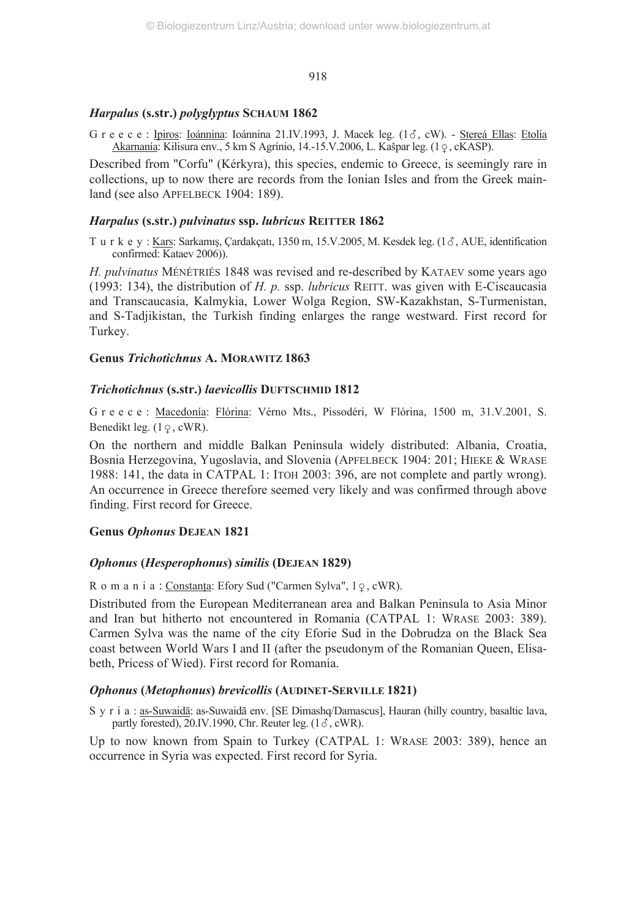### *Harpalus* (s.str.) *polyglyptus* SCHAUM 1862

G r e e c e : Ipiros: Ioánnina: Ioánnina 21.IV.1993, J. Macek leg. (1♂, cW). - Stereá Ellas: Etolía Akarnanía: Kilisura env., 5 km S Agrínio, 14.-15.V.2006, L. Kašpar leg. (1♀, cKASP).

Described from "Corfu" (Kérkyra), this species, endemic to Greece, is seemingly rare in collections, up to now there are records from the Ionian Isles and from the Greek mainland (see also APFELBECK 1904: 189).

### *Harpalus* (s.str.) *pulvinatus* ssp. *lubricus* REITTER 1862

T u r k e y : Kars: Sarkamış, Çardakçatı, 1350 m, 15.V.2005, M. Kesdek leg. (1♂, AUE, identification confirmed: Kataev 2006)).

*H. pulvinatus* MÉNÉTRIÉS 1848 was revised and re-described by KATAEV some years ago (1993: 134), the distribution of *H. p.* ssp. *lubricus* REITT. was given with E-Ciscaucasia and Transcaucasia, Kalmykia, Lower Wolga Region, SW-Kazakhstan, S-Turmenistan, and S-Tadjikistan, the Turkish finding enlarges the range westward. First record for Turkey.

## Genus *Trichotichnus* A. MORAWITZ 1863

### *Trichotichnus* (s.str.) *laevicollis* DUFTSCHMID 1812

G r e e c e : Macedonía: Flórina: Vérno Mts., Pissodéri, W Flórina, 1500 m, 31.V.2001, S. Benedikt leg. (1♀, cWR).

On the northern and middle Balkan Peninsula widely distributed: Albania, Croatia, Bosnia Herzegovina, Yugoslavia, and Slovenia (APFELBECK 1904: 201; HIEKE & WRASE 1988: 141, the data in CATPAL 1: ITOH 2003: 396, are not complete and partly wrong). An occurrence in Greece therefore seemed very likely and was confirmed through above finding. First record for Greece.

## Genus *Ophonus* DEJEAN 1821

### *Ophonus* (*Hesperophonus*) *similis* (DEJEAN 1829)

R o m a n i a : Constanța: Efory Sud ("Carmen Sylva", 1♀, cWR).

Distributed from the European Mediterranean area and Balkan Peninsula to Asia Minor and Iran but hitherto not encountered in Romania (CATPAL 1: WRASE 2003: 389). Carmen Sylva was the name of the city Eforie Sud in the Dobrudza on the Black Sea coast between World Wars I and II (after the pseudonym of the Romanian Queen, Elisabeth, Pricess of Wied). First record for Romania.

### *Ophonus* (*Metophonus*) *brevicollis* (AUDINET-SERVILLE 1821)

S y r i a : as-Suwaidā: as-Suwaidā env. [SE Dimashq/Damascus], Hauran (hilly country, basaltic lava, partly forested), 20.IV.1990, Chr. Reuter leg. (1♂, cWR).

Up to now known from Spain to Turkey (CATPAL 1: WRASE 2003: 389), hence an occurrence in Syria was expected. First record for Syria.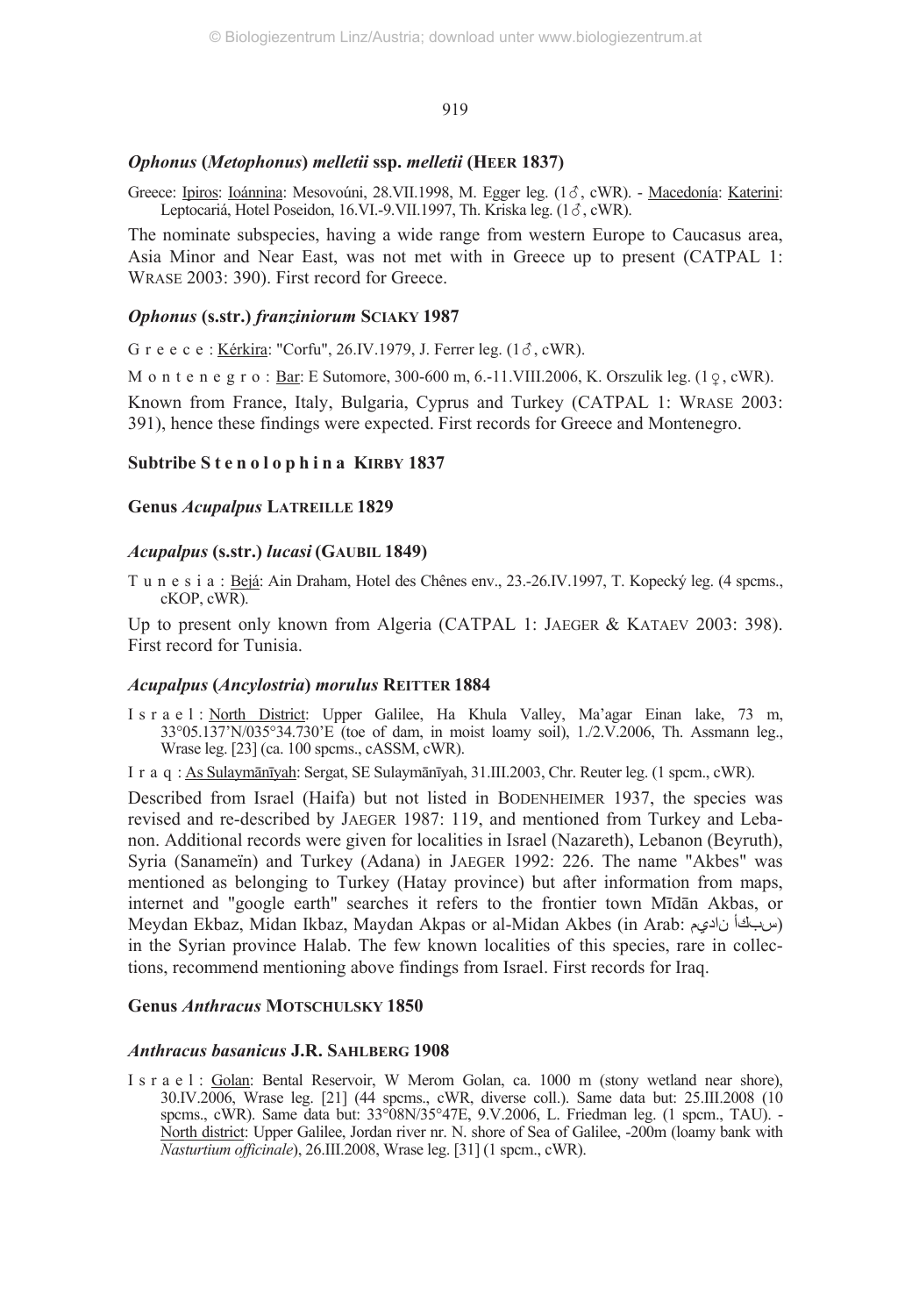### *Ophonus* (*Metophonus*) *melletii* ssp. *melletii* (HEER 1837)

Greece: Ipiros: Ioánnina: Mesovoúni, 28.VII.1998, M. Egger leg. (1♂, cWR). - Macedonía: Katerini: Leptocariá, Hotel Poseidon, 16.VI.-9.VII.1997, Th. Kriska leg. (1♂, cWR).

The nominate subspecies, having a wide range from western Europe to Caucasus area, Asia Minor and Near East, was not met with in Greece up to present (CATPAL 1: WRASE 2003: 390). First record for Greece.

### *Ophonus* (s.str.) *franziniorum* SCIAKY 1987

G r e e c e : Kérkira: "Corfu", 26.IV.1979, J. Ferrer leg. (1♂, cWR).

M o n t e n e g r o : Bar: E Sutomore, 300-600 m, 6.-11.VIII.2006, K. Orszulik leg. (1♀, cWR).

Known from France, Italy, Bulgaria, Cyprus and Turkey (CATPAL 1: WRASE 2003: 391), hence these findings were expected. First records for Greece and Montenegro.

## Subtribe S t e n o l o p h i n a KIRBY 1837

## Genus *Acupalpus* LATREILLE 1829

### *Acupalpus* (s.str.) *lucasi* (GAUBIL 1849)

T u n e s i a : Bejá: Ain Draham, Hotel des Chênes env., 23.-26.IV.1997, T. Kopecký leg. (4 spcms., cKOP, cWR).

Up to present only known from Algeria (CATPAL 1: JAEGER & KATAEV 2003: 398). First record for Tunisia.

### *Acupalpus* (*Ancylostria*) *morulus* REITTER 1884

I s r a e l : North District: Upper Galilee, Ha Khula Valley, Ma'agar Einan lake, 73 m, 33°05.137'N/035°34.730'E (toe of dam, in moist loamy soil), 1./2.V.2006, Th. Assmann leg., Wrase leg. [23] (ca. 100 spcms., cASSM, cWR).

I r a q : As Sulaymānīyah: Sergat, SE Sulaymānīyah, 31.III.2003, Chr. Reuter leg. (1 spcm., cWR).

Described from Israel (Haifa) but not listed in BODENHEIMER 1937, the species was revised and re-described by JAEGER 1987: 119, and mentioned from Turkey and Lebanon. Additional records were given for localities in Israel (Nazareth), Lebanon (Beyruth), Syria (Sanameïn) and Turkey (Adana) in JAEGER 1992: 226. The name "Akbes" was mentioned as belonging to Turkey (Hatay province) but after information from maps, internet and "google earth" searches it refers to the frontier town Mīdān Akbas, or Meydan Ekbaz, Midan Ikbaz, Maydan Akpas or al-Midan Akbes (in Arab: ميدان أكبس) in the Syrian province Halab. The few known localities of this species, rare in collections, recommend mentioning above findings from Israel. First records for Iraq.

## Genus *Anthracus* MOTSCHULSKY 1850

### *Anthracus basanicus* J.R. SAHLBERG 1908

I s r a e l : Golan: Bental Reservoir, W Merom Golan, ca. 1000 m (stony wetland near shore), 30.IV.2006, Wrase leg. [21] (44 spcms., cWR, diverse coll.). Same data but: 25.III.2008 (10 spcms., cWR). Same data but: 33°08N/35°47E, 9.V.2006, L. Friedman leg. (1 spcm., TAU). - North district: Upper Galilee, Jordan river nr. N. shore of Sea of Galilee, -200m (loamy bank with *Nasturtium officinale*), 26.III.2008, Wrase leg. [31] (1 spcm., cWR).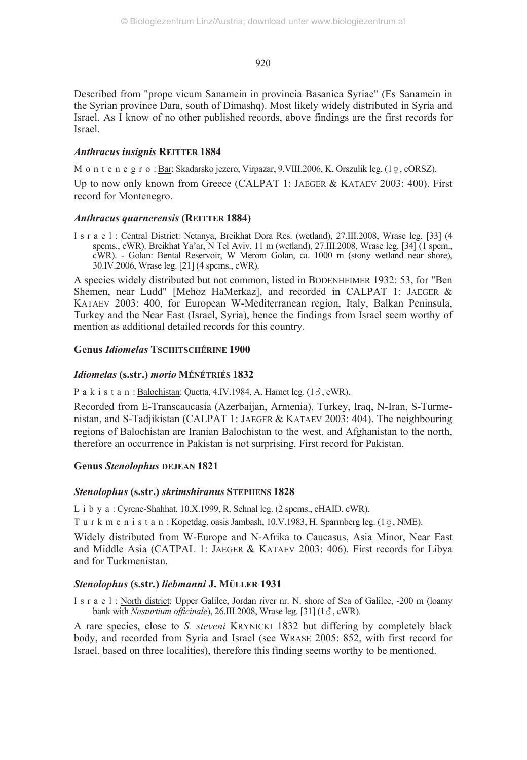Described from "prope vicum Sanamein in provincia Basanica Syriae" (Es Sanamein in the Syrian province Dara, south of Dimashq). Most likely widely distributed in Syria and Israel. As I know of no other published records, above findings are the first records for Israel.

### *Anthracus insignis* REITTER 1884

M o n t e n e g r o : Bar: Skadarsko jezero, Virpazar, 9.VIII.2006, K. Orszulik leg. (1♀, cORSZ).

Up to now only known from Greece (CALPAT 1: JAEGER & KATAEV 2003: 400). First record for Montenegro.

### *Anthracus quarnerensis* (REITTER 1884)

I s r a e l : Central District: Netanya, Breikhat Dora Res. (wetland), 27.III.2008, Wrase leg. [33] (4 spcms., cWR). Breikhat Ya'ar, N Tel Aviv, 11 m (wetland), 27.III.2008, Wrase leg. [34] (1 spcm., cWR). - Golan: Bental Reservoir, W Merom Golan, ca. 1000 m (stony wetland near shore), 30.IV.2006, Wrase leg. [21] (4 spcms., cWR).

A species widely distributed but not common, listed in BODENHEIMER 1932: 53, for "Ben Shemen, near Ludd" [Mehoz HaMerkaz], and recorded in CALPAT 1: JAEGER & KATAEV 2003: 400, for European W-Mediterranean region, Italy, Balkan Peninsula, Turkey and the Near East (Israel, Syria), hence the findings from Israel seem worthy of mention as additional detailed records for this country.

### Genus *Idiomelas* TSCHITSCHÉRINE 1900

### *Idiomelas* (s.str.) *morio* MÉNÉTRIÉS 1832

P a k i s t a n : Balochistan: Quetta, 4.IV.1984, A. Hamet leg. (1♂, cWR).

Recorded from E-Transcaucasia (Azerbaijan, Armenia), Turkey, Iraq, N-Iran, S-Turmenistan, and S-Tadjikistan (CALPAT 1: JAEGER & KATAEV 2003: 404). The neighbouring regions of Balochistan are Iranian Balochistan to the west, and Afghanistan to the north, therefore an occurrence in Pakistan is not surprising. First record for Pakistan.

### Genus *Stenolophus* DEJEAN 1821

### *Stenolophus* (s.str.) *skrimshiranus* STEPHENS 1828

L i b y a : Cyrene-Shahhat, 10.X.1999, R. Sehnal leg. (2 spcms., cHAID, cWR).

T u r k m e n i s t a n : Kopetdag, oasis Jambash, 10.V.1983, H. Sparmberg leg. (1♀, NME).

Widely distributed from W-Europe and N-Afrika to Caucasus, Asia Minor, Near East and Middle Asia (CATPAL 1: JAEGER & KATAEV 2003: 406). First records for Libya and for Turkmenistan.

### *Stenolophus* (s.str.) *liebmanni* J. MÜLLER 1931

I s r a e l : North district: Upper Galilee, Jordan river nr. N. shore of Sea of Galilee, -200 m (loamy bank with *Nasturtium officinale*), 26.III.2008, Wrase leg. [31] (1♂, cWR).

A rare species, close to *S. steveni* KRYNICKI 1832 but differing by completely black body, and recorded from Syria and Israel (see WRASE 2005: 852, with first record for Israel, based on three localities), therefore this finding seems worthy to be mentioned.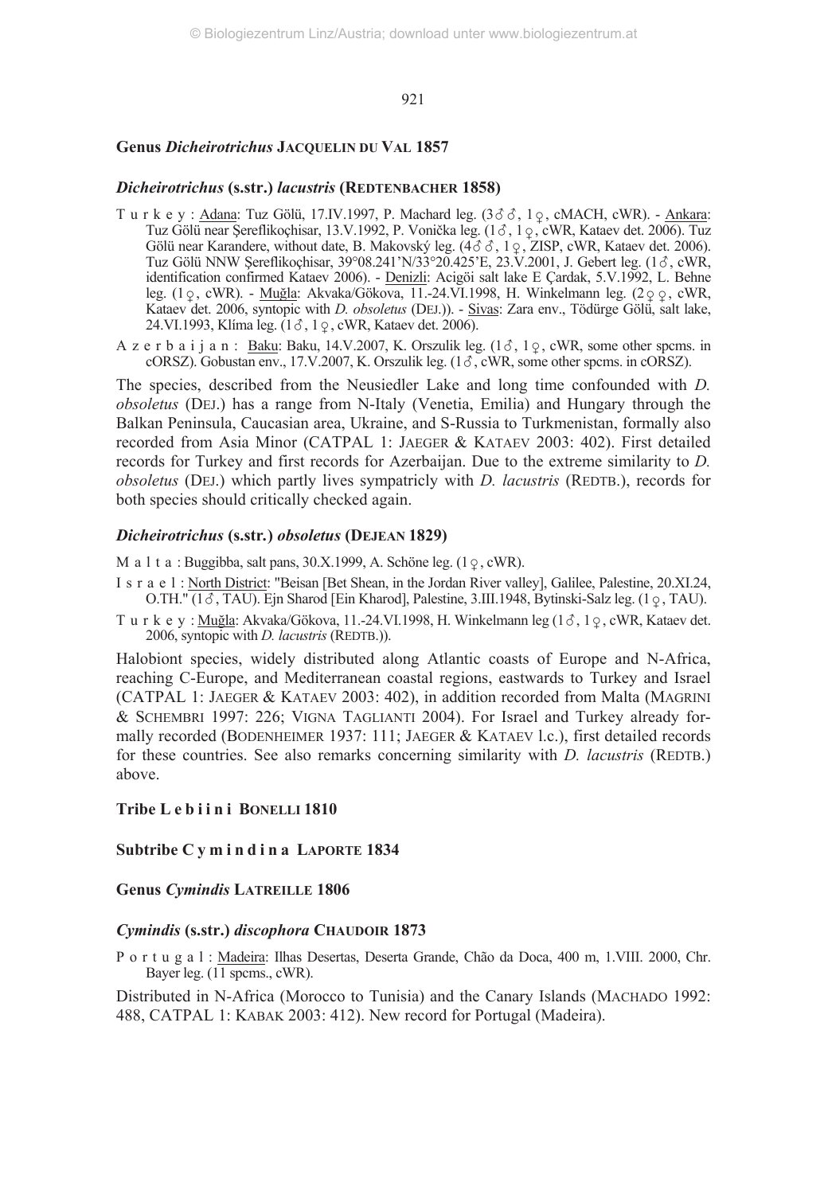## Genus *Dicheirotrichus* JACQUELIN DU VAL 1857

### *Dicheirotrichus* (s.str.) *lacustris* (REDTENBACHER 1858)

T u r k e y : Adana: Tuz Gölü, 17.IV.1997, P. Machard leg. (3♂♂, 1♀, cMACH, cWR). - Ankara: Tuz Gölü near Şereflikoçhisar, 13.V.1992, P. Vonička leg. (1♂, 1♀, cWR, Kataev det. 2006). Tuz Gölü near Karandere, without date, B. Makovský leg. (4♂♂, 1♀, ZISP, cWR, Kataev det. 2006). Tuz Gölü NNW Şereflikoçhisar, 39°08.241'N/33°20.425'E, 23.V.2001, J. Gebert leg. (1♂, cWR, identification confirmed Kataev 2006). - Denizli: Acigöi salt lake E Çardak, 5.V.1992, L. Behne leg. (1♀, cWR). - Muğla: Akvaka/Gökova, 11.-24.VI.1998, H. Winkelmann leg. (2♀♀, cWR, Kataev det. 2006, syntopic with *D. obsoletus* (DEJ.)). - Sivas: Zara env., Tödürge Gölü, salt lake, 24.VI.1993, Klíma leg. (1♂, 1♀, cWR, Kataev det. 2006).

A z e r b a i j a n : Baku: Baku, 14.V.2007, K. Orszulik leg. (1♂, 1♀, cWR, some other spcms. in cORSZ). Gobustan env., 17.V.2007, K. Orszulik leg. (1♂, cWR, some other spcms. in cORSZ).

The species, described from the Neusiedler Lake and long time confounded with *D. obsoletus* (DEJ.) has a range from N-Italy (Venetia, Emilia) and Hungary through the Balkan Peninsula, Caucasian area, Ukraine, and S-Russia to Turkmenistan, formally also recorded from Asia Minor (CATPAL 1: JAEGER & KATAEV 2003: 402). First detailed records for Turkey and first records for Azerbaijan. Due to the extreme similarity to *D. obsoletus* (DEJ.) which partly lives sympatricly with *D. lacustris* (REDTB.), records for both species should critically checked again.

### *Dicheirotrichus* (s.str.) *obsoletus* (DEJEAN 1829)

M a l t a : Buggibba, salt pans, 30.X.1999, A. Schöne leg. (1♀, cWR).

I s r a e l : North District: "Beisan [Bet Shean, in the Jordan River valley], Galilee, Palestine, 20.XI.24, O.TH." (1♂, TAU). Ejn Sharod [Ein Kharod], Palestine, 3.III.1948, Bytinski-Salz leg. (1♀, TAU).

T u r k e y : Muğla: Akvaka/Gökova, 11.-24.VI.1998, H. Winkelmann leg (1♂, 1♀, cWR, Kataev det. 2006, syntopic with *D. lacustris* (REDTB.)).

Halobiont species, widely distributed along Atlantic coasts of Europe and N-Africa, reaching C-Europe, and Mediterranean coastal regions, eastwards to Turkey and Israel (CATPAL 1: JAEGER & KATAEV 2003: 402), in addition recorded from Malta (MAGRINI & SCHEMBRI 1997: 226; VIGNA TAGLIANTI 2004). For Israel and Turkey already formally recorded (BODENHEIMER 1937: 111; JAEGER & KATAEV l.c.), first detailed records for these countries. See also remarks concerning similarity with *D. lacustris* (REDTB.) above.

## Tribe L e b i i n i BONELLI 1810

## Subtribe C y m i n d i n a LAPORTE 1834

## Genus *Cymindis* LATREILLE 1806

### *Cymindis* (s.str.) *discophora* CHAUDOIR 1873

P o r t u g a l : Madeira: Ilhas Desertas, Deserta Grande, Chão da Doca, 400 m, 1.VIII. 2000, Chr. Bayer leg. (11 spcms., cWR).

Distributed in N-Africa (Morocco to Tunisia) and the Canary Islands (MACHADO 1992: 488, CATPAL 1: KABAK 2003: 412). New record for Portugal (Madeira).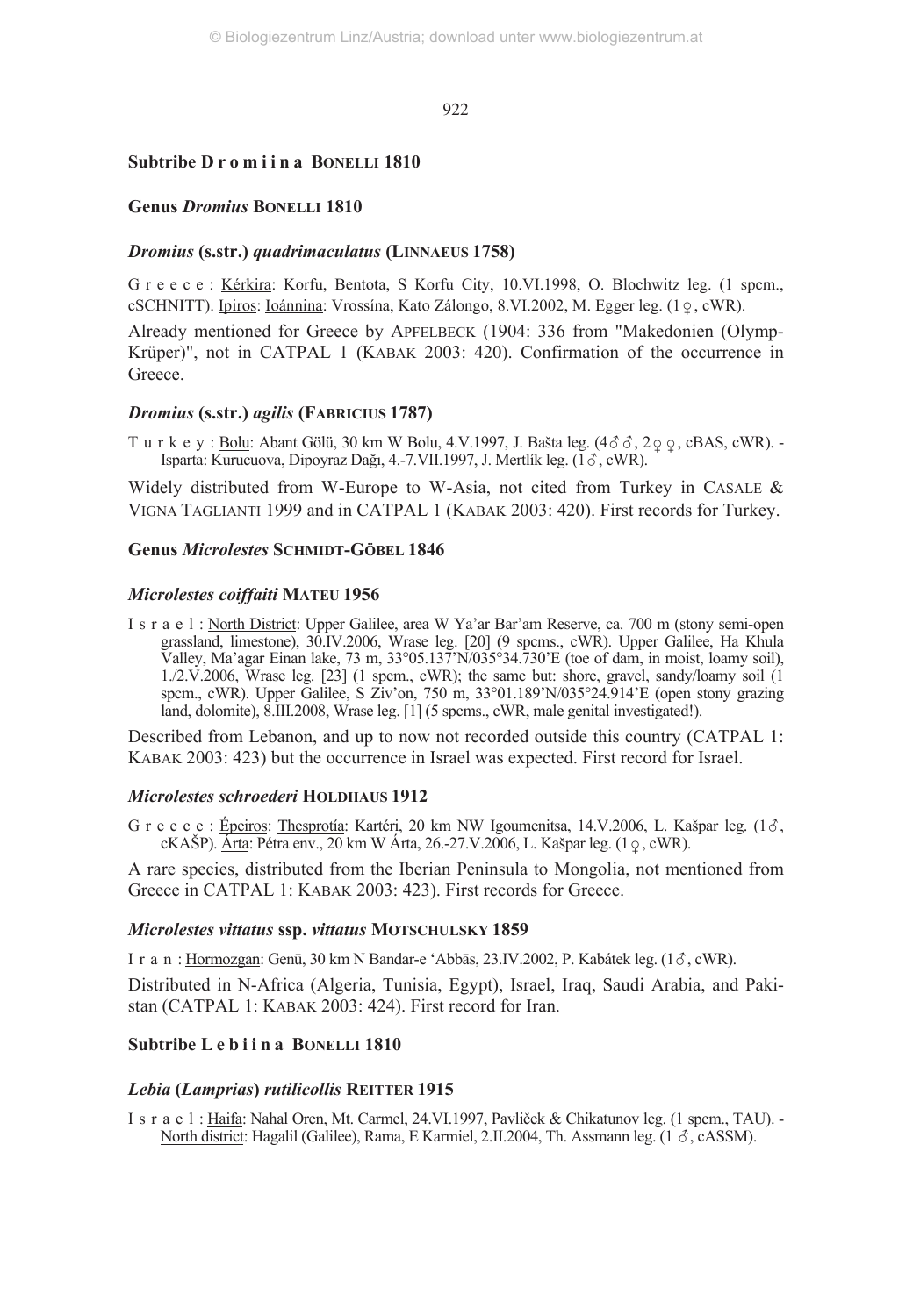## Subtribe Dromiina BONELLI 1810

### Genus *Dromius* BONELLI 1810

#### *Dromius* (s.str.) *quadrimaculatus* (LINNAEUS 1758)

G r e e c e : Kérkira: Korfu, Bentota, S Korfu City, 10.VI.1998, O. Blochwitz leg. (1 spcm., cSCHNITT). Ipiros: Ioánnina: Vrossína, Kato Zálongo, 8.VI.2002, M. Egger leg. (1♀, cWR).

Already mentioned for Greece by APFELBECK (1904: 336 from "Makedonien (Olymp-Krüper)", not in CATPAL 1 (KABAK 2003: 420). Confirmation of the occurrence in Greece.

#### *Dromius* (s.str.) *agilis* (FABRICIUS 1787)

T u r k e y : Bolu: Abant Gölü, 30 km W Bolu, 4.V.1997, J. Bašta leg. (4♂♂, 2♀♀, cBAS, cWR). - Isparta: Kurucuova, Dipoyraz Dağı, 4.-7.VII.1997, J. Mertlík leg. (1♂, cWR).

Widely distributed from W-Europe to W-Asia, not cited from Turkey in CASALE & VIGNA TAGLIANTI 1999 and in CATPAL 1 (KABAK 2003: 420). First records for Turkey.

### Genus *Microlestes* SCHMIDT-GÖBEL 1846

#### *Microlestes coiffaiti* MATEU 1956

I s r a e l : North District: Upper Galilee, area W Ya'ar Bar'am Reserve, ca. 700 m (stony semi-open grassland, limestone), 30.IV.2006, Wrase leg. [20] (9 spcms., cWR). Upper Galilee, Ha Khula Valley, Ma'agar Einan lake, 73 m, 33°05.137'N/035°34.730'E (toe of dam, in moist, loamy soil), 1./2.V.2006, Wrase leg. [23] (1 spcm., cWR); the same but: shore, gravel, sandy/loamy soil (1 spcm., cWR). Upper Galilee, S Ziv'on, 750 m, 33°01.189'N/035°24.914'E (open stony grazing land, dolomite), 8.III.2008, Wrase leg. [1] (5 spcms., cWR, male genital investigated!).

Described from Lebanon, and up to now not recorded outside this country (CATPAL 1: KABAK 2003: 423) but the occurrence in Israel was expected. First record for Israel.

#### *Microlestes schroederi* HOLDHAUS 1912

G r e e c e : Épeiros: Thesprotía: Kartéri, 20 km NW Igoumenitsa, 14.V.2006, L. Kašpar leg. (1♂, cKAŠP). Árta: Pétra env., 20 km W Árta, 26.-27.V.2006, L. Kašpar leg. (1♀, cWR).

A rare species, distributed from the Iberian Peninsula to Mongolia, not mentioned from Greece in CATPAL 1: KABAK 2003: 423). First records for Greece.

#### *Microlestes vittatus* ssp. *vittatus* MOTSCHULSKY 1859

I r a n : Hormozgan: Genū, 30 km N Bandar-e 'Abbās, 23.IV.2002, P. Kabátek leg. (1♂, cWR).

Distributed in N-Africa (Algeria, Tunisia, Egypt), Israel, Iraq, Saudi Arabia, and Pakistan (CATPAL 1: KABAK 2003: 424). First record for Iran.

## Subtribe Lebiina BONELLI 1810

#### *Lebia* (*Lamprias*) *rutilicollis* REITTER 1915

I s r a e l : Haifa: Nahal Oren, Mt. Carmel, 24.VI.1997, Pavliček & Chikatunov leg. (1 spcm., TAU). - North district: Hagalil (Galilee), Rama, E Karmiel, 2.II.2004, Th. Assmann leg. (1 ♂, cASSM).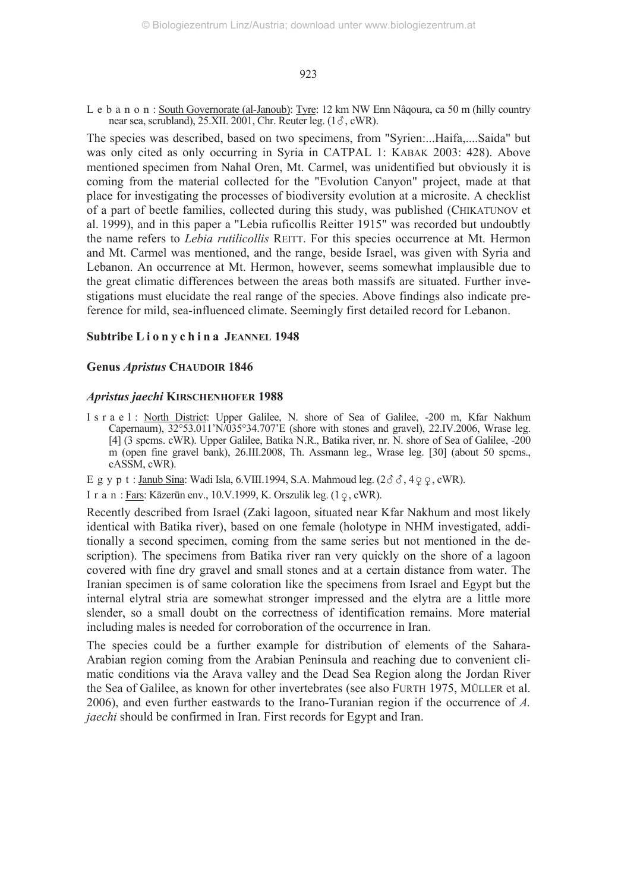L e b a n o n : South Governorate (al-Janoub): Tyre: 12 km NW Enn Nâqoura, ca 50 m (hilly country near sea, scrubland), 25.XII. 2001, Chr. Reuter leg. (1♂, cWR).

The species was described, based on two specimens, from "Syrien:...Haifa,....Saida" but was only cited as only occurring in Syria in CATPAL 1: KABAK 2003: 428). Above mentioned specimen from Nahal Oren, Mt. Carmel, was unidentified but obviously it is coming from the material collected for the "Evolution Canyon" project, made at that place for investigating the processes of biodiversity evolution at a microsite. A checklist of a part of beetle families, collected during this study, was published (CHIKATUNOV et al. 1999), and in this paper a "Lebia ruficollis Reitter 1915" was recorded but undoubtly the name refers to *Lebia rutilicollis* REITT. For this species occurrence at Mt. Hermon and Mt. Carmel was mentioned, and the range, beside Israel, was given with Syria and Lebanon. An occurrence at Mt. Hermon, however, seems somewhat implausible due to the great climatic differences between the areas both massifs are situated. Further investigations must elucidate the real range of the species. Above findings also indicate preference for mild, sea-influenced climate. Seemingly first detailed record for Lebanon.

### Subtribe L i o n y c h i n a JEANNEL 1948

### Genus *Apristus* CHAUDOIR 1846

#### *Apristus jaechi* KIRSCHENHOFER 1988

I s r a e l : North District: Upper Galilee, N. shore of Sea of Galilee, -200 m, Kfar Nakhum Capernaum), 32°53.011'N/035°34.707'E (shore with stones and gravel), 22.IV.2006, Wrase leg. [4] (3 spcms. cWR). Upper Galilee, Batika N.R., Batika river, nr. N. shore of Sea of Galilee, -200 m (open fine gravel bank), 26.III.2008, Th. Assmann leg., Wrase leg. [30] (about 50 spcms., cASSM, cWR).

E g y p t : Janub Sina: Wadi Isla, 6.VIII.1994, S.A. Mahmoud leg. (2♂♂, 4♀♀, cWR).

I r a n : Fars: Kāzerūn env., 10.V.1999, K. Orszulik leg. (1♀, cWR).

Recently described from Israel (Zaki lagoon, situated near Kfar Nakhum and most likely identical with Batika river), based on one female (holotype in NHM investigated, additionally a second specimen, coming from the same series but not mentioned in the description). The specimens from Batika river ran very quickly on the shore of a lagoon covered with fine dry gravel and small stones and at a certain distance from water. The Iranian specimen is of same coloration like the specimens from Israel and Egypt but the internal elytral stria are somewhat stronger impressed and the elytra are a little more slender, so a small doubt on the correctness of identification remains. More material including males is needed for corroboration of the occurrence in Iran.

The species could be a further example for distribution of elements of the Sahara-Arabian region coming from the Arabian Peninsula and reaching due to convenient climatic conditions via the Arava valley and the Dead Sea Region along the Jordan River the Sea of Galilee, as known for other invertebrates (see also FURTH 1975, MÜLLER et al. 2006), and even further eastwards to the Irano-Turanian region if the occurrence of *A. jaechi* should be confirmed in Iran. First records for Egypt and Iran.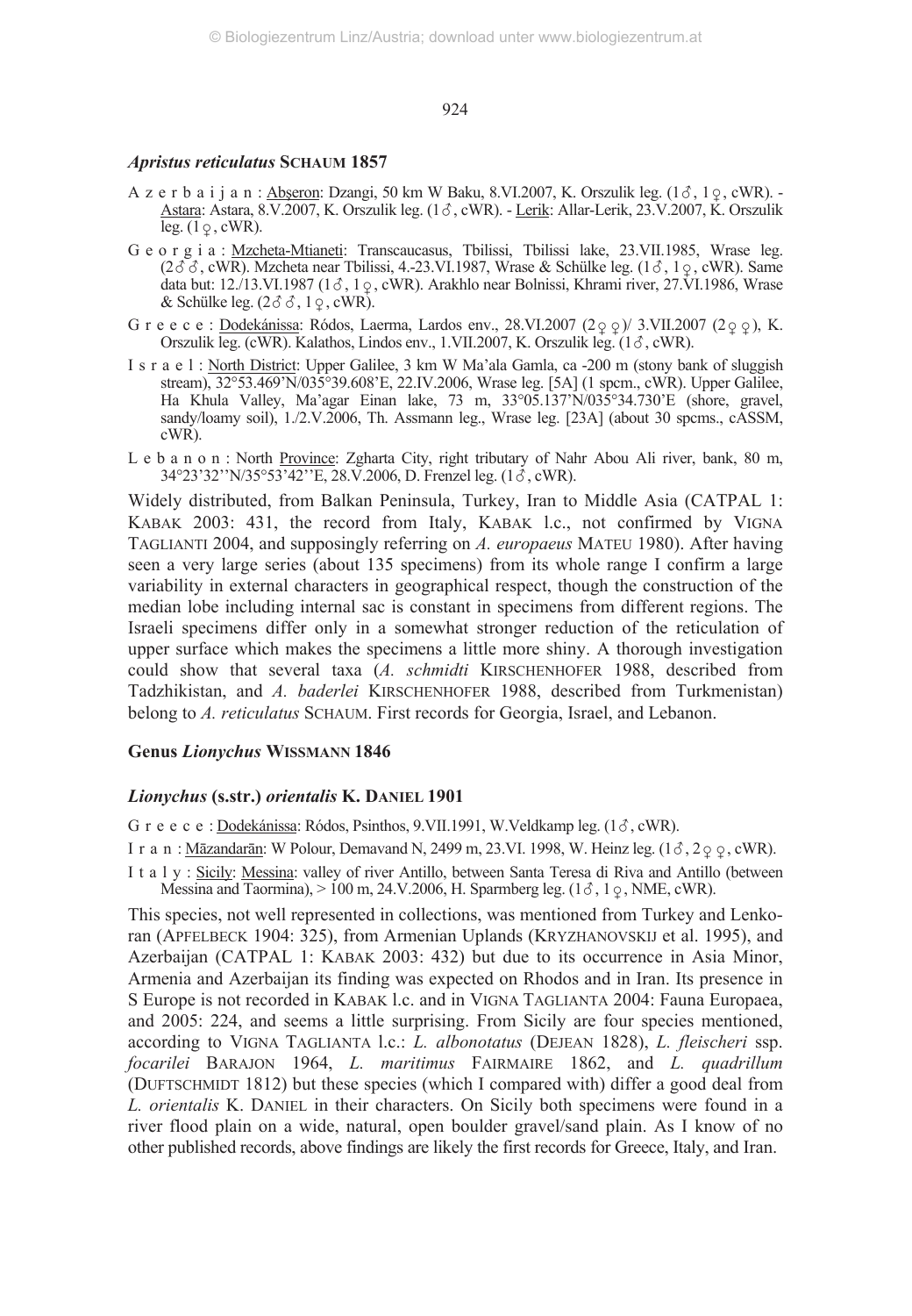### *Apristus reticulatus* SCHAUM 1857

- A z e r b a i j a n : Abşeron: Dzangi, 50 km W Baku, 8.VI.2007, K. Orszulik leg. (1♂, 1♀, cWR). - Astara: Astara, 8.V.2007, K. Orszulik leg. (1♂, cWR). - Lerik: Allar-Lerik, 23.V.2007, K. Orszulik leg. (1♀, cWR).
- G e o r g i a : Mzcheta-Mtianeti: Transcaucasus, Tbilissi, Tbilissi lake, 23.VII.1985, Wrase leg. (2♂♂, cWR). Mzcheta near Tbilissi, 4.-23.VI.1987, Wrase & Schülke leg. (1♂, 1♀, cWR). Same data but: 12./13.VI.1987 (1♂, 1♀, cWR). Arakhlo near Bolnissi, Khrami river, 27.VI.1986, Wrase & Schülke leg. (2♂♂, 1♀, cWR).
- G r e e c e : Dodekánissa: Ródos, Laerma, Lardos env., 28.VI.2007 (2♀♀)/ 3.VII.2007 (2♀♀), K. Orszulik leg. (cWR). Kalathos, Lindos env., 1.VII.2007, K. Orszulik leg. (1♂, cWR).
- I s r a e l : North District: Upper Galilee, 3 km W Ma'ala Gamla, ca -200 m (stony bank of sluggish stream), 32°53.469'N/035°39.608'E, 22.IV.2006, Wrase leg. [5A] (1 spcm., cWR). Upper Galilee, Ha Khula Valley, Ma'agar Einan lake, 73 m, 33°05.137'N/035°34.730'E (shore, gravel, sandy/loamy soil), 1./2.V.2006, Th. Assmann leg., Wrase leg. [23A] (about 30 spcms., cASSM, cWR).
- L e b a n o n : North Province: Zgharta City, right tributary of Nahr Abou Ali river, bank, 80 m, 34°23'32''N/35°53'42''E, 28.V.2006, D. Frenzel leg. (1♂, cWR).

Widely distributed, from Balkan Peninsula, Turkey, Iran to Middle Asia (CATPAL 1: KABAK 2003: 431, the record from Italy, KABAK l.c., not confirmed by VIGNA TAGLIANTI 2004, and supposingly referring on *A. europaeus* MATEU 1980). After having seen a very large series (about 135 specimens) from its whole range I confirm a large variability in external characters in geographical respect, though the construction of the median lobe including internal sac is constant in specimens from different regions. The Israeli specimens differ only in a somewhat stronger reduction of the reticulation of upper surface which makes the specimens a little more shiny. A thorough investigation could show that several taxa (*A. schmidti* KIRSCHENHOFER 1988, described from Tadzhikistan, and *A. baderlei* KIRSCHENHOFER 1988, described from Turkmenistan) belong to *A. reticulatus* SCHAUM. First records for Georgia, Israel, and Lebanon.

## Genus *Lionychus* WISSMANN 1846

### *Lionychus* (s.str.) *orientalis* K. DANIEL 1901

- G r e e c e : Dodekánissa: Ródos, Psinthos, 9.VII.1991, W.Veldkamp leg. (1♂, cWR).
- I r a n : Māzandarān: W Polour, Demavand N, 2499 m, 23.VI. 1998, W. Heinz leg. (1♂, 2♀♀, cWR).
- I t a l y : Sicily: Messina: valley of river Antillo, between Santa Teresa di Riva and Antillo (between Messina and Taormina), > 100 m, 24.V.2006, H. Sparmberg leg. (1♂, 1♀, NME, cWR).

This species, not well represented in collections, was mentioned from Turkey and Lenkoran (APFELBECK 1904: 325), from Armenian Uplands (KRYZHANOVSKIJ et al. 1995), and Azerbaijan (CATPAL 1: KABAK 2003: 432) but due to its occurrence in Asia Minor, Armenia and Azerbaijan its finding was expected on Rhodos and in Iran. Its presence in S Europe is not recorded in KABAK l.c. and in VIGNA TAGLIANTA 2004: Fauna Europaea, and 2005: 224, and seems a little surprising. From Sicily are four species mentioned, according to VIGNA TAGLIANTA l.c.: *L. albonotatus* (DEJEAN 1828), *L. fleischeri* ssp. *focarilei* BARAJON 1964, *L. maritimus* FAIRMAIRE 1862, and *L. quadrillum* (DUFTSCHMIDT 1812) but these species (which I compared with) differ a good deal from *L. orientalis* K. DANIEL in their characters. On Sicily both specimens were found in a river flood plain on a wide, natural, open boulder gravel/sand plain. As I know of no other published records, above findings are likely the first records for Greece, Italy, and Iran.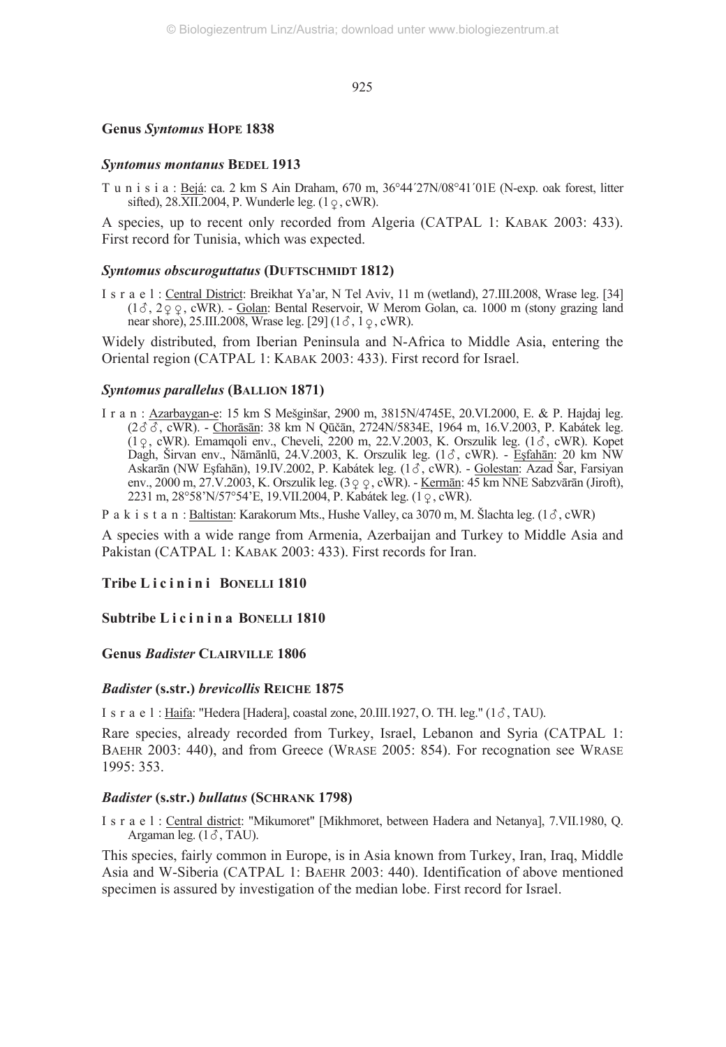## Genus *Syntomus* HOPE 1838

### *Syntomus montanus* BEDEL 1913

T u n i s i a : Bejá: ca. 2 km S Ain Draham, 670 m, 36°44´27N/08°41´01E (N-exp. oak forest, litter sifted), 28.XII.2004, P. Wunderle leg. (1♀, cWR).

A species, up to recent only recorded from Algeria (CATPAL 1: KABAK 2003: 433). First record for Tunisia, which was expected.

### *Syntomus obscuroguttatus* (DUFTSCHMIDT 1812)

I s r a e l : Central District: Breikhat Ya'ar, N Tel Aviv, 11 m (wetland), 27.III.2008, Wrase leg. [34] (1♂, 2♀♀, cWR). - Golan: Bental Reservoir, W Merom Golan, ca. 1000 m (stony grazing land near shore), 25.III.2008, Wrase leg. [29] (1♂, 1♀, cWR).

Widely distributed, from Iberian Peninsula and N-Africa to Middle Asia, entering the Oriental region (CATPAL 1: KABAK 2003: 433). First record for Israel.

### *Syntomus parallelus* (BALLION 1871)

I r a n : Azarbaygan-e: 15 km S Mešginšar, 2900 m, 3815N/4745E, 20.VI.2000, E. & P. Hajdaj leg. (2♂♂, cWR). - Chorāsān: 38 km N Qūčān, 2724N/5834E, 1964 m, 16.V.2003, P. Kabátek leg. (1♀, cWR). Emamqoli env., Cheveli, 2200 m, 22.V.2003, K. Orszulik leg. (1♂, cWR). Kopet Dagh, Širvan env., Nāmānlū, 24.V.2003, K. Orszulik leg. (1♂, cWR). - Eşfahān: 20 km NW Askarān (NW Eşfahān), 19.IV.2002, P. Kabátek leg. (1♂, cWR). - Golestan: Azad Šar, Farsiyan env., 2000 m, 27.V.2003, K. Orszulik leg. (3♀♀, cWR). - Kermān: 45 km NNE Sabzvārān (Jiroft), 2231 m, 28°58'N/57°54'E, 19.VII.2004, P. Kabátek leg. (1♀, cWR).

P a k i s t a n : Baltistan: Karakorum Mts., Hushe Valley, ca 3070 m, M. Šlachta leg. (1♂, cWR)

A species with a wide range from Armenia, Azerbaijan and Turkey to Middle Asia and Pakistan (CATPAL 1: KABAK 2003: 433). First records for Iran.

## Tribe L i c i n i n i BONELLI 1810

## Subtribe L i c i n i n a BONELLI 1810

## Genus *Badister* CLAIRVILLE 1806

### *Badister* (s.str.) *brevicollis* REICHE 1875

I s r a e l : Haifa: "Hedera [Hadera], coastal zone, 20.III.1927, O. TH. leg." (1♂, TAU).

Rare species, already recorded from Turkey, Israel, Lebanon and Syria (CATPAL 1: BAEHR 2003: 440), and from Greece (WRASE 2005: 854). For recognation see WRASE 1995: 353.

### *Badister* (s.str.) *bullatus* (SCHRANK 1798)

I s r a e l : Central district: "Mikumoret" [Mikhmoret, between Hadera and Netanya], 7.VII.1980, Q. Argaman leg. (1♂, TAU).

This species, fairly common in Europe, is in Asia known from Turkey, Iran, Iraq, Middle Asia and W-Siberia (CATPAL 1: BAEHR 2003: 440). Identification of above mentioned specimen is assured by investigation of the median lobe. First record for Israel.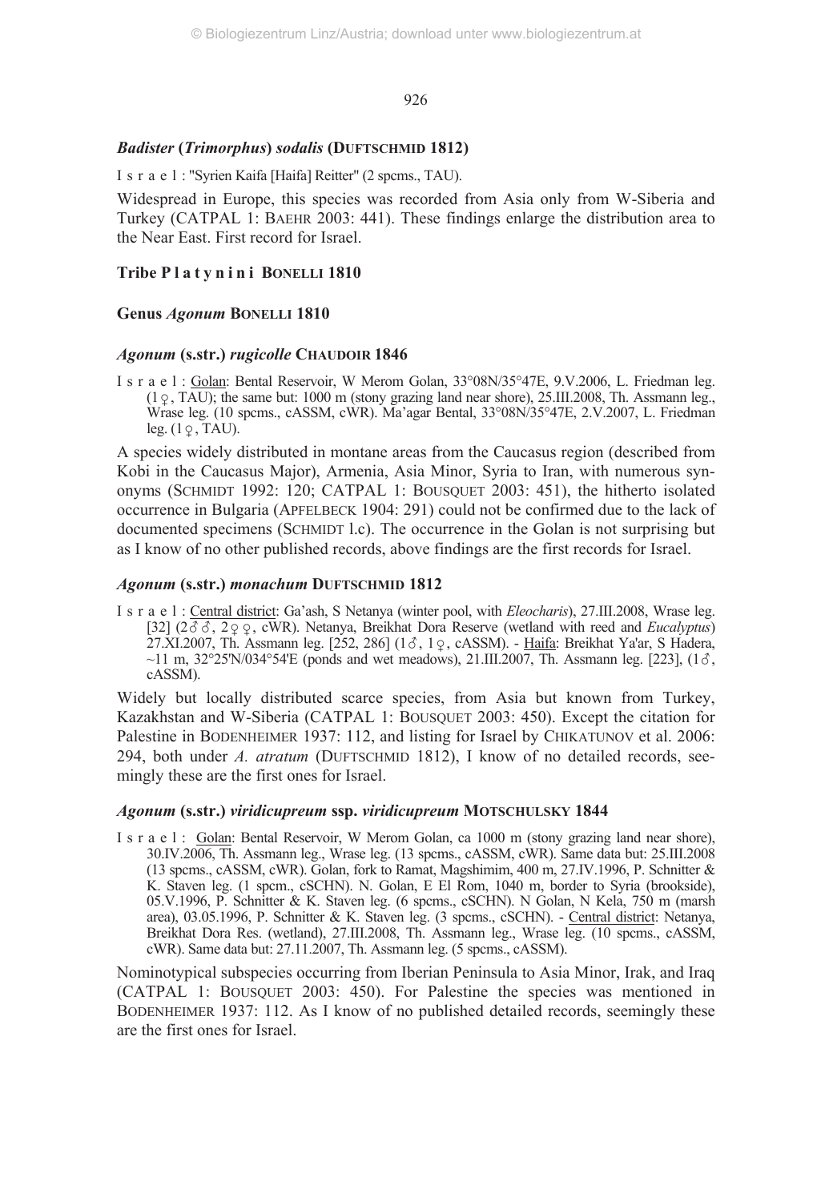### *Badister* (*Trimorphus*) *sodalis* (DUFTSCHMID 1812)

I s r a e l : "Syrien Kaifa [Haifa] Reitter" (2 spcms., TAU).

Widespread in Europe, this species was recorded from Asia only from W-Siberia and Turkey (CATPAL 1: BAEHR 2003: 441). These findings enlarge the distribution area to the Near East. First record for Israel.

## Tribe P l a t y n i n i BONELLI 1810

## Genus *Agonum* BONELLI 1810

### *Agonum* (s.str.) *rugicolle* CHAUDOIR 1846

I s r a e l : Golan: Bental Reservoir, W Merom Golan, 33°08N/35°47E, 9.V.2006, L. Friedman leg. (1♀, TAU); the same but: 1000 m (stony grazing land near shore), 25.III.2008, Th. Assmann leg., Wrase leg. (10 spcms., cASSM, cWR). Ma'agar Bental, 33°08N/35°47E, 2.V.2007, L. Friedman leg. (1♀, TAU).

A species widely distributed in montane areas from the Caucasus region (described from Kobi in the Caucasus Major), Armenia, Asia Minor, Syria to Iran, with numerous synonyms (SCHMIDT 1992: 120; CATPAL 1: BOUSQUET 2003: 451), the hitherto isolated occurrence in Bulgaria (APFELBECK 1904: 291) could not be confirmed due to the lack of documented specimens (SCHMIDT l.c). The occurrence in the Golan is not surprising but as I know of no other published records, above findings are the first records for Israel.

### *Agonum* (s.str.) *monachum* DUFTSCHMID 1812

I s r a e l : Central district: Ga'ash, S Netanya (winter pool, with *Eleocharis*), 27.III.2008, Wrase leg. [32] (2♂♂, 2♀♀, cWR). Netanya, Breikhat Dora Reserve (wetland with reed and *Eucalyptus*) 27.XI.2007, Th. Assmann leg. [252, 286] (1♂, 1♀, cASSM). - Haifa: Breikhat Ya'ar, S Hadera, ~11 m, 32°25'N/034°54'E (ponds and wet meadows), 21.III.2007, Th. Assmann leg. [223], (1♂, cASSM).

Widely but locally distributed scarce species, from Asia but known from Turkey, Kazakhstan and W-Siberia (CATPAL 1: BOUSQUET 2003: 450). Except the citation for Palestine in BODENHEIMER 1937: 112, and listing for Israel by CHIKATUNOV et al. 2006: 294, both under *A. atratum* (DUFTSCHMID 1812), I know of no detailed records, seemingly these are the first ones for Israel.

### *Agonum* (s.str.) *viridicupreum* ssp. *viridicupreum* MOTSCHULSKY 1844

I s r a e l : Golan: Bental Reservoir, W Merom Golan, ca 1000 m (stony grazing land near shore), 30.IV.2006, Th. Assmann leg., Wrase leg. (13 spcms., cASSM, cWR). Same data but: 25.III.2008 (13 spcms., cASSM, cWR). Golan, fork to Ramat, Magshimim, 400 m, 27.IV.1996, P. Schnitter & K. Staven leg. (1 spcm., cSCHN). N. Golan, E El Rom, 1040 m, border to Syria (brookside), 05.V.1996, P. Schnitter & K. Staven leg. (6 spcms., cSCHN). N Golan, N Kela, 750 m (marsh area), 03.05.1996, P. Schnitter & K. Staven leg. (3 spcms., cSCHN). - Central district: Netanya, Breikhat Dora Res. (wetland), 27.III.2008, Th. Assmann leg., Wrase leg. (10 spcms., cASSM, cWR). Same data but: 27.11.2007, Th. Assmann leg. (5 spcms., cASSM).

Nominotypical subspecies occurring from Iberian Peninsula to Asia Minor, Irak, and Iraq (CATPAL 1: BOUSQUET 2003: 450). For Palestine the species was mentioned in BODENHEIMER 1937: 112. As I know of no published detailed records, seemingly these are the first ones for Israel.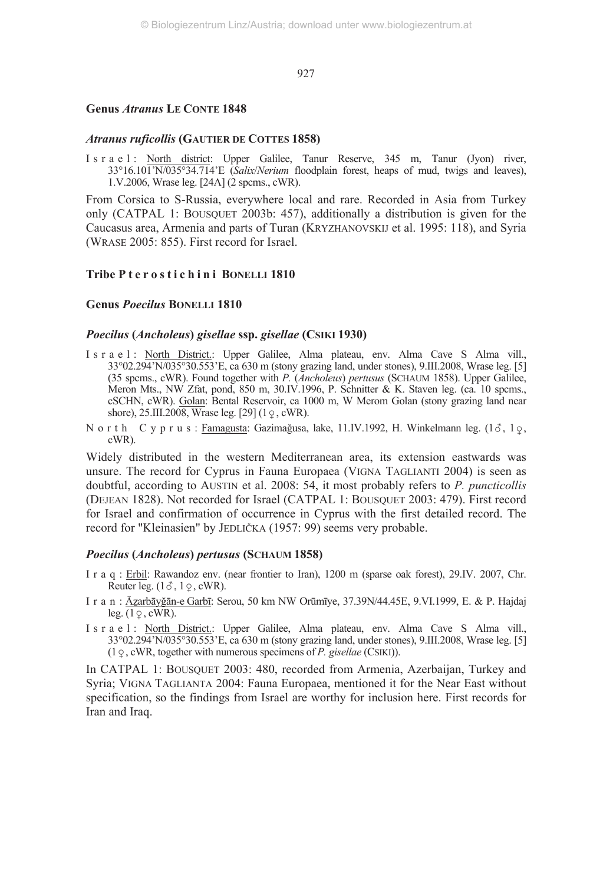## Genus *Atranus* LE CONTE 1848

### *Atranus ruficollis* (GAUTIER DE COTTES 1858)

I s r a e l : North district: Upper Galilee, Tanur Reserve, 345 m, Tanur (Jyon) river, 33°16.101'N/035°34.714'E (*Salix*/*Nerium* floodplain forest, heaps of mud, twigs and leaves), 1.V.2006, Wrase leg. [24A] (2 spcms., cWR).

From Corsica to S-Russia, everywhere local and rare. Recorded in Asia from Turkey only (CATPAL 1: BOUSQUET 2003b: 457), additionally a distribution is given for the Caucasus area, Armenia and parts of Turan (KRYZHANOVSKIJ et al. 1995: 118), and Syria (WRASE 2005: 855). First record for Israel.

## Tribe P t e r o s t i c h i n i BONELLI 1810

## Genus *Poecilus* BONELLI 1810

### *Poecilus* (*Ancholeus*) *gisellae* ssp. *gisellae* (CSIKI 1930)

I s r a e l : North District.: Upper Galilee, Alma plateau, env. Alma Cave S Alma vill., 33°02.294'N/035°30.553'E, ca 630 m (stony grazing land, under stones), 9.III.2008, Wrase leg. [5] (35 spcms., cWR). Found together with *P.* (*Ancholeus*) *pertusus* (SCHAUM 1858). Upper Galilee, Meron Mts., NW Zfat, pond, 850 m, 30.IV.1996, P. Schnitter & K. Staven leg. (ca. 10 spcms., cSCHN, cWR). Golan: Bental Reservoir, ca 1000 m, W Merom Golan (stony grazing land near shore), 25.III.2008, Wrase leg. [29] (1♀, cWR).

N o r t h C y p r u s : Famagusta: Gazimağusa, lake, 11.IV.1992, H. Winkelmann leg. (1♂, 1♀, cWR).

Widely distributed in the western Mediterranean area, its extension eastwards was unsure. The record for Cyprus in Fauna Europaea (VIGNA TAGLIANTI 2004) is seen as doubtful, according to AUSTIN et al. 2008: 54, it most probably refers to *P. puncticollis* (DEJEAN 1828). Not recorded for Israel (CATPAL 1: BOUSQUET 2003: 479). First record for Israel and confirmation of occurrence in Cyprus with the first detailed record. The record for "Kleinasien" by JEDLIČKA (1957: 99) seems very probable.

### *Poecilus* (*Ancholeus*) *pertusus* (SCHAUM 1858)

I r a q : Erbil: Rawandoz env. (near frontier to Iran), 1200 m (sparse oak forest), 29.IV. 2007, Chr. Reuter leg. (1♂, 1♀, cWR).

I r a n : Āzarbāyǧān-e Garbī: Serou, 50 km NW Orūmīye, 37.39N/44.45E, 9.VI.1999, E. & P. Hajdaj leg. (1♀, cWR).

I s r a e l : North District.: Upper Galilee, Alma plateau, env. Alma Cave S Alma vill., 33°02.294'N/035°30.553'E, ca 630 m (stony grazing land, under stones), 9.III.2008, Wrase leg. [5] (1♀, cWR, together with numerous specimens of *P. gisellae* (CSIKI)).

In CATPAL 1: BOUSQUET 2003: 480, recorded from Armenia, Azerbaijan, Turkey and Syria; VIGNA TAGLIANTA 2004: Fauna Europaea, mentioned it for the Near East without specification, so the findings from Israel are worthy for inclusion here. First records for Iran and Iraq.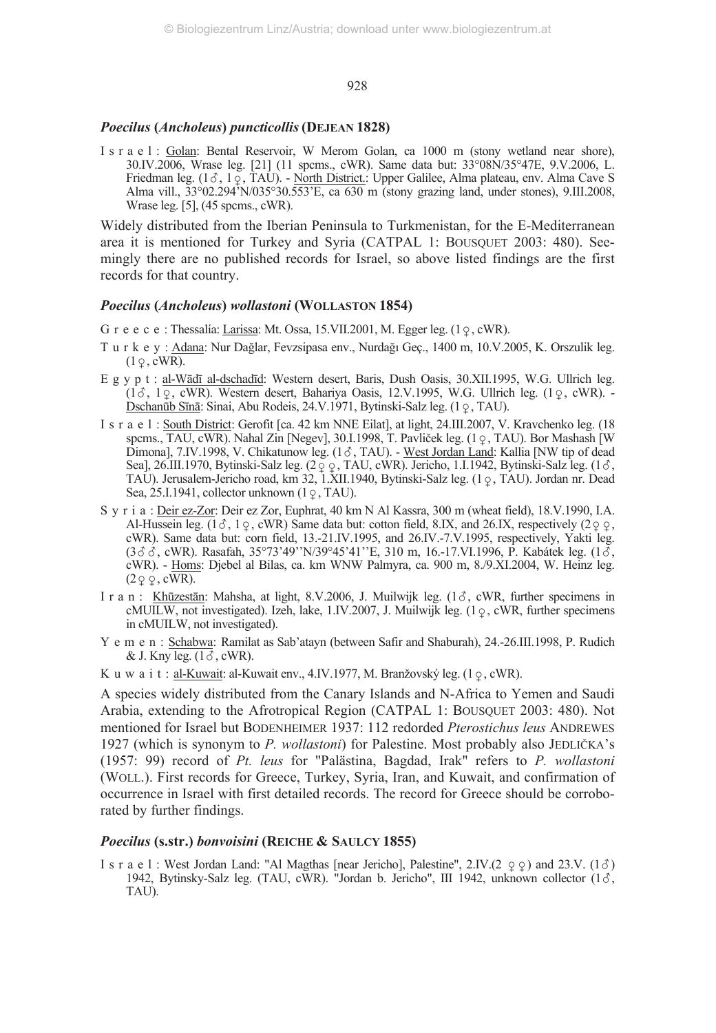### *Poecilus* (*Ancholeus*) *puncticollis* (DEJEAN 1828)

I s r a e l : Golan: Bental Reservoir, W Merom Golan, ca 1000 m (stony wetland near shore), 30.IV.2006, Wrase leg. [21] (11 spcms., cWR). Same data but: 33°08N/35°47E, 9.V.2006, L. Friedman leg. (1♂, 1♀, TAU). - North District.: Upper Galilee, Alma plateau, env. Alma Cave S Alma vill., 33°02.294'N/035°30.553'E, ca 630 m (stony grazing land, under stones), 9.III.2008, Wrase leg. [5], (45 spcms., cWR).

Widely distributed from the Iberian Peninsula to Turkmenistan, for the E-Mediterranean area it is mentioned for Turkey and Syria (CATPAL 1: BOUSQUET 2003: 480). Seemingly there are no published records for Israel, so above listed findings are the first records for that country.

### *Poecilus* (*Ancholeus*) *wollastoni* (WOLLASTON 1854)

G r e e c e : Thessalía: Larissa: Mt. Ossa, 15.VII.2001, M. Egger leg. (1♀, cWR).

T u r k e y : Adana: Nur Dağlar, Fevzsipasa env., Nurdağı Geç., 1400 m, 10.V.2005, K. Orszulik leg. (1♀, cWR).

E g y p t : al-Wādī al-dschadīd: Western desert, Baris, Dush Oasis, 30.XII.1995, W.G. Ullrich leg. (1♂, 1♀, cWR). Western desert, Bahariya Oasis, 12.V.1995, W.G. Ullrich leg. (1♀, cWR). - Dschanūb Sīnā: Sinai, Abu Rodeis, 24.V.1971, Bytinski-Salz leg. (1♀, TAU).

I s r a e l : South District: Gerofit [ca. 42 km NNE Eilat], at light, 24.III.2007, V. Kravchenko leg. (18 spcms., TAU, cWR). Nahal Zin [Negev], 30.I.1998, T. Pavliček leg. (1♀, TAU). Bor Mashash [W Dimona], 7.IV.1998, V. Chikatunow leg. (1♂, TAU). - West Jordan Land: Kallia [NW tip of dead Sea], 26.III.1970, Bytinski-Salz leg. (2♀♀, TAU, cWR). Jericho, 1.I.1942, Bytinski-Salz leg. (1♂, TAU). Jerusalem-Jericho road, km 32, 1.XII.1940, Bytinski-Salz leg. (1♀, TAU). Jordan nr. Dead Sea, 25.I.1941, collector unknown (1♀, TAU).

S y r i a : Deir ez-Zor: Deir ez Zor, Euphrat, 40 km N Al Kassra, 300 m (wheat field), 18.V.1990, I.A. Al-Hussein leg. (1♂, 1♀, cWR) Same data but: cotton field, 8.IX, and 26.IX, respectively (2♀♀, cWR). Same data but: corn field, 13.-21.IV.1995, and 26.IV.-7.V.1995, respectively, Yakti leg. (3♂♂, cWR). Rasafah, 35°73'49''N/39°45'41''E, 310 m, 16.-17.VI.1996, P. Kabátek leg. (1♂, cWR). - Homs: Djebel al Bilas, ca. km WNW Palmyra, ca. 900 m, 8./9.XI.2004, W. Heinz leg. (2♀♀, cWR).

I r a n : Khūzestān: Mahsha, at light, 8.V.2006, J. Muilwijk leg. (1♂, cWR, further specimens in cMUILW, not investigated). Izeh, lake, 1.IV.2007, J. Muilwijk leg. (1♀, cWR, further specimens in cMUILW, not investigated).

Y e m e n : Schabwa: Ramilat as Sab'atayn (between Safir and Shaburah), 24.-26.III.1998, P. Rudich & J. Kny leg. (1♂, cWR).

K u w a i t : al-Kuwait: al-Kuwait env., 4.IV.1977, M. Branžovský leg. (1♀, cWR).

A species widely distributed from the Canary Islands and N-Africa to Yemen and Saudi Arabia, extending to the Afrotropical Region (CATPAL 1: BOUSQUET 2003: 480). Not mentioned for Israel but BODENHEIMER 1937: 112 redorded *Pterostichus leus* ANDREWES 1927 (which is synonym to *P. wollastoni*) for Palestine. Most probably also JEDLIČKA's (1957: 99) record of *Pt. leus* for "Palästina, Bagdad, Irak" refers to *P. wollastoni* (WOLL.). First records for Greece, Turkey, Syria, Iran, and Kuwait, and confirmation of occurrence in Israel with first detailed records. The record for Greece should be corroborated by further findings.

### *Poecilus* (s.str.) *bonvoisini* (REICHE & SAULCY 1855)

I s r a e l : West Jordan Land: "Al Magthas [near Jericho], Palestine", 2.IV.(2 ♀♀) and 23.V. (1♂) 1942, Bytinsky-Salz leg. (TAU, cWR). "Jordan b. Jericho", III 1942, unknown collector (1♂, TAU).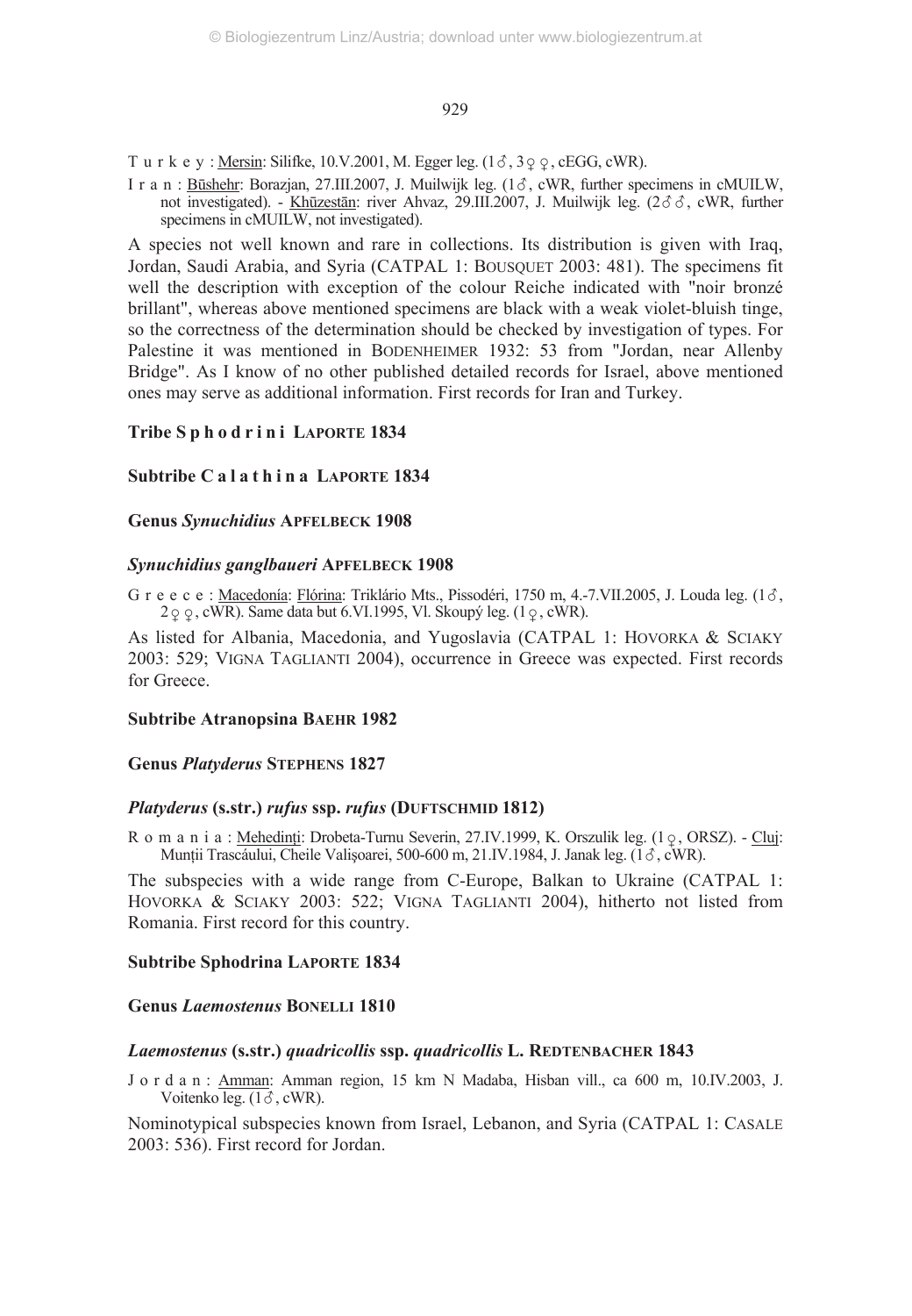T u r k e y : Mersin: Silifke, 10.V.2001, M. Egger leg. (1♂, 3♀♀, cEGG, cWR).

I r a n : Būshehr: Borazjan, 27.III.2007, J. Muilwijk leg. (1♂, cWR, further specimens in cMUILW, not investigated). - Khūzestān: river Ahvaz, 29.III.2007, J. Muilwijk leg. (2♂♂, cWR, further specimens in cMUILW, not investigated).

A species not well known and rare in collections. Its distribution is given with Iraq, Jordan, Saudi Arabia, and Syria (CATPAL 1: BOUSQUET 2003: 481). The specimens fit well the description with exception of the colour Reiche indicated with "noir bronzé brillant", whereas above mentioned specimens are black with a weak violet-bluish tinge, so the correctness of the determination should be checked by investigation of types. For Palestine it was mentioned in BODENHEIMER 1932: 53 from "Jordan, near Allenby Bridge". As I know of no other published detailed records for Israel, above mentioned ones may serve as additional information. First records for Iran and Turkey.

## Tribe S p h o d r i n i LAPORTE 1834

### Subtribe C a l a t h i n a LAPORTE 1834

#### Genus *Synuchidius* APFELBECK 1908

##### *Synuchidius ganglbaueri* APFELBECK 1908

G r e e c e : Macedonía: Flórina: Triklário Mts., Pissodéri, 1750 m, 4.-7.VII.2005, J. Louda leg. (1♂, 2♀♀, cWR). Same data but 6.VI.1995, Vl. Skoupý leg. (1♀, cWR).

As listed for Albania, Macedonia, and Yugoslavia (CATPAL 1: HOVORKA & SCIAKY 2003: 529; VIGNA TAGLIANTI 2004), occurrence in Greece was expected. First records for Greece.

### Subtribe Atranopsina BAEHR 1982

#### Genus *Platyderus* STEPHENS 1827

##### *Platyderus* (s.str.) *rufus* ssp. *rufus* (DUFTSCHMID 1812)

R o m a n i a : Mehedinți: Drobeta-Turnu Severin, 27.IV.1999, K. Orszulik leg. (1♀, ORSZ). - Cluj: Munții Trascáului, Cheile Valişoarei, 500-600 m, 21.IV.1984, J. Janak leg. (1♂, cWR).

The subspecies with a wide range from C-Europe, Balkan to Ukraine (CATPAL 1: HOVORKA & SCIAKY 2003: 522; VIGNA TAGLIANTI 2004), hitherto not listed from Romania. First record for this country.

### Subtribe Sphodrina LAPORTE 1834

#### Genus *Laemostenus* BONELLI 1810

##### *Laemostenus* (s.str.) *quadricollis* ssp. *quadricollis* L. REDTENBACHER 1843

J o r d a n : Amman: Amman region, 15 km N Madaba, Hisban vill., ca 600 m, 10.IV.2003, J. Voitenko leg. (1♂, cWR).

Nominotypical subspecies known from Israel, Lebanon, and Syria (CATPAL 1: CASALE 2003: 536). First record for Jordan.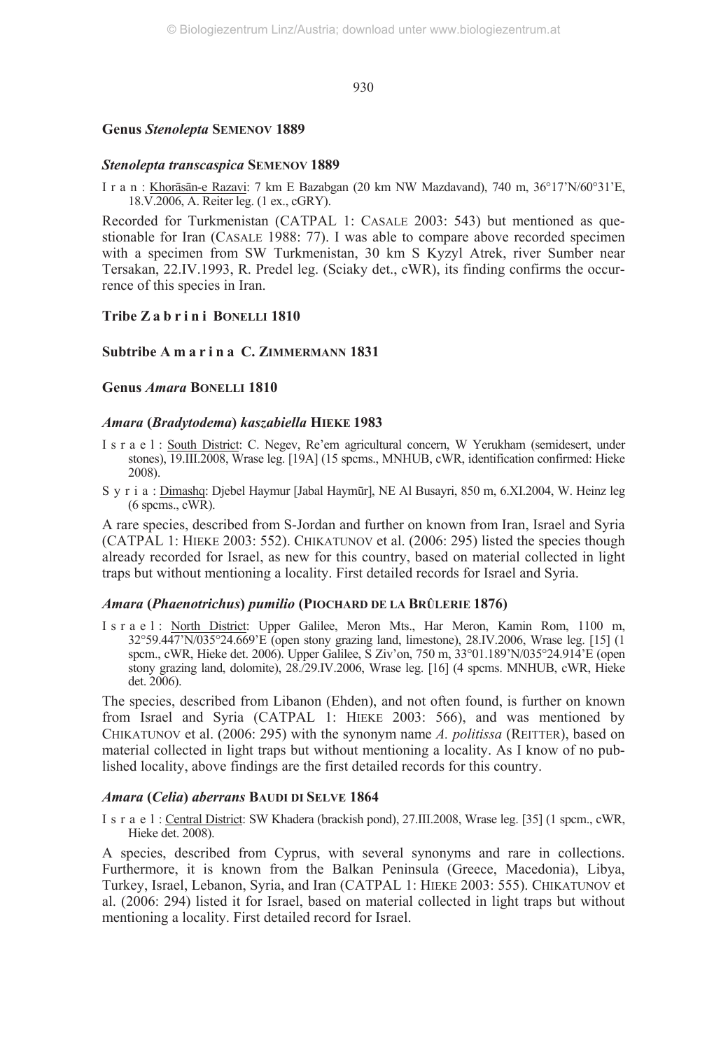## Genus *Stenolepta* SEMENOV 1889

### *Stenolepta transcaspica* SEMENOV 1889

I r a n : Khorāsān-e Razavi: 7 km E Bazabgan (20 km NW Mazdavand), 740 m, 36°17'N/60°31'E, 18.V.2006, A. Reiter leg. (1 ex., cGRY).

Recorded for Turkmenistan (CATPAL 1: CASALE 2003: 543) but mentioned as questionable for Iran (CASALE 1988: 77). I was able to compare above recorded specimen with a specimen from SW Turkmenistan, 30 km S Kyzyl Atrek, river Sumber near Tersakan, 22.IV.1993, R. Predel leg. (Sciaky det., cWR), its finding confirms the occurrence of this species in Iran.

## Tribe Z a b r i n i BONELLI 1810

## Subtribe A m a r i n a C. ZIMMERMANN 1831

## Genus *Amara* BONELLI 1810

### *Amara* (*Bradytodema*) *kaszabiella* HIEKE 1983

I s r a e l : South District: C. Negev, Re'em agricultural concern, W Yerukham (semidesert, under stones), 19.III.2008, Wrase leg. [19A] (15 spcms., MNHUB, cWR, identification confirmed: Hieke 2008).

S y r i a : Dimashq: Djebel Haymur [Jabal Haymūr], NE Al Busayri, 850 m, 6.XI.2004, W. Heinz leg (6 spcms., cWR).

A rare species, described from S-Jordan and further on known from Iran, Israel and Syria (CATPAL 1: HIEKE 2003: 552). CHIKATUNOV et al. (2006: 295) listed the species though already recorded for Israel, as new for this country, based on material collected in light traps but without mentioning a locality. First detailed records for Israel and Syria.

### *Amara* (*Phaenotrichus*) *pumilio* (PIOCHARD DE LA BRÛLERIE 1876)

I s r a e l : North District: Upper Galilee, Meron Mts., Har Meron, Kamin Rom, 1100 m, 32°59.447'N/035°24.669'E (open stony grazing land, limestone), 28.IV.2006, Wrase leg. [15] (1 spcm., cWR, Hieke det. 2006). Upper Galilee, S Ziv'on, 750 m, 33°01.189'N/035°24.914'E (open stony grazing land, dolomite), 28./29.IV.2006, Wrase leg. [16] (4 spcms. MNHUB, cWR, Hieke det. 2006).

The species, described from Libanon (Ehden), and not often found, is further on known from Israel and Syria (CATPAL 1: HIEKE 2003: 566), and was mentioned by CHIKATUNOV et al. (2006: 295) with the synonym name *A. politissa* (REITTER), based on material collected in light traps but without mentioning a locality. As I know of no published locality, above findings are the first detailed records for this country.

### *Amara* (*Celia*) *aberrans* BAUDI DI SELVE 1864

I s r a e l : Central District: SW Khadera (brackish pond), 27.III.2008, Wrase leg. [35] (1 spcm., cWR, Hieke det. 2008).

A species, described from Cyprus, with several synonyms and rare in collections. Furthermore, it is known from the Balkan Peninsula (Greece, Macedonia), Libya, Turkey, Israel, Lebanon, Syria, and Iran (CATPAL 1: HIEKE 2003: 555). CHIKATUNOV et al. (2006: 294) listed it for Israel, based on material collected in light traps but without mentioning a locality. First detailed record for Israel.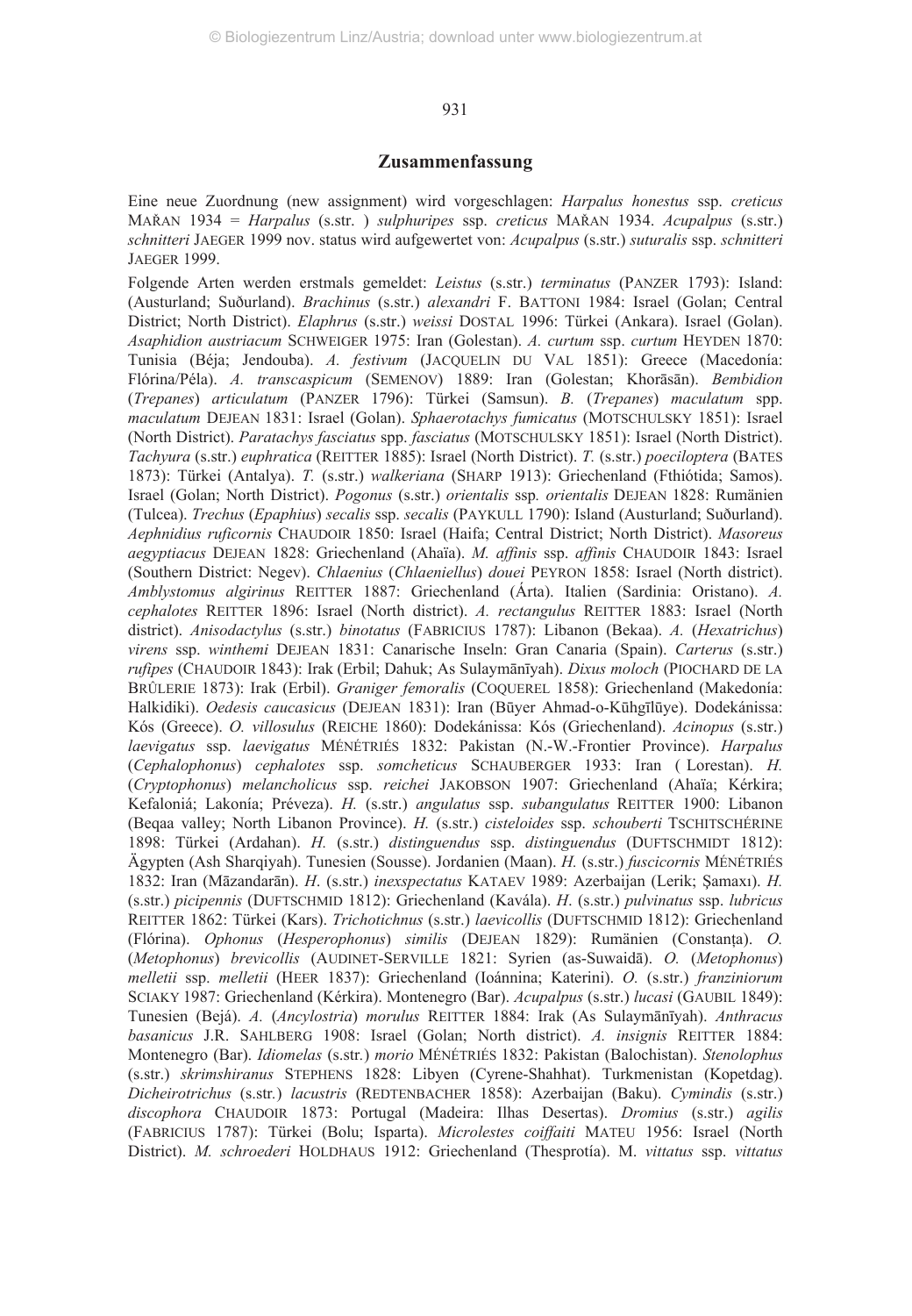## Zusammenfassung

Eine neue Zuordnung (new assignment) wird vorgeschlagen: *Harpalus honestus* ssp. *creticus* MAŘAN 1934 = *Harpalus* (s.str. ) *sulphuripes* ssp. *creticus* MAŘAN 1934. *Acupalpus* (s.str.) *schnitteri* JAEGER 1999 nov. status wird aufgewertet von: *Acupalpus* (s.str.) *suturalis* ssp. *schnitteri* JAEGER 1999.

Folgende Arten werden erstmals gemeldet: *Leistus* (s.str.) *terminatus* (PANZER 1793): Island: (Austurland; Suðurland). *Brachinus* (s.str.) *alexandri* F. BATTONI 1984: Israel (Golan; Central District; North District). *Elaphrus* (s.str.) *weissi* DOSTAL 1996: Türkei (Ankara). Israel (Golan). *Asaphidion austriacum* SCHWEIGER 1975: Iran (Golestan). *A. curtum* ssp. *curtum* HEYDEN 1870: Tunisia (Béja; Jendouba). *A. festivum* (JACQUELIN DU VAL 1851): Greece (Macedonía: Flórina/Péla). *A. transcaspicum* (SEMENOV) 1889: Iran (Golestan; Khorāsān). *Bembidion* (*Trepanes*) *articulatum* (PANZER 1796): Türkei (Samsun). *B.* (*Trepanes*) *maculatum* spp. *maculatum* DEJEAN 1831: Israel (Golan). *Sphaerotachys fumicatus* (MOTSCHULSKY 1851): Israel (North District). *Paratachys fasciatus* spp. *fasciatus* (MOTSCHULSKY 1851): Israel (North District). *Tachyura* (s.str.) *euphratica* (REITTER 1885): Israel (North District). *T.* (s.str.) *poeciloptera* (BATES 1873): Türkei (Antalya). *T.* (s.str.) *walkeriana* (SHARP 1913): Griechenland (Fthiótida; Samos). Israel (Golan; North District). *Pogonus* (s.str.) *orientalis* ssp. *orientalis* DEJEAN 1828: Rumänien (Tulcea). *Trechus* (*Epaphius*) *secalis* ssp. *secalis* (PAYKULL 1790): Island (Austurland; Suðurland). *Aephnidius ruficornis* CHAUDOIR 1850: Israel (Haifa; Central District; North District). *Masoreus aegyptiacus* DEJEAN 1828: Griechenland (Ahaïa). *M. affinis* ssp. *affinis* CHAUDOIR 1843: Israel (Southern District: Negev). *Chlaenius* (*Chlaeniellus*) *douei* PEYRON 1858: Israel (North district). *Amblystomus algirinus* REITTER 1887: Griechenland (Árta). Italien (Sardinia: Oristano). *A. cephalotes* REITTER 1896: Israel (North district). *A. rectangulus* REITTER 1883: Israel (North district). *Anisodactylus* (s.str.) *binotatus* (FABRICIUS 1787): Libanon (Bekaa). *A.* (*Hexatrichus*) *virens* ssp. *winthemi* DEJEAN 1831: Canarische Inseln: Gran Canaria (Spain). *Carterus* (s.str.) *rufipes* (CHAUDOIR 1843): Irak (Erbil; Dahuk; As Sulaymānīyah). *Dixus moloch* (PIOCHARD DE LA BRÛLERIE 1873): Irak (Erbil). *Graniger femoralis* (COQUEREL 1858): Griechenland (Makedonía: Halkidiki). *Oedesis caucasicus* (DEJEAN 1831): Iran (Būyer Ahmad-o-Kūhgīlūye). Dodekánissa: Kós (Greece). *O. villosulus* (REICHE 1860): Dodekánissa: Kós (Griechenland). *Acinopus* (s.str.) *laevigatus* ssp. *laevigatus* MÉNÉTRIÉS 1832: Pakistan (N.-W.-Frontier Province). *Harpalus* (*Cephalophonus*) *cephalotes* ssp. *somcheticus* SCHAUBERGER 1933: Iran ( Lorestan). *H.* (*Cryptophonus*) *melancholicus* ssp. *reichei* JAKOBSON 1907: Griechenland (Ahaïa; Kérkira; Kefaloniá; Lakonía; Préveza). *H.* (s.str.) *angulatus* ssp. *subangulatus* REITTER 1900: Libanon (Beqaa valley; North Libanon Province). *H.* (s.str.) *cisteloides* ssp. *schouberti* TSCHITSCHÉRINE 1898: Türkei (Ardahan). *H.* (s.str.) *distinguendus* ssp. *distinguendus* (DUFTSCHMIDT 1812): Ägypten (Ash Sharqiyah). Tunesien (Sousse). Jordanien (Maan). *H.* (s.str.) *fuscicornis* MÉNÉTRIÉS 1832: Iran (Māzandarān). *H*. (s.str.) *inexspectatus* KATAEV 1989: Azerbaijan (Lerik; Şamaxı). *H.* (s.str.) *picipennis* (DUFTSCHMID 1812): Griechenland (Kavála). *H*. (s.str.) *pulvinatus* ssp. *lubricus* REITTER 1862: Türkei (Kars). *Trichotichnus* (s.str.) *laevicollis* (DUFTSCHMID 1812): Griechenland (Flórina). *Ophonus* (*Hesperophonus*) *similis* (DEJEAN 1829): Rumänien (Constanța). *O.* (*Metophonus*) *brevicollis* (AUDINET-SERVILLE 1821: Syrien (as-Suwaidā). *O.* (*Metophonus*) *melletii* ssp. *melletii* (HEER 1837): Griechenland (Ioánnina; Katerini). *O.* (s.str.) *franziniorum* SCIAKY 1987: Griechenland (Kérkira). Montenegro (Bar). *Acupalpus* (s.str.) *lucasi* (GAUBIL 1849): Tunesien (Bejá). *A.* (*Ancylostria*) *morulus* REITTER 1884: Irak (As Sulaymānīyah). *Anthracus basanicus* J.R. SAHLBERG 1908: Israel (Golan; North district). *A. insignis* REITTER 1884: Montenegro (Bar). *Idiomelas* (s.str.) *morio* MÉNÉTRIÉS 1832: Pakistan (Balochistan). *Stenolophus* (s.str.) *skrimshiranus* STEPHENS 1828: Libyen (Cyrene-Shahhat). Turkmenistan (Kopetdag). *Dicheirotrichus* (s.str.) *lacustris* (REDTENBACHER 1858): Azerbaijan (Baku). *Cymindis* (s.str.) *discophora* CHAUDOIR 1873: Portugal (Madeira: Ilhas Desertas). *Dromius* (s.str.) *agilis* (FABRICIUS 1787): Türkei (Bolu; Isparta). *Microlestes coiffaiti* MATEU 1956: Israel (North District). *M. schroederi* HOLDHAUS 1912: Griechenland (Thesprotía). M. *vittatus* ssp. *vittatus*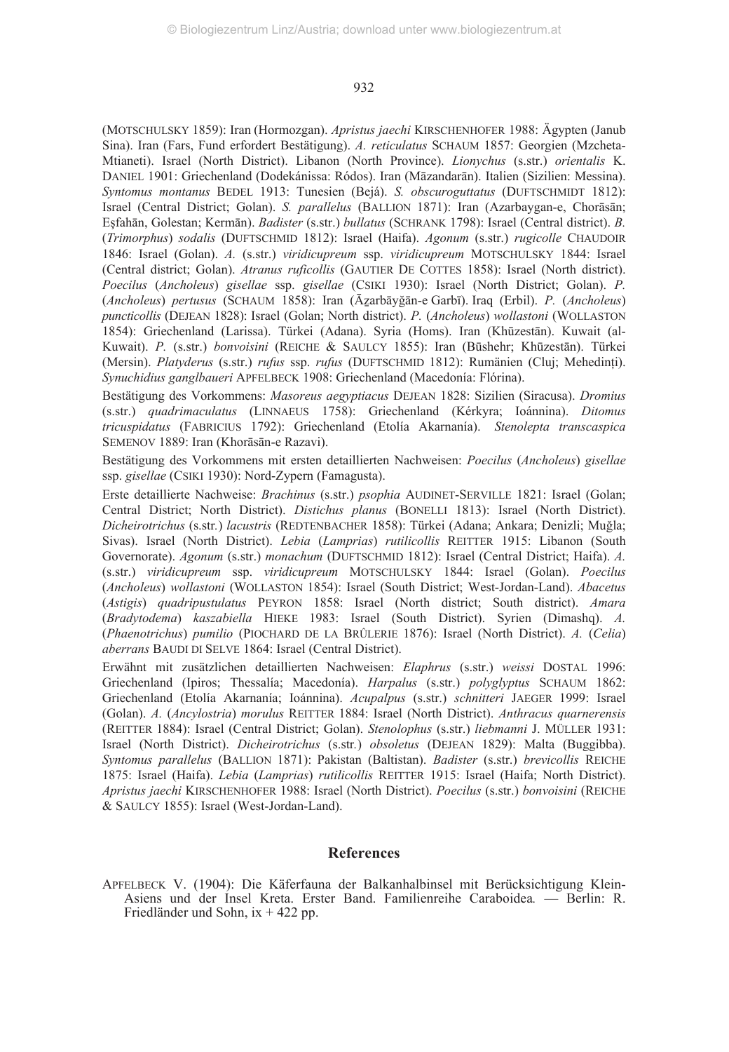(MOTSCHULSKY 1859): Iran (Hormozgan). *Apristus jaechi* KIRSCHENHOFER 1988: Ägypten (Janub Sina). Iran (Fars, Fund erfordert Bestätigung). *A. reticulatus* SCHAUM 1857: Georgien (Mzcheta-Mtianeti). Israel (North District). Libanon (North Province). *Lionychus* (s.str.) *orientalis* K. DANIEL 1901: Griechenland (Dodekánissa: Ródos). Iran (Māzandarān). Italien (Sizilien: Messina). *Syntomus montanus* BEDEL 1913: Tunesien (Bejá). *S. obscuroguttatus* (DUFTSCHMIDT 1812): Israel (Central District; Golan). *S. parallelus* (BALLION 1871): Iran (Azarbaygan-e, Chorāsān; Eşfahān, Golestan; Kermān). *Badister* (s.str.) *bullatus* (SCHRANK 1798): Israel (Central district). *B.* (*Trimorphus*) *sodalis* (DUFTSCHMID 1812): Israel (Haifa). *Agonum* (s.str.) *rugicolle* CHAUDOIR 1846: Israel (Golan). *A.* (s.str.) *viridicupreum* ssp. *viridicupreum* MOTSCHULSKY 1844: Israel (Central district; Golan). *Atranus ruficollis* (GAUTIER DE COTTES 1858): Israel (North district). *Poecilus* (*Ancholeus*) *gisellae* ssp. *gisellae* (CSIKI 1930): Israel (North District; Golan). *P.* (*Ancholeus*) *pertusus* (SCHAUM 1858): Iran (Āẕarbāyğān-e Garbī). Iraq (Erbil). *P.* (*Ancholeus*) *puncticollis* (DEJEAN 1828): Israel (Golan; North district). *P.* (*Ancholeus*) *wollastoni* (WOLLASTON 1854): Griechenland (Larissa). Türkei (Adana). Syria (Homs). Iran (Khūzestān). Kuwait (al-Kuwait). *P.* (s.str.) *bonvoisini* (REICHE & SAULCY 1855): Iran (Būshehr; Khūzestān). Türkei (Mersin). *Platyderus* (s.str.) *rufus* ssp. *rufus* (DUFTSCHMID 1812): Rumänien (Cluj; Mehedinți). *Synuchidius ganglbaueri* APFELBECK 1908: Griechenland (Macedonía: Flórina).

Bestätigung des Vorkommens: *Masoreus aegyptiacus* DEJEAN 1828: Sizilien (Siracusa). *Dromius* (s.str.) *quadrimaculatus* (LINNAEUS 1758): Griechenland (Kérkyra; Ioánnina). *Ditomus tricuspidatus* (FABRICIUS 1792): Griechenland (Etolía Akarnanía). *Stenolepta transcaspica* SEMENOV 1889: Iran (Khorāsān-e Razavi).

Bestätigung des Vorkommens mit ersten detaillierten Nachweisen: *Poecilus* (*Ancholeus*) *gisellae* ssp. *gisellae* (CSIKI 1930): Nord-Zypern (Famagusta).

Erste detaillierte Nachweise: *Brachinus* (s.str.) *psophia* AUDINET-SERVILLE 1821: Israel (Golan; Central District; North District). *Distichus planus* (BONELLI 1813): Israel (North District). *Dicheirotrichus* (s.str.) *lacustris* (REDTENBACHER 1858): Türkei (Adana; Ankara; Denizli; Muğla; Sivas). Israel (North District). *Lebia* (*Lamprias*) *rutilicollis* REITTER 1915: Libanon (South Governorate). *Agonum* (s.str.) *monachum* (DUFTSCHMID 1812): Israel (Central District; Haifa). *A.* (s.str.) *viridicupreum* ssp. *viridicupreum* MOTSCHULSKY 1844: Israel (Golan). *Poecilus* (*Ancholeus*) *wollastoni* (WOLLASTON 1854): Israel (South District; West-Jordan-Land). *Abacetus* (*Astigis*) *quadripustulatus* PEYRON 1858: Israel (North district; South district). *Amara* (*Bradytodema*) *kaszabiella* HIEKE 1983: Israel (South District). Syrien (Dimashq). *A.* (*Phaenotrichus*) *pumilio* (PIOCHARD DE LA BRÛLERIE 1876): Israel (North District). *A.* (*Celia*) *aberrans* BAUDI DI SELVE 1864: Israel (Central District).

Erwähnt mit zusätzlichen detaillierten Nachweisen: *Elaphrus* (s.str.) *weissi* DOSTAL 1996: Griechenland (Ipiros; Thessalía; Macedonía). *Harpalus* (s.str.) *polyglyptus* SCHAUM 1862: Griechenland (Etolía Akarnanía; Ioánnina). *Acupalpus* (s.str.) *schnitteri* JAEGER 1999: Israel (Golan). *A.* (*Ancylostria*) *morulus* REITTER 1884: Israel (North District). *Anthracus quarnerensis* (REITTER 1884): Israel (Central District; Golan). *Stenolophus* (s.str.) *liebmanni* J. MÜLLER 1931: Israel (North District). *Dicheirotrichus* (s.str.) *obsoletus* (DEJEAN 1829): Malta (Buggibba). *Syntomus parallelus* (BALLION 1871): Pakistan (Baltistan). *Badister* (s.str.) *brevicollis* REICHE 1875: Israel (Haifa). *Lebia* (*Lamprias*) *rutilicollis* REITTER 1915: Israel (Haifa; North District). *Apristus jaechi* KIRSCHENHOFER 1988: Israel (North District). *Poecilus* (s.str.) *bonvoisini* (REICHE & SAULCY 1855): Israel (West-Jordan-Land).

## References

APFELBECK V. (1904): Die Käferfauna der Balkanhalbinsel mit Berücksichtigung Klein-Asiens und der Insel Kreta. Erster Band. Familienreihe Caraboidea. — Berlin: R. Friedländer und Sohn, ix + 422 pp.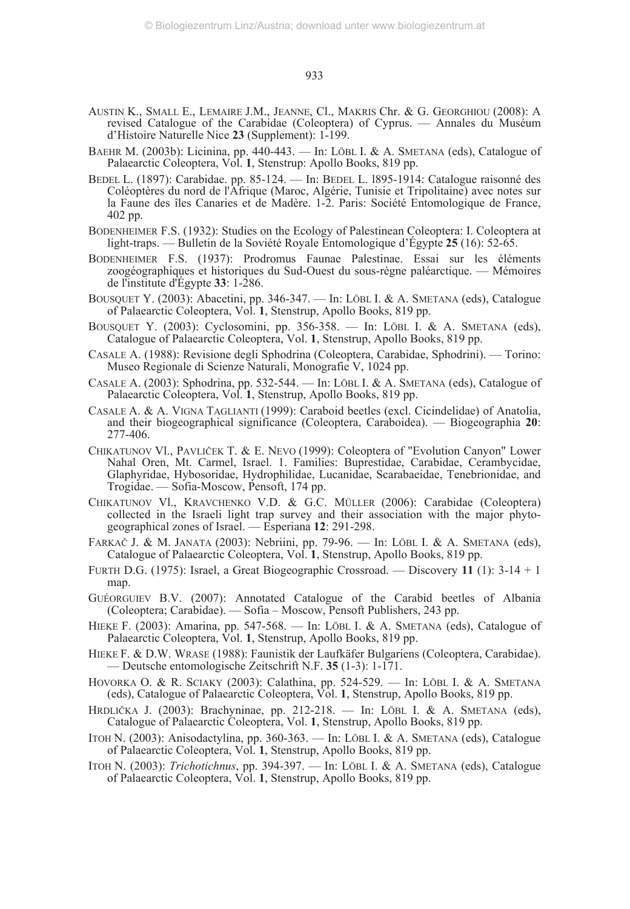AUSTIN K., SMALL E., LEMAIRE J.M., JEANNE, Cl., MAKRIS Chr. & G. GEORGHIOU (2008): A revised Catalogue of the Carabidae (Coleoptera) of Cyprus. — Annales du Muséum d'Histoire Naturelle Nice **23** (Supplement): 1-199.

BAEHR M. (2003b): Licinina, pp. 440-443. — In: LÖBL I. & A. SMETANA (eds), Catalogue of Palaearctic Coleoptera, Vol. **1**, Stenstrup: Apollo Books, 819 pp.

BEDEL L. (1897): Carabidae. pp. 85-124. — In: BEDEL L. l895-1914: Catalogue raisonné des Coléoptères du nord de l'Afrique (Maroc, Algérie, Tunisie et Tripolitaine) avec notes sur la Faune des îles Canaries et de Madère. 1-2. Paris: Société Entomologique de France, 402 pp.

BODENHEIMER F.S. (1932): Studies on the Ecology of Palestinean Coleoptera: I. Coleoptera at light-traps. — Bulletin de la Soviété Royale Entomologique d'Égypte **25** (16): 52-65.

BODENHEIMER F.S. (1937): Prodromus Faunae Palestinae. Essai sur les éléments zoogéographiques et historiques du Sud-Ouest du sous-règne paléarctique. — Mémoires de l'institute d'Égypte **33**: 1-286.

BOUSQUET Y. (2003): Abacetini, pp. 346-347. — In: LÖBL I. & A. SMETANA (eds), Catalogue of Palaearctic Coleoptera, Vol. **1**, Stenstrup, Apollo Books, 819 pp.

BOUSQUET Y. (2003): Cyclosomini, pp. 356-358. — In: LÖBL I. & A. SMETANA (eds), Catalogue of Palaearctic Coleoptera, Vol. **1**, Stenstrup, Apollo Books, 819 pp.

CASALE A. (1988): Revisione degli Sphodrina (Coleoptera, Carabidae, Sphodrini). — Torino: Museo Regionale di Scienze Naturali, Monografie V, 1024 pp.

CASALE A. (2003): Sphodrina, pp. 532-544. — In: LÖBL I. & A. SMETANA (eds), Catalogue of Palaearctic Coleoptera, Vol. **1**, Stenstrup, Apollo Books, 819 pp.

CASALE A. & A. VIGNA TAGLIANTI (1999): Caraboid beetles (excl. Cicindelidae) of Anatolia, and their biogeographical significance (Coleoptera, Caraboidea). — Biogeographia **20**: 277-406.

CHIKATUNOV Vl., PAVLIČEK T. & E. NEVO (1999): Coleoptera of "Evolution Canyon" Lower Nahal Oren, Mt. Carmel, Israel. 1. Families: Buprestidae, Carabidae, Cerambycidae, Glaphyridae, Hybosoridae, Hydrophilidae, Lucanidae, Scarabaeidae, Tenebrionidae, and Trogidae. — Sofia-Moscow, Pensoft, 174 pp.

CHIKATUNOV Vl., KRAVCHENKO V.D. & G.C. MÜLLER (2006): Carabidae (Coleoptera) collected in the Israeli light trap survey and their association with the major phytogeographical zones of Israel. — Esperiana **12**: 291-298.

FARKAČ J. & M. JANATA (2003): Nebriini, pp. 79-96. — In: LÖBL I. & A. SMETANA (eds), Catalogue of Palaearctic Coleoptera, Vol. **1**, Stenstrup, Apollo Books, 819 pp.

FURTH D.G. (1975): Israel, a Great Biogeographic Crossroad. — Discovery **11** (1): 3-14 + 1 map.

GUÉORGUIEV B.V. (2007): Annotated Catalogue of the Carabid beetles of Albania (Coleoptera; Carabidae). — Sofia – Moscow, Pensoft Publishers, 243 pp.

HIEKE F. (2003): Amarina, pp. 547-568. — In: LÖBL I. & A. SMETANA (eds), Catalogue of Palaearctic Coleoptera, Vol. **1**, Stenstrup, Apollo Books, 819 pp.

HIEKE F. & D.W. WRASE (1988): Faunistik der Laufkäfer Bulgariens (Coleoptera, Carabidae). — Deutsche entomologische Zeitschrift N.F. **35** (1-3): 1-171.

HOVORKA O. & R. SCIAKY (2003): Calathina, pp. 524-529. — In: LÖBL I. & A. SMETANA (eds), Catalogue of Palaearctic Coleoptera, Vol. **1**, Stenstrup, Apollo Books, 819 pp.

HRDLIČKA J. (2003): Brachyninae, pp. 212-218. — In: LÖBL I. & A. SMETANA (eds), Catalogue of Palaearctic Coleoptera, Vol. **1**, Stenstrup, Apollo Books, 819 pp.

ITOH N. (2003): Anisodactylina, pp. 360-363. — In: LÖBL I. & A. SMETANA (eds), Catalogue of Palaearctic Coleoptera, Vol. **1**, Stenstrup, Apollo Books, 819 pp.

ITOH N. (2003): *Trichotichnus*, pp. 394-397. — In: LÖBL I. & A. SMETANA (eds), Catalogue of Palaearctic Coleoptera, Vol. **1**, Stenstrup, Apollo Books, 819 pp.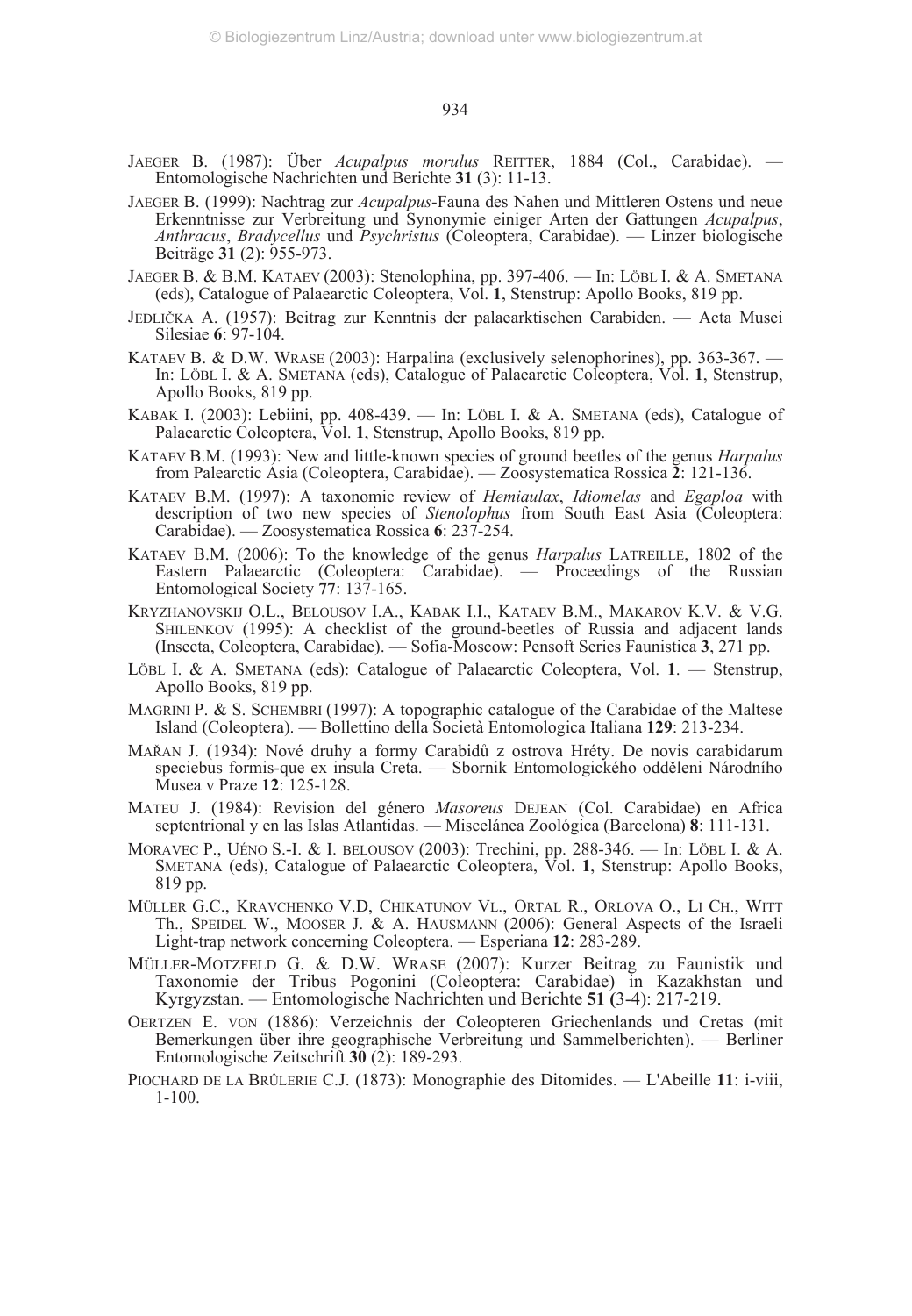JAEGER B. (1987): Über *Acupalpus morulus* REITTER, 1884 (Col., Carabidae). — Entomologische Nachrichten und Berichte **31** (3): 11-13.

JAEGER B. (1999): Nachtrag zur *Acupalpus*-Fauna des Nahen und Mittleren Ostens und neue Erkenntnisse zur Verbreitung und Synonymie einiger Arten der Gattungen *Acupalpus*, *Anthracus*, *Bradycellus* und *Psychristus* (Coleoptera, Carabidae). — Linzer biologische Beiträge **31** (2): 955-973.

JAEGER B. & B.M. KATAEV (2003): Stenolophina, pp. 397-406. — In: LÖBL I. & A. SMETANA (eds), Catalogue of Palaearctic Coleoptera, Vol. **1**, Stenstrup: Apollo Books, 819 pp.

JEDLIČKA A. (1957): Beitrag zur Kenntnis der palaearktischen Carabiden. — Acta Musei Silesiae **6**: 97-104.

KATAEV B. & D.W. WRASE (2003): Harpalina (exclusively selenophorines), pp. 363-367. — In: LÖBL I. & A. SMETANA (eds), Catalogue of Palaearctic Coleoptera, Vol. **1**, Stenstrup, Apollo Books, 819 pp.

KABAK I. (2003): Lebiini, pp. 408-439. — In: LÖBL I. & A. SMETANA (eds), Catalogue of Palaearctic Coleoptera, Vol. **1**, Stenstrup, Apollo Books, 819 pp.

KATAEV B.M. (1993): New and little-known species of ground beetles of the genus *Harpalus* from Palearctic Asia (Coleoptera, Carabidae). — Zoosystematica Rossica **2**: 121-136.

KATAEV B.M. (1997): A taxonomic review of *Hemiaulax*, *Idiomelas* and *Egaploa* with description of two new species of *Stenolophus* from South East Asia (Coleoptera: Carabidae). — Zoosystematica Rossica **6**: 237-254.

KATAEV B.M. (2006): To the knowledge of the genus *Harpalus* LATREILLE, 1802 of the Eastern Palaearctic (Coleoptera: Carabidae). — Proceedings of the Russian Entomological Society **77**: 137-165.

KRYZHANOVSKIJ O.L., BELOUSOV I.A., KABAK I.I., KATAEV B.M., MAKAROV K.V. & V.G. SHILENKOV (1995): A checklist of the ground-beetles of Russia and adjacent lands (Insecta, Coleoptera, Carabidae). — Sofia-Moscow: Pensoft Series Faunistica **3**, 271 pp.

LÖBL I. & A. SMETANA (eds): Catalogue of Palaearctic Coleoptera, Vol. **1**. — Stenstrup, Apollo Books, 819 pp.

MAGRINI P. & S. SCHEMBRI (1997): A topographic catalogue of the Carabidae of the Maltese Island (Coleoptera). — Bollettino della Società Entomologica Italiana **129**: 213-234.

MAŘAN J. (1934): Nové druhy a formy Carabidů z ostrova Hréty. De novis carabidarum speciebus formis-que ex insula Creta. — Sbornik Entomologického oddělení Národního Musea v Praze **12**: 125-128.

MATEU J. (1984): Revision del género *Masoreus* DEJEAN (Col. Carabidae) en Africa septentrional y en las Islas Atlantidas. — Miscelánea Zoológica (Barcelona) **8**: 111-131.

MORAVEC P., UÉNO S.-I. & I. BELOUSOV (2003): Trechini, pp. 288-346. — In: LÖBL I. & A. SMETANA (eds), Catalogue of Palaearctic Coleoptera, Vol. **1**, Stenstrup: Apollo Books, 819 pp.

MÜLLER G.C., KRAVCHENKO V.D, CHIKATUNOV VL., ORTAL R., ORLOVA O., LI CH., WITT TH., SPEIDEL W., MOOSER J. & A. HAUSMANN (2006): General Aspects of the Israeli Light-trap network concerning Coleoptera. — Esperiana **12**: 283-289.

MÜLLER-MOTZFELD G. & D.W. WRASE (2007): Kurzer Beitrag zu Faunistik und Taxonomie der Tribus Pogonini (Coleoptera: Carabidae) in Kazakhstan und Kyrgyzstan. — Entomologische Nachrichten und Berichte **51** (3-4): 217-219.

OERTZEN E. VON (1886): Verzeichnis der Coleopteren Griechenlands und Cretas (mit Bemerkungen über ihre geographische Verbreitung und Sammelberichten). — Berliner Entomologische Zeitschrift **30** (2): 189-293.

PIOCHARD DE LA BRÛLERIE C.J. (1873): Monographie des Ditomides. — L'Abeille **11**: i-viii, 1-100.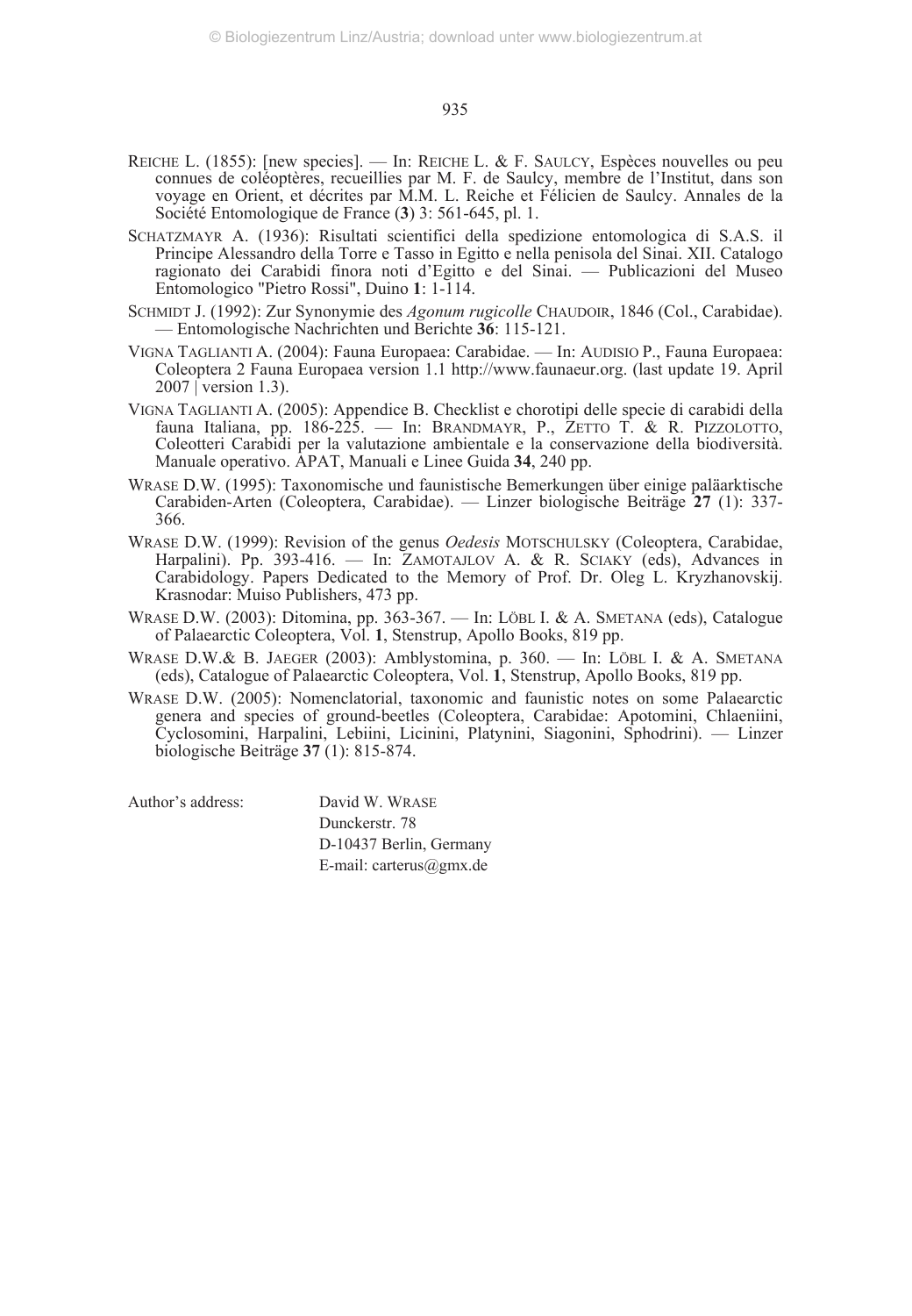REICHE L. (1855): [new species]. — In: REICHE L. & F. SAULCY, Espèces nouvelles ou peu connues de coléoptères, recueillies par M. F. de Saulcy, membre de l'Institut, dans son voyage en Orient, et décrites par M.M. L. Reiche et Félicien de Saulcy. Annales de la Société Entomologique de France (**3**) 3: 561-645, pl. 1.

SCHATZMAYR A. (1936): Risultati scientifici della spedizione entomologica di S.A.S. il Principe Alessandro della Torre e Tasso in Egitto e nella penisola del Sinai. XII. Catalogo ragionato dei Carabidi finora noti d'Egitto e del Sinai. — Publicazioni del Museo Entomologico "Pietro Rossi", Duino **1**: 1-114.

SCHMIDT J. (1992): Zur Synonymie des *Agonum rugicolle* CHAUDOIR, 1846 (Col., Carabidae). — Entomologische Nachrichten und Berichte **36**: 115-121.

VIGNA TAGLIANTI A. (2004): Fauna Europaea: Carabidae. — In: AUDISIO P., Fauna Europaea: Coleoptera 2 Fauna Europaea version 1.1 http://www.faunaeur.org. (last update 19. April 2007 | version 1.3).

VIGNA TAGLIANTI A. (2005): Appendice B. Checklist e chorotipi delle specie di carabidi della fauna Italiana, pp. 186-225. — In: BRANDMAYR, P., ZETTO T. & R. PIZZOLOTTO, Coleotteri Carabidi per la valutazione ambientale e la conservazione della biodiversità. Manuale operativo. APAT, Manuali e Linee Guida **34**, 240 pp.

WRASE D.W. (1995): Taxonomische und faunistische Bemerkungen über einige paläarktische Carabiden-Arten (Coleoptera, Carabidae). — Linzer biologische Beiträge **27** (1): 337-366.

WRASE D.W. (1999): Revision of the genus *Oedesis* MOTSCHULSKY (Coleoptera, Carabidae, Harpalini). Pp. 393-416. — In: ZAMOTAJLOV A. & R. SCIAKY (eds), Advances in Carabidology. Papers Dedicated to the Memory of Prof. Dr. Oleg L. Kryzhanovskij. Krasnodar: Muiso Publishers, 473 pp.

WRASE D.W. (2003): Ditomina, pp. 363-367. — In: LÖBL I. & A. SMETANA (eds), Catalogue of Palaearctic Coleoptera, Vol. **1**, Stenstrup, Apollo Books, 819 pp.

WRASE D.W.& B. JAEGER (2003): Amblystomina, p. 360. — In: LÖBL I. & A. SMETANA (eds), Catalogue of Palaearctic Coleoptera, Vol. **1**, Stenstrup, Apollo Books, 819 pp.

WRASE D.W. (2005): Nomenclatorial, taxonomic and faunistic notes on some Palaearctic genera and species of ground-beetles (Coleoptera, Carabidae: Apotomini, Chlaeniini, Cyclosomini, Harpalini, Lebiini, Licinini, Platynini, Siagonini, Sphodrini). — Linzer biologische Beiträge **37** (1): 815-874.

Author's address: David W. WRASE
Dunckerstr. 78
D-10437 Berlin, Germany
E-mail: carterus@gmx.de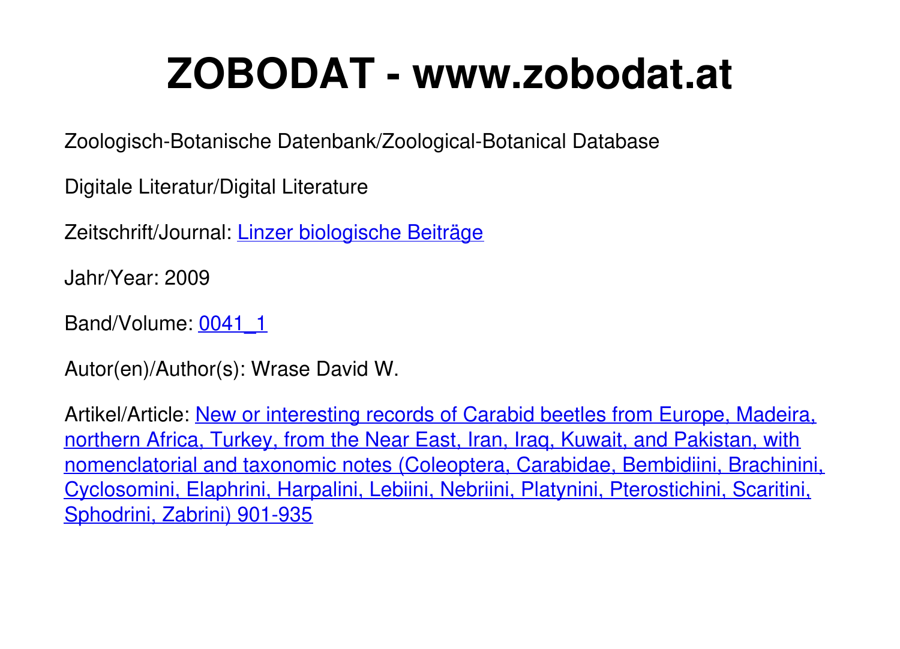# ZOBODAT - www.zobodat.at

Zoologisch-Botanische Datenbank/Zoological-Botanical Database

Digitale Literatur/Digital Literature

Zeitschrift/Journal: Linzer biologische Beiträge

Jahr/Year: 2009

Band/Volume: 0041_1

Autor(en)/Author(s): Wrase David W.

Artikel/Article: New or interesting records of Carabid beetles from Europe, Madeira, northern Africa, Turkey, from the Near East, Iran, Iraq, Kuwait, and Pakistan, with nomenclatorial and taxonomic notes (Coleoptera, Carabidae, Bembidiini, Brachinini, Cyclosomini, Elaphrini, Harpalini, Lebiini, Nebriini, Platynini, Pterostichini, Scaritini, Sphodrini, Zabrini) 901-935